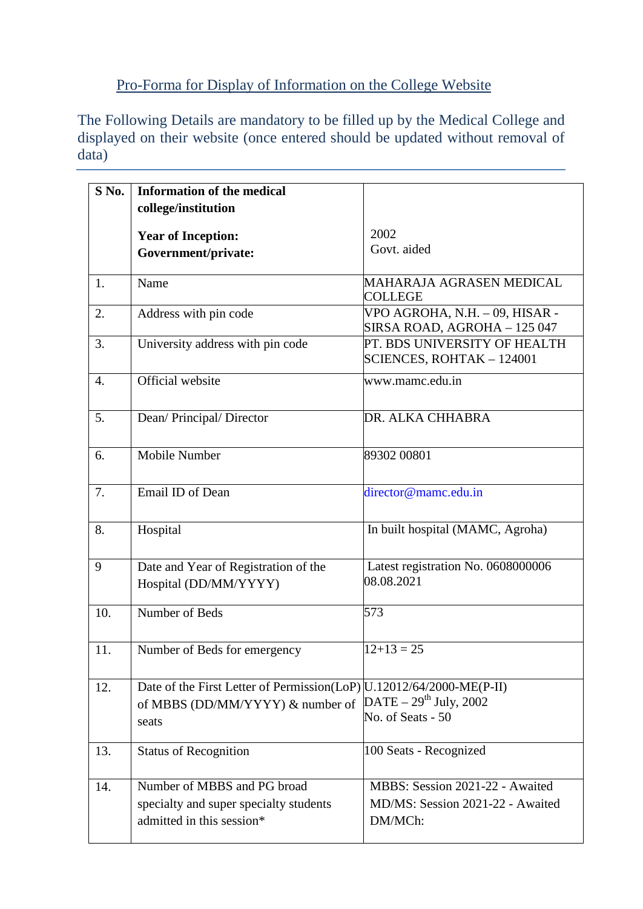# Pro-Forma for Display of Information on the College Website

The Following Details are mandatory to be filled up by the Medical College and displayed on their website (once entered should be updated without removal of data)

| S No. | **Information of the medical college/institution**<br><br>**Year of Inception:**<br>**Government/private:** | 2002<br>Govt. aided |
|---|---|---|
| 1. | Name | MAHARAJA AGRASEN MEDICAL COLLEGE |
| 2. | Address with pin code | VPO AGROHA, N.H. – 09, HISAR - SIRSA ROAD, AGROHA – 125 047 |
| 3. | University address with pin code | PT. BDS UNIVERSITY OF HEALTH SCIENCES, ROHTAK – 124001 |
| 4. | Official website | www.mamc.edu.in |
| 5. | Dean/ Principal/ Director | DR. ALKA CHHABRA |
| 6. | Mobile Number | 89302 00801 |
| 7. | Email ID of Dean | director@mamc.edu.in |
| 8. | Hospital | In built hospital (MAMC, Agroha) |
| 9 | Date and Year of Registration of the Hospital (DD/MM/YYYY) | Latest registration No. 0608000006<br>08.08.2021 |
| 10. | Number of Beds | 573 |
| 11. | Number of Beds for emergency | 12+13 = 25 |
| 12. | Date of the First Letter of Permission(LoP) of MBBS (DD/MM/YYYY) & number of seats | U.12012/64/2000-ME(P-II)<br>DATE – 29th July, 2002<br>No. of Seats - 50 |
| 13. | Status of Recognition | 100 Seats - Recognized |
| 14. | Number of MBBS and PG broad specialty and super specialty students admitted in this session* | MBBS: Session 2021-22 - Awaited<br>MD/MS: Session 2021-22 - Awaited<br>DM/MCh: |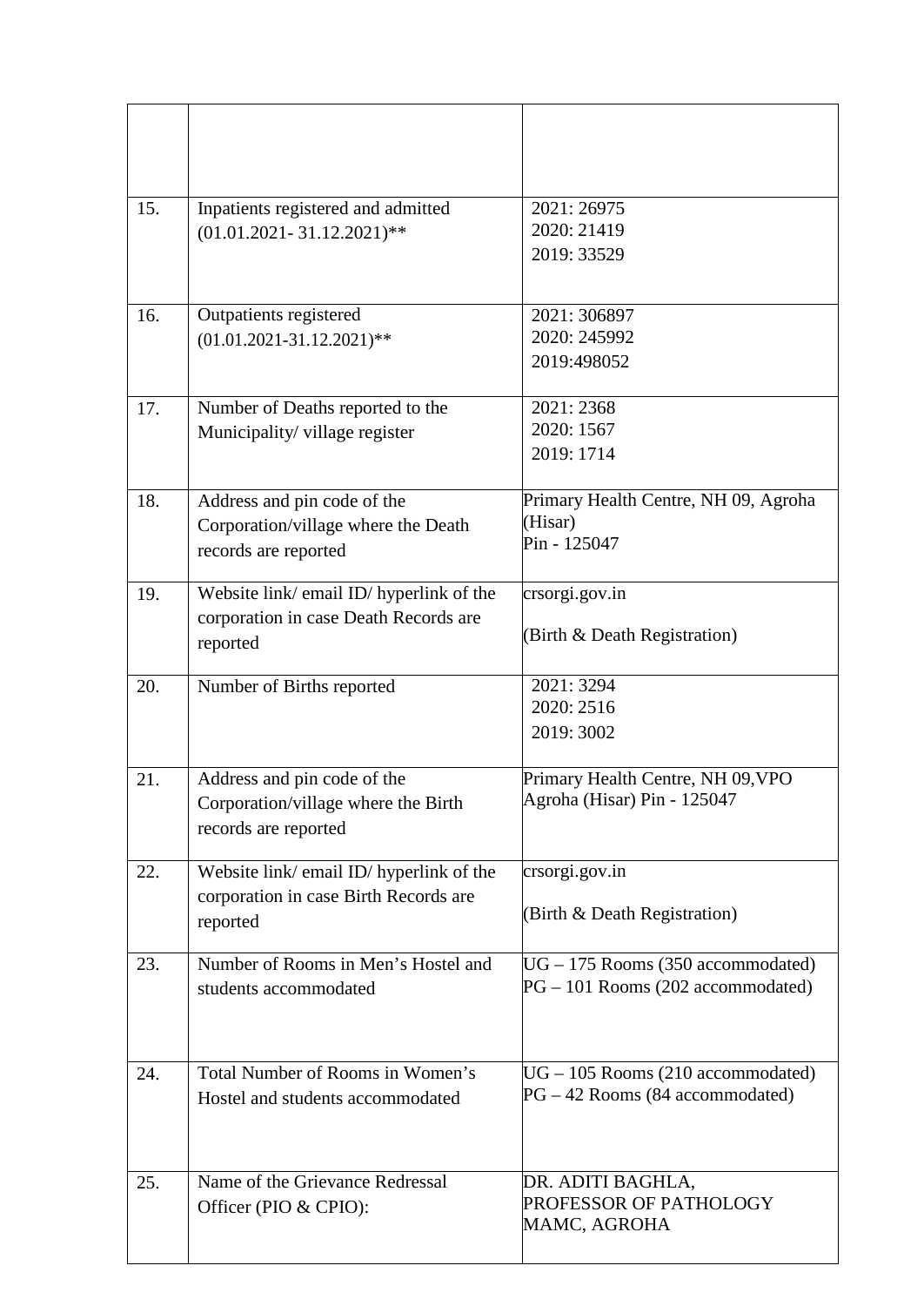| | | |
|---|---|---|
| | | |
| 15. | Inpatients registered and admitted (01.01.2021- 31.12.2021)** | 2021: 26975<br>2020: 21419<br>2019: 33529 |
| 16. | Outpatients registered (01.01.2021-31.12.2021)** | 2021: 306897<br>2020: 245992<br>2019:498052 |
| 17. | Number of Deaths reported to the Municipality/ village register | 2021: 2368<br>2020: 1567<br>2019: 1714 |
| 18. | Address and pin code of the Corporation/village where the Death records are reported | Primary Health Centre, NH 09, Agroha (Hisar)<br>Pin - 125047 |
| 19. | Website link/ email ID/ hyperlink of the corporation in case Death Records are reported | crsorgi.gov.in<br><br>(Birth & Death Registration) |
| 20. | Number of Births reported | 2021: 3294<br>2020: 2516<br>2019: 3002 |
| 21. | Address and pin code of the Corporation/village where the Birth records are reported | Primary Health Centre, NH 09,VPO Agroha (Hisar) Pin - 125047 |
| 22. | Website link/ email ID/ hyperlink of the corporation in case Birth Records are reported | crsorgi.gov.in<br><br>(Birth & Death Registration) |
| 23. | Number of Rooms in Men's Hostel and students accommodated | UG – 175 Rooms (350 accommodated)<br>PG – 101 Rooms (202 accommodated) |
| 24. | Total Number of Rooms in Women's Hostel and students accommodated | UG – 105 Rooms (210 accommodated)<br>PG – 42 Rooms (84 accommodated) |
| 25. | Name of the Grievance Redressal Officer (PIO & CPIO): | DR. ADITI BAGHLA,<br>PROFESSOR OF PATHOLOGY<br>MAMC, AGROHA |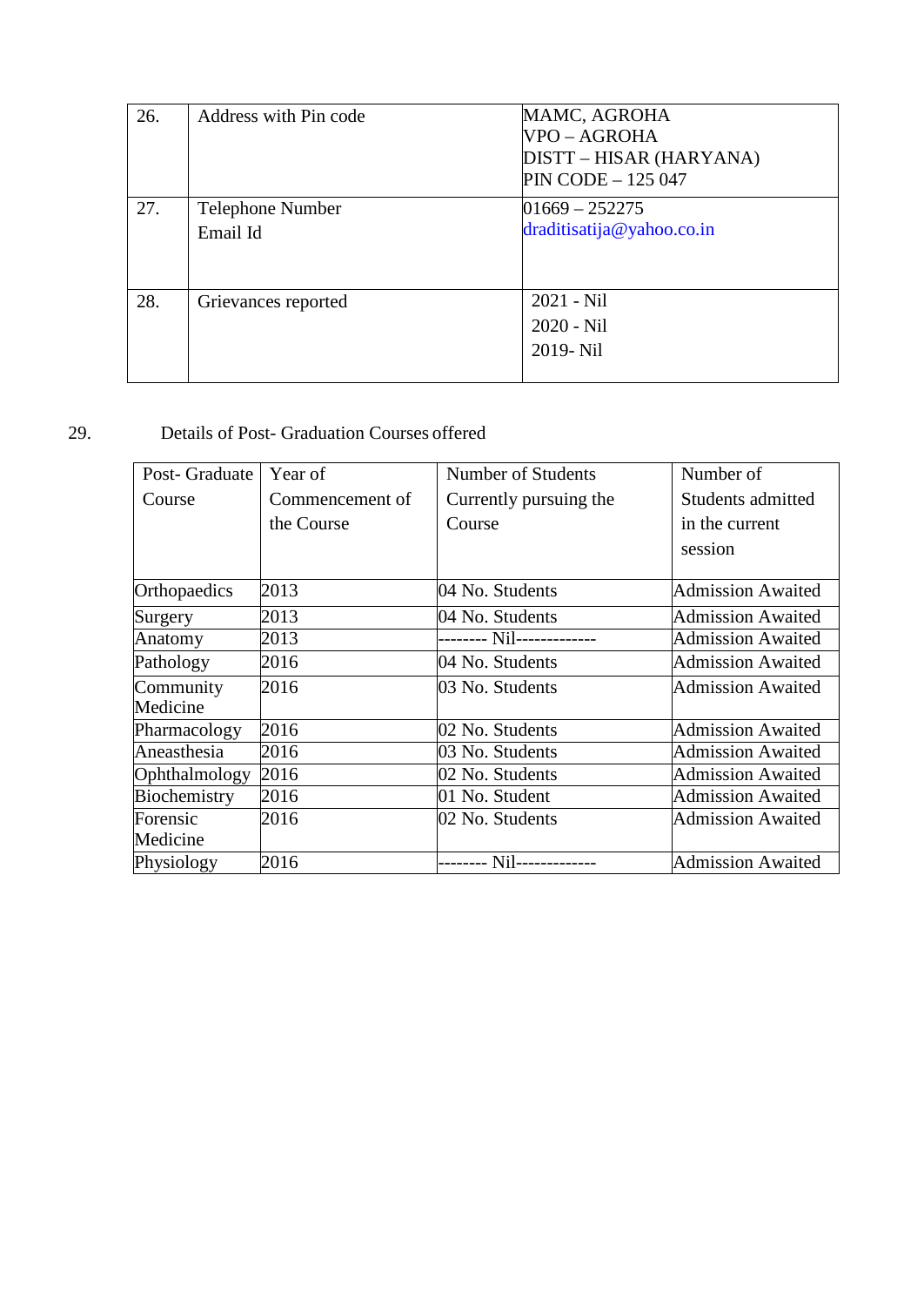| 26. | Address with Pin code | MAMC, AGROHA<br>VPO – AGROHA<br>DISTT – HISAR (HARYANA)<br>PIN CODE – 125 047 |
|---|---|---|
| 27. | Telephone Number<br>Email Id | 01669 – 252275<br>draditisatija@yahoo.co.in |
| 28. | Grievances reported | 2021 - Nil<br>2020 - Nil<br>2019- Nil |

29. Details of Post- Graduation Courses offered

| Post- Graduate Course | Year of Commencement of the Course | Number of Students Currently pursuing the Course | Number of Students admitted in the current session |
|---|---|---|---|
| Orthopaedics | 2013 | 04 No. Students | Admission Awaited |
| Surgery | 2013 | 04 No. Students | Admission Awaited |
| Anatomy | 2013 | -------- Nil------------- | Admission Awaited |
| Pathology | 2016 | 04 No. Students | Admission Awaited |
| Community Medicine | 2016 | 03 No. Students | Admission Awaited |
| Pharmacology | 2016 | 02 No. Students | Admission Awaited |
| Aneasthesia | 2016 | 03 No. Students | Admission Awaited |
| Ophthalmology | 2016 | 02 No. Students | Admission Awaited |
| Biochemistry | 2016 | 01 No. Student | Admission Awaited |
| Forensic Medicine | 2016 | 02 No. Students | Admission Awaited |
| Physiology | 2016 | -------- Nil------------- | Admission Awaited |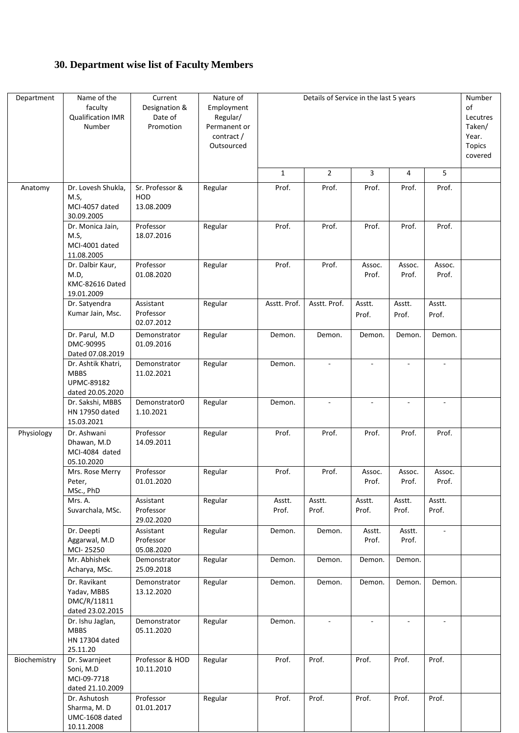## 30. Department wise list of Faculty Members

| Department | Name of the faculty Qualification IMR Number | Current Designation & Date of Promotion | Nature of Employment Regular/ Permanent or contract / Outsourced | Details of Service in the last 5 years | | | | | Number of Lecutres Taken/ Year. Topics covered |
|---|---|---|---|---|---|---|---|---|---|
| | | | | 1 | 2 | 3 | 4 | 5 | |
| Anatomy | Dr. Lovesh Shukla, M.S, MCI-4057 dated 30.09.2005 | Sr. Professor & HOD 13.08.2009 | Regular | Prof. | Prof. | Prof. | Prof. | Prof. | |
| | Dr. Monica Jain, M.S, MCI-4001 dated 11.08.2005 | Professor 18.07.2016 | Regular | Prof. | Prof. | Prof. | Prof. | Prof. | |
| | Dr. Dalbir Kaur, M.D, KMC-82616 Dated 19.01.2009 | Professor 01.08.2020 | Regular | Prof. | Prof. | Assoc. Prof. | Assoc. Prof. | Assoc. Prof. | |
| | Dr. Satyendra Kumar Jain, Msc. | Assistant Professor 02.07.2012 | Regular | Asstt. Prof. | Asstt. Prof. | Asstt. Prof. | Asstt. Prof. | Asstt. Prof. | |
| | Dr. Parul, M.D DMC-90995 Dated 07.08.2019 | Demonstrator 01.09.2016 | Regular | Demon. | Demon. | Demon. | Demon. | Demon. | |
| | Dr. Ashtik Khatri, MBBS UPMC-89182 dated 20.05.2020 | Demonstrator 11.02.2021 | Regular | Demon. | - | - | - | - | |
| | Dr. Sakshi, MBBS HN 17950 dated 15.03.2021 | Demonstrator0 1.10.2021 | Regular | Demon. | - | - | - | - | |
| Physiology | Dr. Ashwani Dhawan, M.D MCI-4084 dated 05.10.2020 | Professor 14.09.2011 | Regular | Prof. | Prof. | Prof. | Prof. | Prof. | |
| | Mrs. Rose Merry Peter, MSc., PhD | Professor 01.01.2020 | Regular | Prof. | Prof. | Assoc. Prof. | Assoc. Prof. | Assoc. Prof. | |
| | Mrs. A. Suvarchala, MSc. | Assistant Professor 29.02.2020 | Regular | Asstt. Prof. | Asstt. Prof. | Asstt. Prof. | Asstt. Prof. | Asstt. Prof. | |
| | Dr. Deepti Aggarwal, M.D MCI- 25250 | Assistant Professor 05.08.2020 | Regular | Demon. | Demon. | Asstt. Prof. | Asstt. Prof. | - | |
| | Mr. Abhishek Acharya, MSc. | Demonstrator 25.09.2018 | Regular | Demon. | Demon. | Demon. | Demon. | | |
| | Dr. Ravikant Yadav, MBBS DMC/R/11811 dated 23.02.2015 | Demonstrator 13.12.2020 | Regular | Demon. | Demon. | Demon. | Demon. | Demon. | |
| | Dr. Ishu Jaglan, MBBS HN 17304 dated 25.11.20 | Demonstrator 05.11.2020 | Regular | Demon. | - | - | - | - | |
| Biochemistry | Dr. Swarnjeet Soni, M.D MCI-09-7718 dated 21.10.2009 | Professor & HOD 10.11.2010 | Regular | Prof. | Prof. | Prof. | Prof. | Prof. | |
| | Dr. Ashutosh Sharma, M. D UMC-1608 dated 10.11.2008 | Professor 01.01.2017 | Regular | Prof. | Prof. | Prof. | Prof. | Prof. | |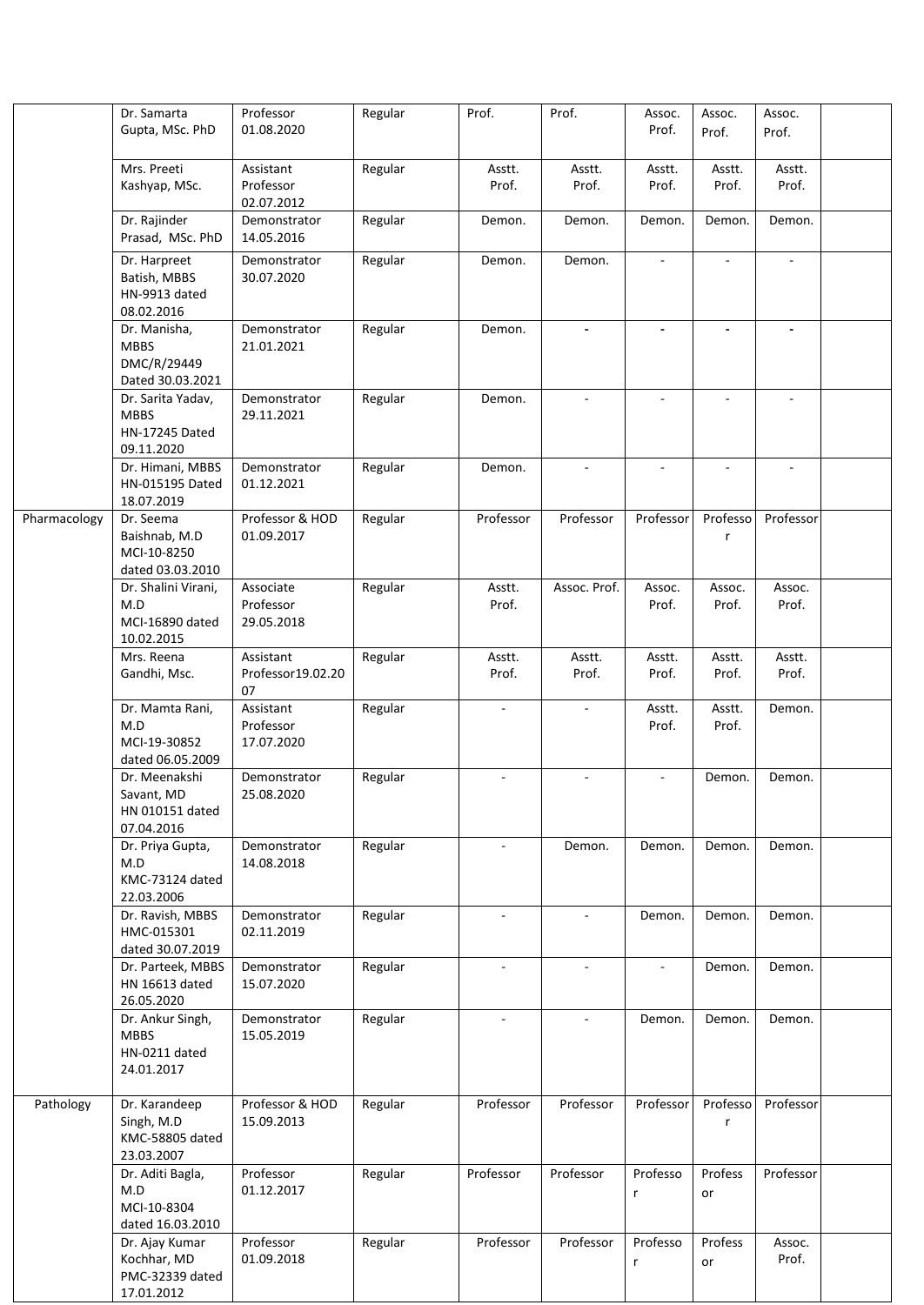|  |  |  |  |  |  |  |  |  |  |
|---|---|---|---|---|---|---|---|---|---|
|  | Dr. Samarta Gupta, MSc. PhD | Professor 01.08.2020 | Regular | Prof. | Prof. | Assoc. Prof. | Assoc. Prof. | Assoc. Prof. |  |
|  | Mrs. Preeti Kashyap, MSc. | Assistant Professor 02.07.2012 | Regular | Asstt. Prof. | Asstt. Prof. | Asstt. Prof. | Asstt. Prof. | Asstt. Prof. |  |
|  | Dr. Rajinder Prasad, MSc. PhD | Demonstrator 14.05.2016 | Regular | Demon. | Demon. | Demon. | Demon. | Demon. |  |
|  | Dr. Harpreet Batish, MBBS HN-9913 dated 08.02.2016 | Demonstrator 30.07.2020 | Regular | Demon. | Demon. | - | - | - |  |
|  | Dr. Manisha, MBBS DMC/R/29449 Dated 30.03.2021 | Demonstrator 21.01.2021 | Regular | Demon. | - | - | - | - |  |
|  | Dr. Sarita Yadav, MBBS HN-17245 Dated 09.11.2020 | Demonstrator 29.11.2021 | Regular | Demon. | - | - | - | - |  |
|  | Dr. Himani, MBBS HN-015195 Dated 18.07.2019 | Demonstrator 01.12.2021 | Regular | Demon. | - | - | - | - |  |
| Pharmacology | Dr. Seema Baishnab, M.D MCI-10-8250 dated 03.03.2010 | Professor & HOD 01.09.2017 | Regular | Professor | Professor | Professor | Professor | Professor |  |
|  | Dr. Shalini Virani, M.D MCI-16890 dated 10.02.2015 | Associate Professor 29.05.2018 | Regular | Asstt. Prof. | Assoc. Prof. | Assoc. Prof. | Assoc. Prof. | Assoc. Prof. |  |
|  | Mrs. Reena Gandhi, Msc. | Assistant Professor19.02.2007 | Regular | Asstt. Prof. | Asstt. Prof. | Asstt. Prof. | Asstt. Prof. | Asstt. Prof. |  |
|  | Dr. Mamta Rani, M.D MCI-19-30852 dated 06.05.2009 | Assistant Professor 17.07.2020 | Regular | - | - | Asstt. Prof. | Asstt. Prof. | Demon. |  |
|  | Dr. Meenakshi Savant, MD HN 010151 dated 07.04.2016 | Demonstrator 25.08.2020 | Regular | - | - | - | Demon. | Demon. |  |
|  | Dr. Priya Gupta, M.D KMC-73124 dated 22.03.2006 | Demonstrator 14.08.2018 | Regular | - | Demon. | Demon. | Demon. | Demon. |  |
|  | Dr. Ravish, MBBS HMC-015301 dated 30.07.2019 | Demonstrator 02.11.2019 | Regular | - | - | Demon. | Demon. | Demon. |  |
|  | Dr. Parteek, MBBS HN 16613 dated 26.05.2020 | Demonstrator 15.07.2020 | Regular | - | - | - | Demon. | Demon. |  |
|  | Dr. Ankur Singh, MBBS HN-0211 dated 24.01.2017 | Demonstrator 15.05.2019 | Regular | - | - | Demon. | Demon. | Demon. |  |
| Pathology | Dr. Karandeep Singh, M.D KMC-58805 dated 23.03.2007 | Professor & HOD 15.09.2013 | Regular | Professor | Professor | Professor | Professor | Professor |  |
|  | Dr. Aditi Bagla, M.D MCI-10-8304 dated 16.03.2010 | Professor 01.12.2017 | Regular | Professor | Professor | Professor | Professor | Professor |  |
|  | Dr. Ajay Kumar Kochhar, MD PMC-32339 dated 17.01.2012 | Professor 01.09.2018 | Regular | Professor | Professor | Professor | Professor | Assoc. Prof. |  |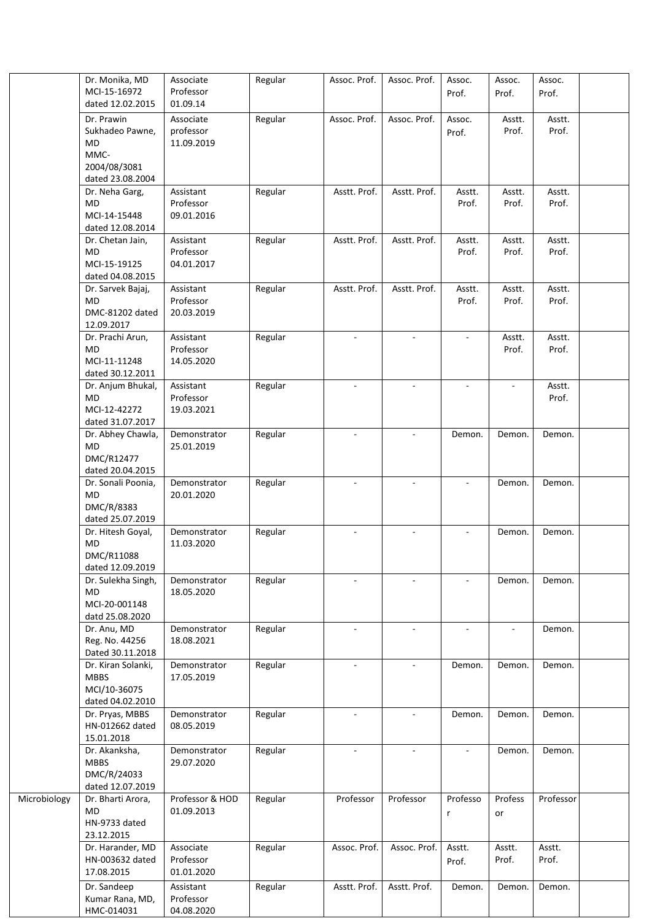| | | | | | | | | | |
|---|---|---|---|---|---|---|---|---|---|
| | Dr. Monika, MD MCI-15-16972 dated 12.02.2015 | Associate Professor 01.09.14 | Regular | Assoc. Prof. | Assoc. Prof. | Assoc. Prof. | Assoc. Prof. | Assoc. Prof. | |
| | Dr. Prawin Sukhadeo Pawne, MD MMC-2004/08/3081 dated 23.08.2004 | Associate professor 11.09.2019 | Regular | Assoc. Prof. | Assoc. Prof. | Assoc. Prof. | Asstt. Prof. | Asstt. Prof. | |
| | Dr. Neha Garg, MD MCI-14-15448 dated 12.08.2014 | Assistant Professor 09.01.2016 | Regular | Asstt. Prof. | Asstt. Prof. | Asstt. Prof. | Asstt. Prof. | Asstt. Prof. | |
| | Dr. Chetan Jain, MD MCI-15-19125 dated 04.08.2015 | Assistant Professor 04.01.2017 | Regular | Asstt. Prof. | Asstt. Prof. | Asstt. Prof. | Asstt. Prof. | Asstt. Prof. | |
| | Dr. Sarvek Bajaj, MD DMC-81202 dated 12.09.2017 | Assistant Professor 20.03.2019 | Regular | Asstt. Prof. | Asstt. Prof. | Asstt. Prof. | Asstt. Prof. | Asstt. Prof. | |
| | Dr. Prachi Arun, MD MCI-11-11248 dated 30.12.2011 | Assistant Professor 14.05.2020 | Regular | - | - | - | Asstt. Prof. | Asstt. Prof. | |
| | Dr. Anjum Bhukal, MD MCI-12-42272 dated 31.07.2017 | Assistant Professor 19.03.2021 | Regular | - | - | - | - | Asstt. Prof. | |
| | Dr. Abhey Chawla, MD DMC/R12477 dated 20.04.2015 | Demonstrator 25.01.2019 | Regular | - | - | Demon. | Demon. | Demon. | |
| | Dr. Sonali Poonia, MD DMC/R/8383 dated 25.07.2019 | Demonstrator 20.01.2020 | Regular | - | - | - | Demon. | Demon. | |
| | Dr. Hitesh Goyal, MD DMC/R11088 dated 12.09.2019 | Demonstrator 11.03.2020 | Regular | - | - | - | Demon. | Demon. | |
| | Dr. Sulekha Singh, MD MCI-20-001148 datd 25.08.2020 | Demonstrator 18.05.2020 | Regular | - | - | - | Demon. | Demon. | |
| | Dr. Anu, MD Reg. No. 44256 Dated 30.11.2018 | Demonstrator 18.08.2021 | Regular | - | - | - | - | Demon. | |
| | Dr. Kiran Solanki, MBBS MCI/10-36075 dated 04.02.2010 | Demonstrator 17.05.2019 | Regular | - | - | Demon. | Demon. | Demon. | |
| | Dr. Pryas, MBBS HN-012662 dated 15.01.2018 | Demonstrator 08.05.2019 | Regular | - | - | Demon. | Demon. | Demon. | |
| | Dr. Akanksha, MBBS DMC/R/24033 dated 12.07.2019 | Demonstrator 29.07.2020 | Regular | - | - | - | Demon. | Demon. | |
| Microbiology | Dr. Bharti Arora, MD HN-9733 dated 23.12.2015 | Professor & HOD 01.09.2013 | Regular | Professor | Professor | Professor | Professor | Professor | |
| | Dr. Harander, MD HN-003632 dated 17.08.2015 | Associate Professor 01.01.2020 | Regular | Assoc. Prof. | Assoc. Prof. | Asstt. Prof. | Asstt. Prof. | Asstt. Prof. | |
| | Dr. Sandeep Kumar Rana, MD, HMC-014031 | Assistant Professor 04.08.2020 | Regular | Asstt. Prof. | Asstt. Prof. | Demon. | Demon. | Demon. | |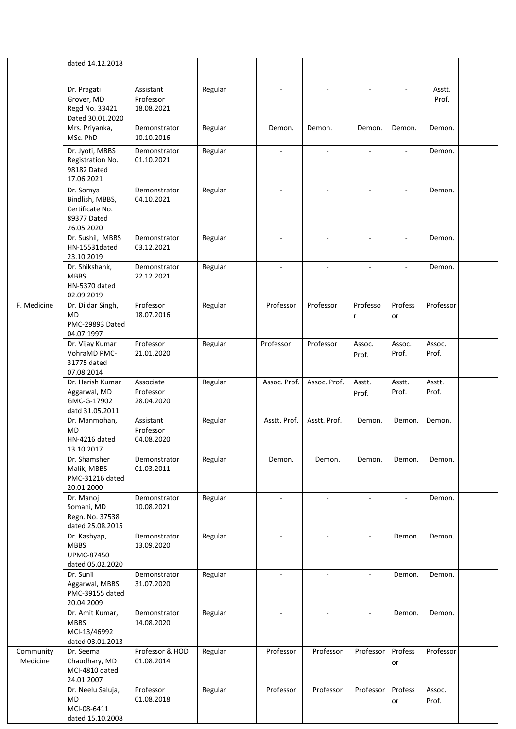| | | | | | | | | | |
|---|---|---|---|---|---|---|---|---|---|
| | dated 14.12.2018 | | | | | | | | |
| | Dr. Pragati Grover, MD Regd No. 33421 Dated 30.01.2020 | Assistant Professor 18.08.2021 | Regular | - | - | - | - | Asstt. Prof. | |
| | Mrs. Priyanka, MSc. PhD | Demonstrator 10.10.2016 | Regular | Demon. | Demon. | Demon. | Demon. | Demon. | |
| | Dr. Jyoti, MBBS Registration No. 98182 Dated 17.06.2021 | Demonstrator 01.10.2021 | Regular | - | - | - | - | Demon. | |
| | Dr. Somya Bindlish, MBBS, Certificate No. 89377 Dated 26.05.2020 | Demonstrator 04.10.2021 | Regular | - | - | - | - | Demon. | |
| | Dr. Sushil, MBBS HN-15531dated 23.10.2019 | Demonstrator 03.12.2021 | Regular | - | - | - | - | Demon. | |
| | Dr. Shikshank, MBBS HN-5370 dated 02.09.2019 | Demonstrator 22.12.2021 | Regular | - | - | - | - | Demon. | |
| F. Medicine | Dr. Dildar Singh, MD PMC-29893 Dated 04.07.1997 | Professor 18.07.2016 | Regular | Professor | Professor | Professor | Professor | Professor | |
| | Dr. Vijay Kumar VohraMD PMC-31775 dated 07.08.2014 | Professor 21.01.2020 | Regular | Professor | Professor | Assoc. Prof. | Assoc. Prof. | Assoc. Prof. | |
| | Dr. Harish Kumar Aggarwal, MD GMC-G-17902 datd 31.05.2011 | Associate Professor 28.04.2020 | Regular | Assoc. Prof. | Assoc. Prof. | Asstt. Prof. | Asstt. Prof. | Asstt. Prof. | |
| | Dr. Manmohan, MD HN-4216 dated 13.10.2017 | Assistant Professor 04.08.2020 | Regular | Asstt. Prof. | Asstt. Prof. | Demon. | Demon. | Demon. | |
| | Dr. Shamsher Malik, MBBS PMC-31216 dated 20.01.2000 | Demonstrator 01.03.2011 | Regular | Demon. | Demon. | Demon. | Demon. | Demon. | |
| | Dr. Manoj Somani, MD Regn. No. 37538 dated 25.08.2015 | Demonstrator 10.08.2021 | Regular | - | - | - | - | Demon. | |
| | Dr. Kashyap, MBBS UPMC-87450 dated 05.02.2020 | Demonstrator 13.09.2020 | Regular | - | - | - | Demon. | Demon. | |
| | Dr. Sunil Aggarwal, MBBS PMC-39155 dated 20.04.2009 | Demonstrator 31.07.2020 | Regular | - | - | - | Demon. | Demon. | |
| | Dr. Amit Kumar, MBBS MCI-13/46992 dated 03.01.2013 | Demonstrator 14.08.2020 | Regular | - | - | - | Demon. | Demon. | |
| Community Medicine | Dr. Seema Chaudhary, MD MCI-4810 dated 24.01.2007 | Professor & HOD 01.08.2014 | Regular | Professor | Professor | Professor | Professor | Professor | |
| | Dr. Neelu Saluja, MD MCI-08-6411 dated 15.10.2008 | Professor 01.08.2018 | Regular | Professor | Professor | Professor | Professor | Assoc. Prof. | |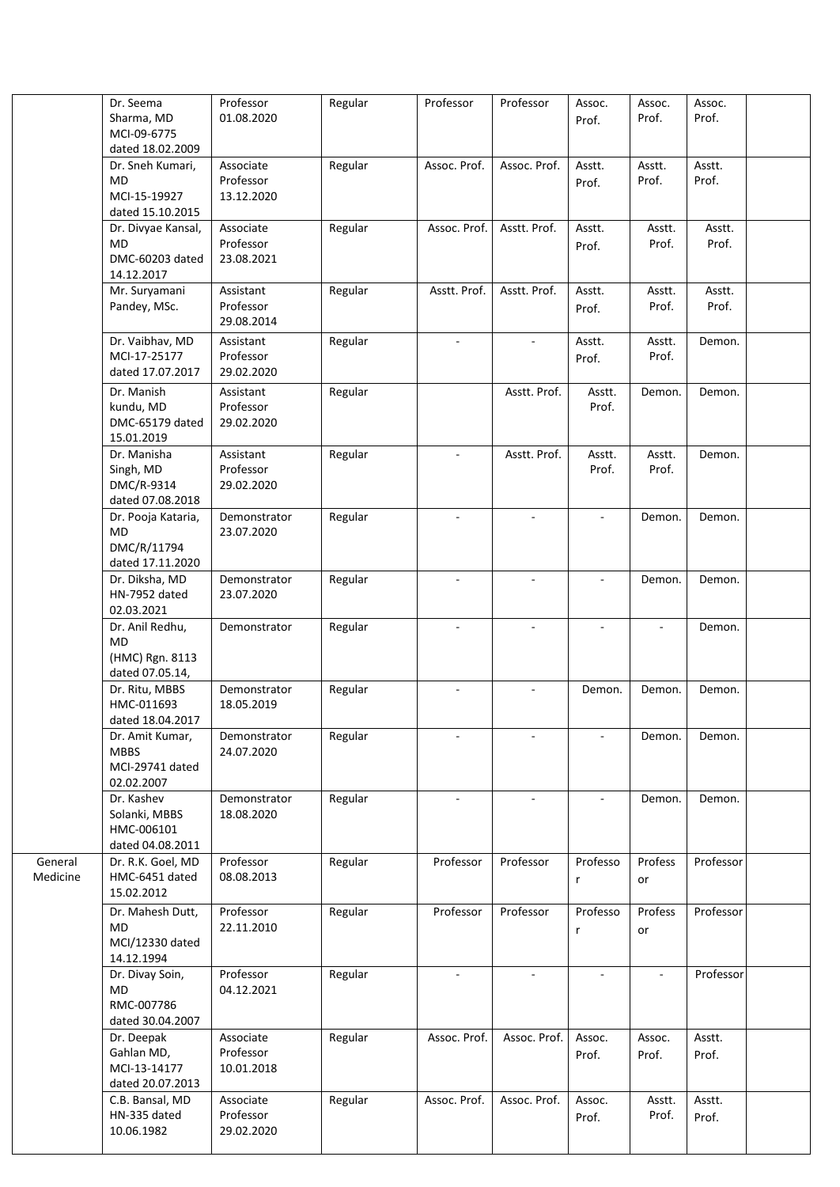| | | | | | | | | | |
|---|---|---|---|---|---|---|---|---|---|
| | Dr. Seema Sharma, MD MCI-09-6775 dated 18.02.2009 | Professor 01.08.2020 | Regular | Professor | Professor | Assoc. Prof. | Assoc. Prof. | Assoc. Prof. | |
| | Dr. Sneh Kumari, MD MCI-15-19927 dated 15.10.2015 | Associate Professor 13.12.2020 | Regular | Assoc. Prof. | Assoc. Prof. | Asstt. Prof. | Asstt. Prof. | Asstt. Prof. | |
| | Dr. Divyae Kansal, MD DMC-60203 dated 14.12.2017 | Associate Professor 23.08.2021 | Regular | Assoc. Prof. | Asstt. Prof. | Asstt. Prof. | Asstt. Prof. | Asstt. Prof. | |
| | Mr. Suryamani Pandey, MSc. | Assistant Professor 29.08.2014 | Regular | Asstt. Prof. | Asstt. Prof. | Asstt. Prof. | Asstt. Prof. | Asstt. Prof. | |
| | Dr. Vaibhav, MD MCI-17-25177 dated 17.07.2017 | Assistant Professor 29.02.2020 | Regular | - | - | Asstt. Prof. | Asstt. Prof. | Demon. | |
| | Dr. Manish kundu, MD DMC-65179 dated 15.01.2019 | Assistant Professor 29.02.2020 | Regular | | Asstt. Prof. | Asstt. Prof. | Demon. | Demon. | |
| | Dr. Manisha Singh, MD DMC/R-9314 dated 07.08.2018 | Assistant Professor 29.02.2020 | Regular | - | Asstt. Prof. | Asstt. Prof. | Asstt. Prof. | Demon. | |
| | Dr. Pooja Kataria, MD DMC/R/11794 dated 17.11.2020 | Demonstrator 23.07.2020 | Regular | - | - | - | Demon. | Demon. | |
| | Dr. Diksha, MD HN-7952 dated 02.03.2021 | Demonstrator 23.07.2020 | Regular | - | - | - | Demon. | Demon. | |
| | Dr. Anil Redhu, MD (HMC) Rgn. 8113 dated 07.05.14, | Demonstrator | Regular | - | - | - | - | Demon. | |
| | Dr. Ritu, MBBS HMC-011693 dated 18.04.2017 | Demonstrator 18.05.2019 | Regular | - | - | Demon. | Demon. | Demon. | |
| | Dr. Amit Kumar, MBBS MCI-29741 dated 02.02.2007 | Demonstrator 24.07.2020 | Regular | - | - | - | Demon. | Demon. | |
| | Dr. Kashev Solanki, MBBS HMC-006101 dated 04.08.2011 | Demonstrator 18.08.2020 | Regular | - | - | - | Demon. | Demon. | |
| General Medicine | Dr. R.K. Goel, MD HMC-6451 dated 15.02.2012 | Professor 08.08.2013 | Regular | Professor | Professor | Professor | Professor | Professor | |
| | Dr. Mahesh Dutt, MD MCI/12330 dated 14.12.1994 | Professor 22.11.2010 | Regular | Professor | Professor | Professor | Professor | Professor | |
| | Dr. Divay Soin, MD RMC-007786 dated 30.04.2007 | Professor 04.12.2021 | Regular | - | - | - | - | Professor | |
| | Dr. Deepak Gahlan MD, MCI-13-14177 dated 20.07.2013 | Associate Professor 10.01.2018 | Regular | Assoc. Prof. | Assoc. Prof. | Assoc. Prof. | Assoc. Prof. | Asstt. Prof. | |
| | C.B. Bansal, MD HN-335 dated 10.06.1982 | Associate Professor 29.02.2020 | Regular | Assoc. Prof. | Assoc. Prof. | Assoc. Prof. | Asstt. Prof. | Asstt. Prof. | |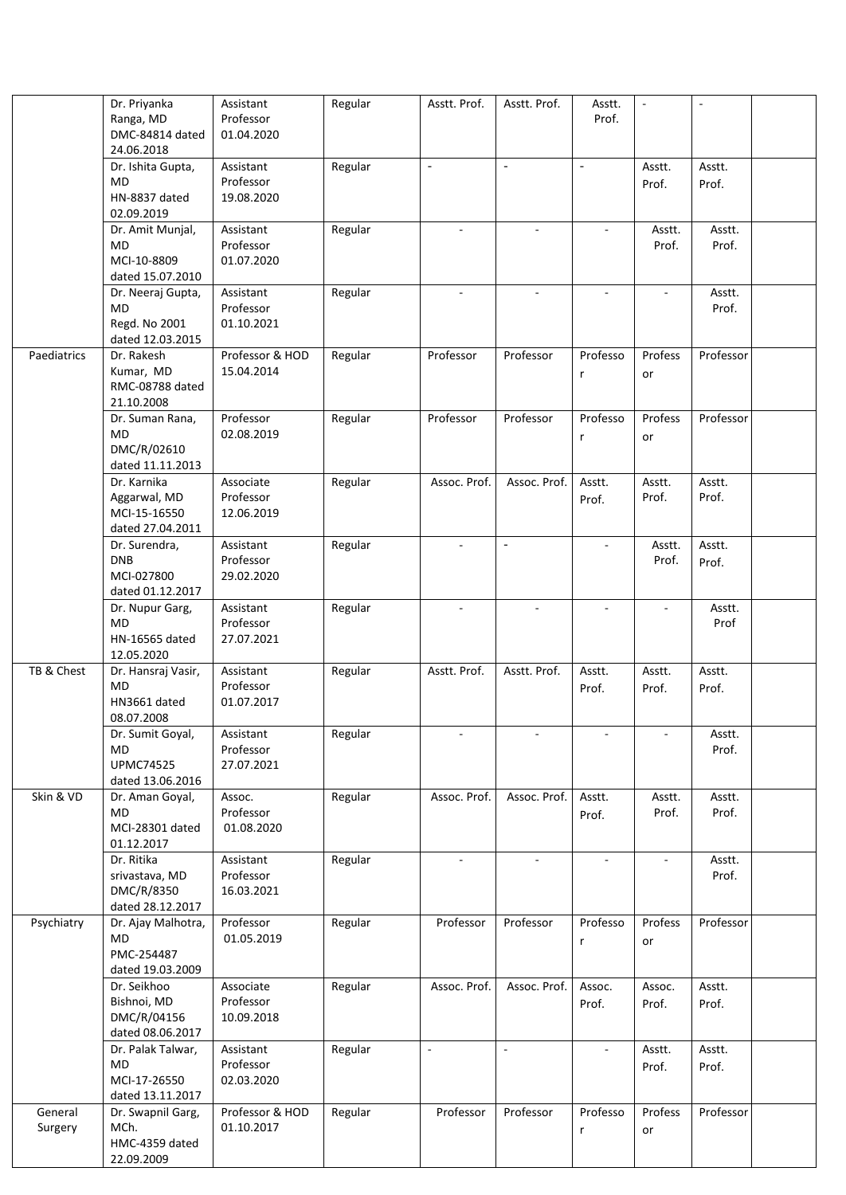| | | | | | | | | | |
|---|---|---|---|---|---|---|---|---|---|
| | Dr. Priyanka Ranga, MD DMC-84814 dated 24.06.2018 | Assistant Professor 01.04.2020 | Regular | Asstt. Prof. | Asstt. Prof. | Asstt. Prof. | - | - | |
| | Dr. Ishita Gupta, MD HN-8837 dated 02.09.2019 | Assistant Professor 19.08.2020 | Regular | - | - | - | Asstt. Prof. | Asstt. Prof. | |
| | Dr. Amit Munjal, MD MCI-10-8809 dated 15.07.2010 | Assistant Professor 01.07.2020 | Regular | - | - | - | Asstt. Prof. | Asstt. Prof. | |
| | Dr. Neeraj Gupta, MD Regd. No 2001 dated 12.03.2015 | Assistant Professor 01.10.2021 | Regular | - | - | - | - | Asstt. Prof. | |
| Paediatrics | Dr. Rakesh Kumar, MD RMC-08788 dated 21.10.2008 | Professor & HOD 15.04.2014 | Regular | Professor | Professor | Professor | Professor | Professor | |
| | Dr. Suman Rana, MD DMC/R/02610 dated 11.11.2013 | Professor 02.08.2019 | Regular | Professor | Professor | Professor | Professor | Professor | |
| | Dr. Karnika Aggarwal, MD MCI-15-16550 dated 27.04.2011 | Associate Professor 12.06.2019 | Regular | Assoc. Prof. | Assoc. Prof. | Asstt. Prof. | Asstt. Prof. | Asstt. Prof. | |
| | Dr. Surendra, DNB MCI-027800 dated 01.12.2017 | Assistant Professor 29.02.2020 | Regular | - | - | - | Asstt. Prof. | Asstt. Prof. | |
| | Dr. Nupur Garg, MD HN-16565 dated 12.05.2020 | Assistant Professor 27.07.2021 | Regular | - | - | - | - | Asstt. Prof | |
| TB & Chest | Dr. Hansraj Vasir, MD HN3661 dated 08.07.2008 | Assistant Professor 01.07.2017 | Regular | Asstt. Prof. | Asstt. Prof. | Asstt. Prof. | Asstt. Prof. | Asstt. Prof. | |
| | Dr. Sumit Goyal, MD UPMC74525 dated 13.06.2016 | Assistant Professor 27.07.2021 | Regular | - | - | - | - | Asstt. Prof. | |
| Skin & VD | Dr. Aman Goyal, MD MCI-28301 dated 01.12.2017 | Assoc. Professor 01.08.2020 | Regular | Assoc. Prof. | Assoc. Prof. | Asstt. Prof. | Asstt. Prof. | Asstt. Prof. | |
| | Dr. Ritika srivastava, MD DMC/R/8350 dated 28.12.2017 | Assistant Professor 16.03.2021 | Regular | - | - | - | - | Asstt. Prof. | |
| Psychiatry | Dr. Ajay Malhotra, MD PMC-254487 dated 19.03.2009 | Professor 01.05.2019 | Regular | Professor | Professor | Professor | Professor | Professor | |
| | Dr. Seikhoo Bishnoi, MD DMC/R/04156 dated 08.06.2017 | Associate Professor 10.09.2018 | Regular | Assoc. Prof. | Assoc. Prof. | Assoc. Prof. | Assoc. Prof. | Asstt. Prof. | |
| | Dr. Palak Talwar, MD MCI-17-26550 dated 13.11.2017 | Assistant Professor 02.03.2020 | Regular | - | - | - | Asstt. Prof. | Asstt. Prof. | |
| General Surgery | Dr. Swapnil Garg, MCh. HMC-4359 dated 22.09.2009 | Professor & HOD 01.10.2017 | Regular | Professor | Professor | Professor | Professor | Professor | |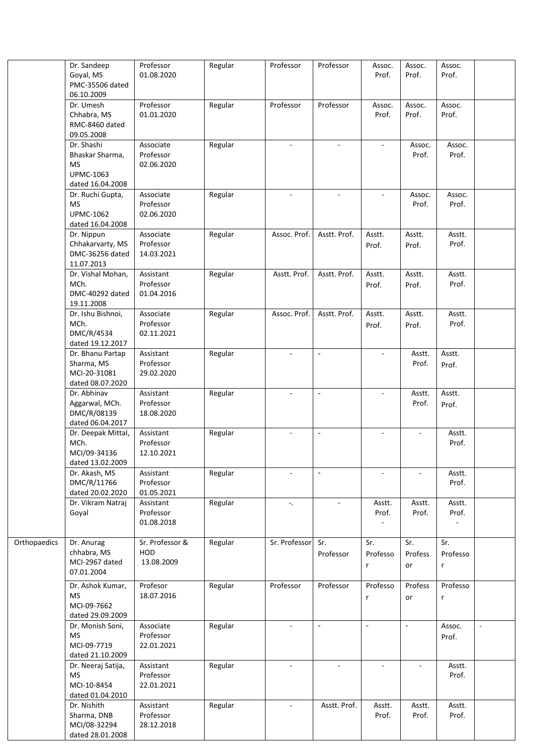| | | | | | | | | | |
|---|---|---|---|---|---|---|---|---|---|
| | Dr. Sandeep Goyal, MS PMC-35506 dated 06.10.2009 | Professor 01.08.2020 | Regular | Professor | Professor | Assoc. Prof. | Assoc. Prof. | Assoc. Prof. | |
| | Dr. Umesh Chhabra, MS RMC-8460 dated 09.05.2008 | Professor 01.01.2020 | Regular | Professor | Professor | Assoc. Prof. | Assoc. Prof. | Assoc. Prof. | |
| | Dr. Shashi Bhaskar Sharma, MS UPMC-1063 dated 16.04.2008 | Associate Professor 02.06.2020 | Regular | - | - | - | Assoc. Prof. | Assoc. Prof. | |
| | Dr. Ruchi Gupta, MS UPMC-1062 dated 16.04.2008 | Associate Professor 02.06.2020 | Regular | - | - | - | Assoc. Prof. | Assoc. Prof. | |
| | Dr. Nippun Chhakarvarty, MS DMC-36256 dated 11.07.2013 | Associate Professor 14.03.2021 | Regular | Assoc. Prof. | Asstt. Prof. | Asstt. Prof. | Asstt. Prof. | Asstt. Prof. | |
| | Dr. Vishal Mohan, MCh. DMC-40292 dated 19.11.2008 | Assistant Professor 01.04.2016 | Regular | Asstt. Prof. | Asstt. Prof. | Asstt. Prof. | Asstt. Prof. | Asstt. Prof. | |
| | Dr. Ishu Bishnoi, MCh. DMC/R/4534 dated 19.12.2017 | Associate Professor 02.11.2021 | Regular | Assoc. Prof. | Asstt. Prof. | Asstt. Prof. | Asstt. Prof. | Asstt. Prof. | |
| | Dr. Bhanu Partap Sharma, MS MCI-20-31081 dated 08.07.2020 | Assistant Professor 29.02.2020 | Regular | - | - | - | Asstt. Prof. | Asstt. Prof. | |
| | Dr. Abhinav Aggarwal, MCh. DMC/R/08139 dated 06.04.2017 | Assistant Professor 18.08.2020 | Regular | - | - | - | Asstt. Prof. | Asstt. Prof. | |
| | Dr. Deepak Mittal, MCh. MCI/09-34136 dated 13.02.2009 | Assistant Professor 12.10.2021 | Regular | - | - | - | - | Asstt. Prof. | |
| | Dr. Akash, MS DMC/R/11766 dated 20.02.2020 | Assistant Professor 01.05.2021 | Regular | - | - | - | - | Asstt. Prof. | |
| | Dr. Vikram Natraj Goyal | Assistant Professor 01.08.2018 | Regular | -. | - | Asstt. Prof. - | Asstt. Prof. | Asstt. Prof. - | |
| Orthopaedics | Dr. Anurag chhabra, MS MCI-2967 dated 07.01.2004 | Sr. Professor & HOD 13.08.2009 | Regular | Sr. Professor | Sr. Professor | Sr. Professor | Sr. Professor | Sr. Professor | |
| | Dr. Ashok Kumar, MS MCI-09-7662 dated 29.09.2009 | Profesor 18.07.2016 | Regular | Professor | Professor | Professor | Professor | Professor | |
| | Dr. Monish Soni, MS MCI-09-7719 dated 21.10.2009 | Associate Professor 22.01.2021 | Regular | - | - | - | - | Assoc. Prof. | - |
| | Dr. Neeraj Satija, MS MCI-10-8454 dated 01.04.2010 | Assistant Professor 22.01.2021 | Regular | - | - | - | - | Asstt. Prof. | |
| | Dr. Nishith Sharma, DNB MCI/08-32294 dated 28.01.2008 | Assistant Professor 28.12.2018 | Regular | - | Asstt. Prof. | Asstt. Prof. | Asstt. Prof. | Asstt. Prof. | |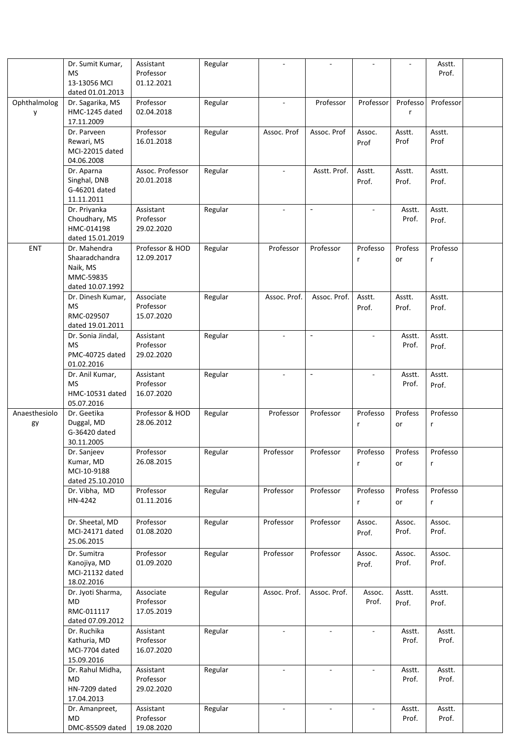| | | | | | | | | | |
|---|---|---|---|---|---|---|---|---|---|
| | Dr. Sumit Kumar, MS 13-13056 MCI dated 01.01.2013 | Assistant Professor 01.12.2021 | Regular | - | - | - | - | Asstt. Prof. | |
| Ophthalmology | Dr. Sagarika, MS HMC-1245 dated 17.11.2009 | Professor 02.04.2018 | Regular | - | Professor | Professor | Professor | Professor | |
| | Dr. Parveen Rewari, MS MCI-22015 dated 04.06.2008 | Professor 16.01.2018 | Regular | Assoc. Prof | Assoc. Prof | Assoc. Prof | Asstt. Prof | Asstt. Prof | |
| | Dr. Aparna Singhal, DNB G-46201 dated 11.11.2011 | Assoc. Professor 20.01.2018 | Regular | - | Asstt. Prof. | Asstt. Prof. | Asstt. Prof. | Asstt. Prof. | |
| | Dr. Priyanka Choudhary, MS HMC-014198 dated 15.01.2019 | Assistant Professor 29.02.2020 | Regular | - | - | - | Asstt. Prof. | Asstt. Prof. | |
| ENT | Dr. Mahendra Shaaradchandra Naik, MS MMC-59835 dated 10.07.1992 | Professor & HOD 12.09.2017 | Regular | Professor | Professor | Professor | Professor | Professor | |
| | Dr. Dinesh Kumar, MS RMC-029507 dated 19.01.2011 | Associate Professor 15.07.2020 | Regular | Assoc. Prof. | Assoc. Prof. | Asstt. Prof. | Asstt. Prof. | Asstt. Prof. | |
| | Dr. Sonia Jindal, MS PMC-40725 dated 01.02.2016 | Assistant Professor 29.02.2020 | Regular | - | - | - | Asstt. Prof. | Asstt. Prof. | |
| | Dr. Anil Kumar, MS HMC-10531 dated 05.07.2016 | Assistant Professor 16.07.2020 | Regular | - | - | - | Asstt. Prof. | Asstt. Prof. | |
| Anaesthesiology | Dr. Geetika Duggal, MD G-36420 dated 30.11.2005 | Professor & HOD 28.06.2012 | Regular | Professor | Professor | Professor | Professor | Professor | |
| | Dr. Sanjeev Kumar, MD MCI-10-9188 dated 25.10.2010 | Professor 26.08.2015 | Regular | Professor | Professor | Professor | Professor | Professor | |
| | Dr. Vibha, MD HN-4242 | Professor 01.11.2016 | Regular | Professor | Professor | Professor | Professor | Professor | |
| | Dr. Sheetal, MD MCI-24171 dated 25.06.2015 | Professor 01.08.2020 | Regular | Professor | Professor | Assoc. Prof. | Assoc. Prof. | Assoc. Prof. | |
| | Dr. Sumitra Kanojiya, MD MCI-21132 dated 18.02.2016 | Professor 01.09.2020 | Regular | Professor | Professor | Assoc. Prof. | Assoc. Prof. | Assoc. Prof. | |
| | Dr. Jyoti Sharma, MD RMC-011117 dated 07.09.2012 | Associate Professor 17.05.2019 | Regular | Assoc. Prof. | Assoc. Prof. | Assoc. Prof. | Asstt. Prof. | Asstt. Prof. | |
| | Dr. Ruchika Kathuria, MD MCI-7704 dated 15.09.2016 | Assistant Professor 16.07.2020 | Regular | - | - | - | Asstt. Prof. | Asstt. Prof. | |
| | Dr. Rahul Midha, MD HN-7209 dated 17.04.2013 | Assistant Professor 29.02.2020 | Regular | - | - | - | Asstt. Prof. | Asstt. Prof. | |
| | Dr. Amanpreet, MD DMC-85509 dated | Assistant Professor 19.08.2020 | Regular | - | - | - | Asstt. Prof. | Asstt. Prof. | |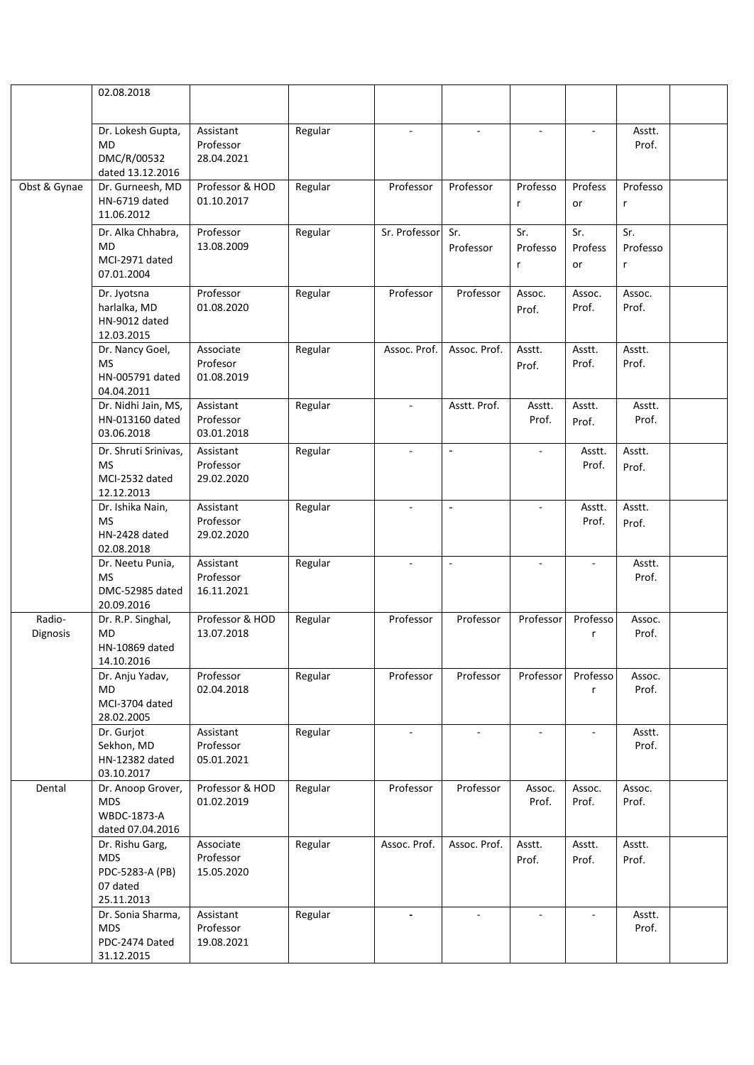| | | | | | | | | | |
|---|---|---|---|---|---|---|---|---|---|
| | 02.08.2018 | | | | | | | | |
| | Dr. Lokesh Gupta, MD DMC/R/00532 dated 13.12.2016 | Assistant Professor 28.04.2021 | Regular | - | - | - | - | Asstt. Prof. | |
| Obst & Gynae | Dr. Gurneesh, MD HN-6719 dated 11.06.2012 | Professor & HOD 01.10.2017 | Regular | Professor | Professor | Professor | Professor | Professor | |
| | Dr. Alka Chhabra, MD MCI-2971 dated 07.01.2004 | Professor 13.08.2009 | Regular | Sr. Professor | Sr. Professor | Sr. Professor | Sr. Professor | Sr. Professor | |
| | Dr. Jyotsna harlalka, MD HN-9012 dated 12.03.2015 | Professor 01.08.2020 | Regular | Professor | Professor | Assoc. Prof. | Assoc. Prof. | Assoc. Prof. | |
| | Dr. Nancy Goel, MS HN-005791 dated 04.04.2011 | Associate Profesor 01.08.2019 | Regular | Assoc. Prof. | Assoc. Prof. | Asstt. Prof. | Asstt. Prof. | Asstt. Prof. | |
| | Dr. Nidhi Jain, MS, HN-013160 dated 03.06.2018 | Assistant Professor 03.01.2018 | Regular | - | Asstt. Prof. | Asstt. Prof. | Asstt. Prof. | Asstt. Prof. | |
| | Dr. Shruti Srinivas, MS MCI-2532 dated 12.12.2013 | Assistant Professor 29.02.2020 | Regular | - | - | - | Asstt. Prof. | Asstt. Prof. | |
| | Dr. Ishika Nain, MS HN-2428 dated 02.08.2018 | Assistant Professor 29.02.2020 | Regular | - | - | - | Asstt. Prof. | Asstt. Prof. | |
| | Dr. Neetu Punia, MS DMC-52985 dated 20.09.2016 | Assistant Professor 16.11.2021 | Regular | - | - | - | - | Asstt. Prof. | |
| Radio-Dignosis | Dr. R.P. Singhal, MD HN-10869 dated 14.10.2016 | Professor & HOD 13.07.2018 | Regular | Professor | Professor | Professor | Professor | Assoc. Prof. | |
| | Dr. Anju Yadav, MD MCI-3704 dated 28.02.2005 | Professor 02.04.2018 | Regular | Professor | Professor | Professor | Professor | Assoc. Prof. | |
| | Dr. Gurjot Sekhon, MD HN-12382 dated 03.10.2017 | Assistant Professor 05.01.2021 | Regular | - | - | - | - | Asstt. Prof. | |
| Dental | Dr. Anoop Grover, MDS WBDC-1873-A dated 07.04.2016 | Professor & HOD 01.02.2019 | Regular | Professor | Professor | Assoc. Prof. | Assoc. Prof. | Assoc. Prof. | |
| | Dr. Rishu Garg, MDS PDC-5283-A (PB) 07 dated 25.11.2013 | Associate Professor 15.05.2020 | Regular | Assoc. Prof. | Assoc. Prof. | Asstt. Prof. | Asstt. Prof. | Asstt. Prof. | |
| | Dr. Sonia Sharma, MDS PDC-2474 Dated 31.12.2015 | Assistant Professor 19.08.2021 | Regular | - | - | - | - | Asstt. Prof. | |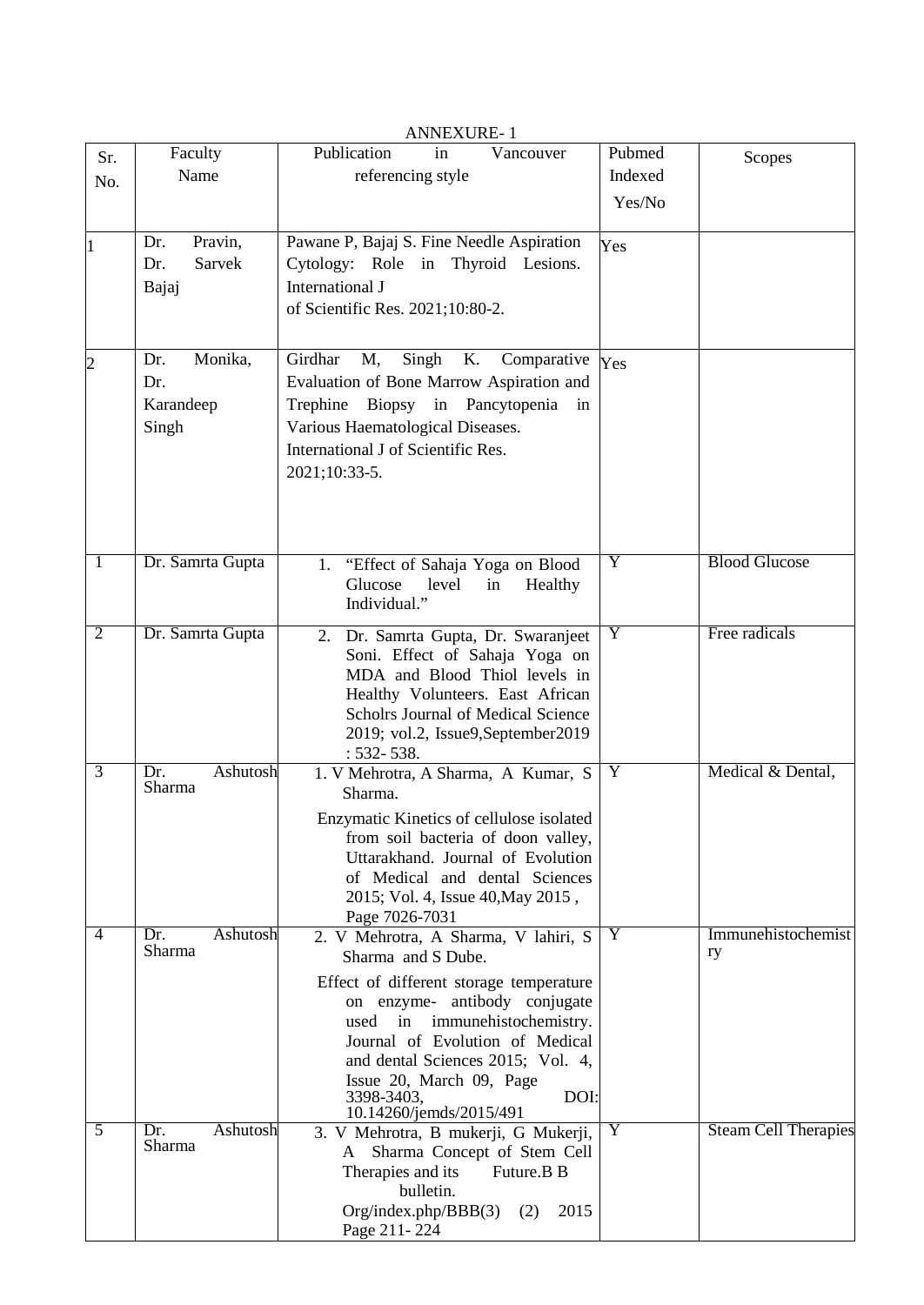ANNEXURE- 1

| Sr. No. | Faculty Name | Publication in Vancouver referencing style | Pubmed Indexed Yes/No | Scopes |
|---|---|---|---|---|
| 1 | Dr. Pravin, Dr. Sarvek Bajaj | Pawane P, Bajaj S. Fine Needle Aspiration Cytology: Role in Thyroid Lesions. International J of Scientific Res. 2021;10:80-2. | Yes | |
| 2 | Dr. Monika, Dr. Karandeep Singh | Girdhar M, Singh K. Comparative Evaluation of Bone Marrow Aspiration and Trephine Biopsy in Pancytopenia in Various Haematological Diseases. International J of Scientific Res. 2021;10:33-5. | Yes | |
| 1 | Dr. Samrta Gupta | 1. "Effect of Sahaja Yoga on Blood Glucose level in Healthy Individual." | Y | Blood Glucose |
| 2 | Dr. Samrta Gupta | 2. Dr. Samrta Gupta, Dr. Swaranjeet Soni. Effect of Sahaja Yoga on MDA and Blood Thiol levels in Healthy Volunteers. East African Scholrs Journal of Medical Science 2019; vol.2, Issue9,September2019 : 532- 538. | Y | Free radicals |
| 3 | Dr. Ashutosh Sharma | 1. V Mehrotra, A Sharma, A Kumar, S Sharma. Enzymatic Kinetics of cellulose isolated from soil bacteria of doon valley, Uttarakhand. Journal of Evolution of Medical and dental Sciences 2015; Vol. 4, Issue 40,May 2015 , Page 7026-7031 | Y | Medical & Dental, |
| 4 | Dr. Ashutosh Sharma | 2. V Mehrotra, A Sharma, V lahiri, S Sharma and S Dube. Effect of different storage temperature on enzyme- antibody conjugate used in immunehistochemistry. Journal of Evolution of Medical and dental Sciences 2015; Vol. 4, Issue 20, March 09, Page 3398-3403, DOI: 10.14260/jemds/2015/491 | Y | Immunehistochemistry |
| 5 | Dr. Ashutosh Sharma | 3. V Mehrotra, B mukerji, G Mukerji, A Sharma Concept of Stem Cell Therapies and its Future.B B bulletin. Org/index.php/BBB(3) (2) 2015 Page 211- 224 | Y | Steam Cell Therapies |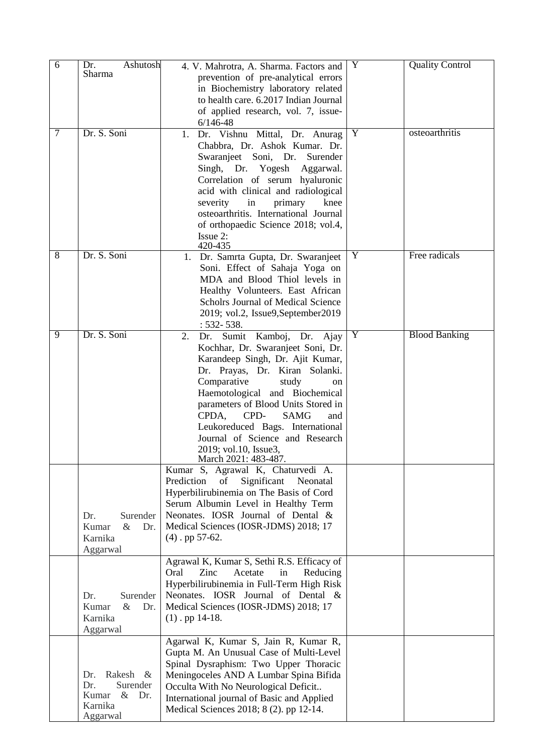| | | | | |
|---|---|---|---|---|
| 6 | Dr. Ashutosh Sharma | 4. V. Mahrotra, A. Sharma. Factors and prevention of pre-analytical errors in Biochemistry laboratory related to health care. 6.2017 Indian Journal of applied research, vol. 7, issue-6/146-48 | Y | Quality Control |
| 7 | Dr. S. Soni | 1. Dr. Vishnu Mittal, Dr. Anurag Chabbra, Dr. Ashok Kumar. Dr. Swaranjeet Soni, Dr. Surender Singh, Dr. Yogesh Aggarwal. Correlation of serum hyaluronic acid with clinical and radiological severity in primary knee osteoarthritis. International Journal of orthopaedic Science 2018; vol.4, Issue 2: 420-435 | Y | osteoarthritis |
| 8 | Dr. S. Soni | 1. Dr. Samrta Gupta, Dr. Swaranjeet Soni. Effect of Sahaja Yoga on MDA and Blood Thiol levels in Healthy Volunteers. East African Scholrs Journal of Medical Science 2019; vol.2, Issue9,September2019 : 532- 538. | Y | Free radicals |
| 9 | Dr. S. Soni | 2. Dr. Sumit Kamboj, Dr. Ajay Kochhar, Dr. Swaranjeet Soni, Dr. Karandeep Singh, Dr. Ajit Kumar, Dr. Prayas, Dr. Kiran Solanki. Comparative study on Haematological and Biochemical parameters of Blood Units Stored in CPDA, CPD- SAMG and Leukoreduced Bags. International Journal of Science and Research 2019; vol.10, Issue3, March 2021: 483-487. | Y | Blood Banking |
| | Dr. Surender Kumar & Dr. Karnika Aggarwal | Kumar S, Agrawal K, Chaturvedi A. Prediction of Significant Neonatal Hyperbilirubinemia on The Basis of Cord Serum Albumin Level in Healthy Term Neonates. IOSR Journal of Dental & Medical Sciences (IOSR-JDMS) 2018; 17 (4) . pp 57-62. | | |
| | Dr. Surender Kumar & Dr. Karnika Aggarwal | Agrawal K, Kumar S, Sethi R.S. Efficacy of Oral Zinc Acetate in Reducing Hyperbilirubinemia in Full-Term High Risk Neonates. IOSR Journal of Dental & Medical Sciences (IOSR-JDMS) 2018; 17 (1) . pp 14-18. | | |
| | Dr. Rakesh & Dr. Surender Kumar & Dr. Karnika Aggarwal | Agarwal K, Kumar S, Jain R, Kumar R, Gupta M. An Unusual Case of Multi-Level Spinal Dysraphism: Two Upper Thoracic Meningoceles AND A Lumbar Spina Bifida Occulta With No Neurological Deficit.. International journal of Basic and Applied Medical Sciences 2018; 8 (2). pp 12-14. | | |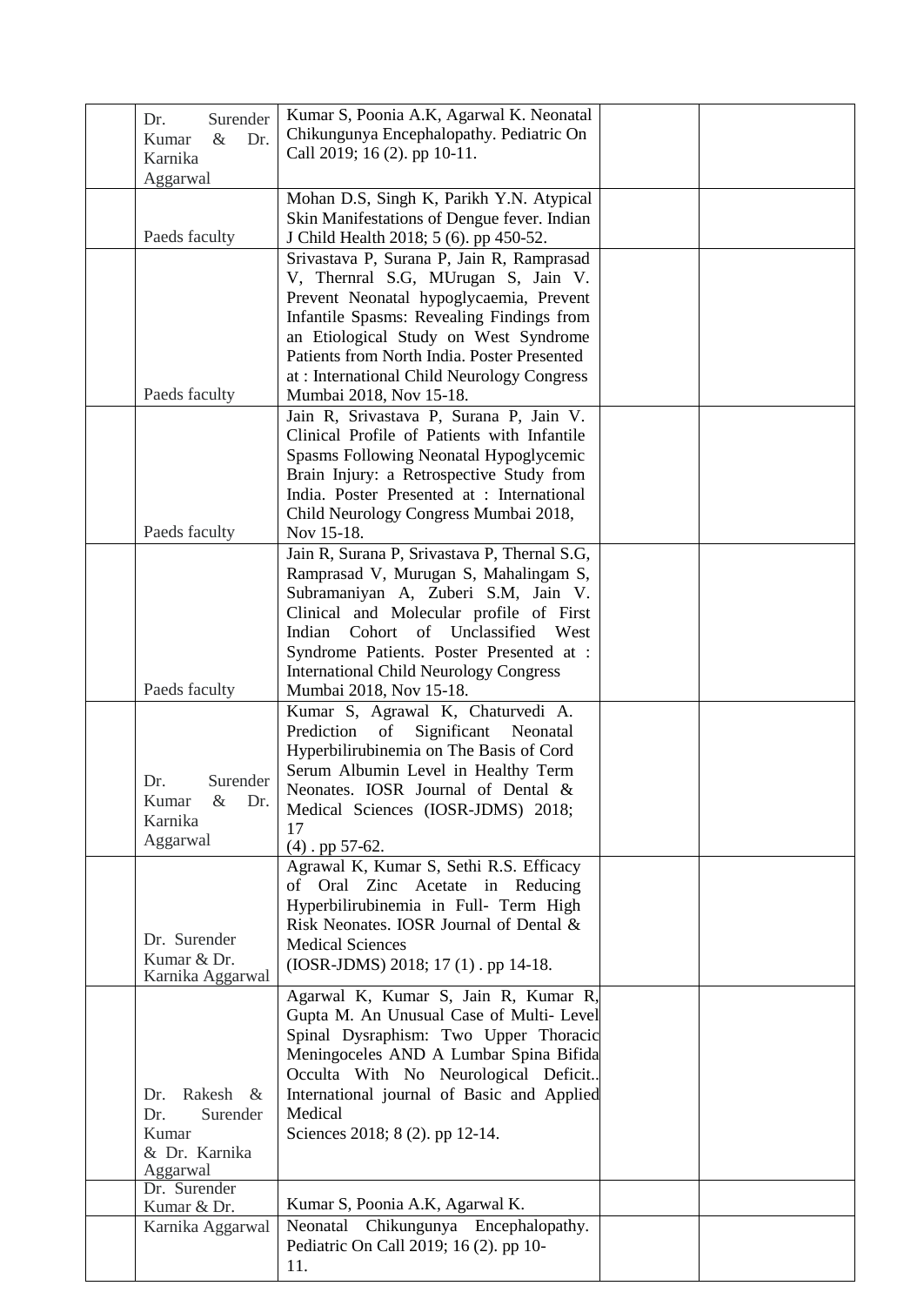| | | | | |
|---|---|---|---|---|
| | Dr. Surender Kumar & Dr. Karnika Aggarwal | Kumar S, Poonia A.K, Agarwal K. Neonatal Chikungunya Encephalopathy. Pediatric On Call 2019; 16 (2). pp 10-11. | | |
| | Paeds faculty | Mohan D.S, Singh K, Parikh Y.N. Atypical Skin Manifestations of Dengue fever. Indian J Child Health 2018; 5 (6). pp 450-52. | | |
| | Paeds faculty | Srivastava P, Surana P, Jain R, Ramprasad V, Thernral S.G, MUrugan S, Jain V. Prevent Neonatal hypoglycaemia, Prevent Infantile Spasms: Revealing Findings from an Etiological Study on West Syndrome Patients from North India. Poster Presented at : International Child Neurology Congress Mumbai 2018, Nov 15-18. | | |
| | Paeds faculty | Jain R, Srivastava P, Surana P, Jain V. Clinical Profile of Patients with Infantile Spasms Following Neonatal Hypoglycemic Brain Injury: a Retrospective Study from India. Poster Presented at : International Child Neurology Congress Mumbai 2018, Nov 15-18. | | |
| | Paeds faculty | Jain R, Surana P, Srivastava P, Thernal S.G, Ramprasad V, Murugan S, Mahalingam S, Subramaniyan A, Zuberi S.M, Jain V. Clinical and Molecular profile of First Indian Cohort of Unclassified West Syndrome Patients. Poster Presented at : International Child Neurology Congress Mumbai 2018, Nov 15-18. | | |
| | Dr. Surender Kumar & Dr. Karnika Aggarwal | Kumar S, Agrawal K, Chaturvedi A. Prediction of Significant Neonatal Hyperbilirubinemia on The Basis of Cord Serum Albumin Level in Healthy Term Neonates. IOSR Journal of Dental & Medical Sciences (IOSR-JDMS) 2018; 17 (4) . pp 57-62. | | |
| | Dr. Surender Kumar & Dr. Karnika Aggarwal | Agrawal K, Kumar S, Sethi R.S. Efficacy of Oral Zinc Acetate in Reducing Hyperbilirubinemia in Full- Term High Risk Neonates. IOSR Journal of Dental & Medical Sciences (IOSR-JDMS) 2018; 17 (1) . pp 14-18. | | |
| | Dr. Rakesh & Dr. Surender Kumar & Dr. Karnika Aggarwal | Agarwal K, Kumar S, Jain R, Kumar R, Gupta M. An Unusual Case of Multi- Level Spinal Dysraphism: Two Upper Thoracic Meningoceles AND A Lumbar Spina Bifida Occulta With No Neurological Deficit.. International journal of Basic and Applied Medical Sciences 2018; 8 (2). pp 12-14. | | |
| | Dr. Surender Kumar & Dr. | Kumar S, Poonia A.K, Agarwal K. | | |
| | Karnika Aggarwal | Neonatal Chikungunya Encephalopathy. Pediatric On Call 2019; 16 (2). pp 10-11. | | |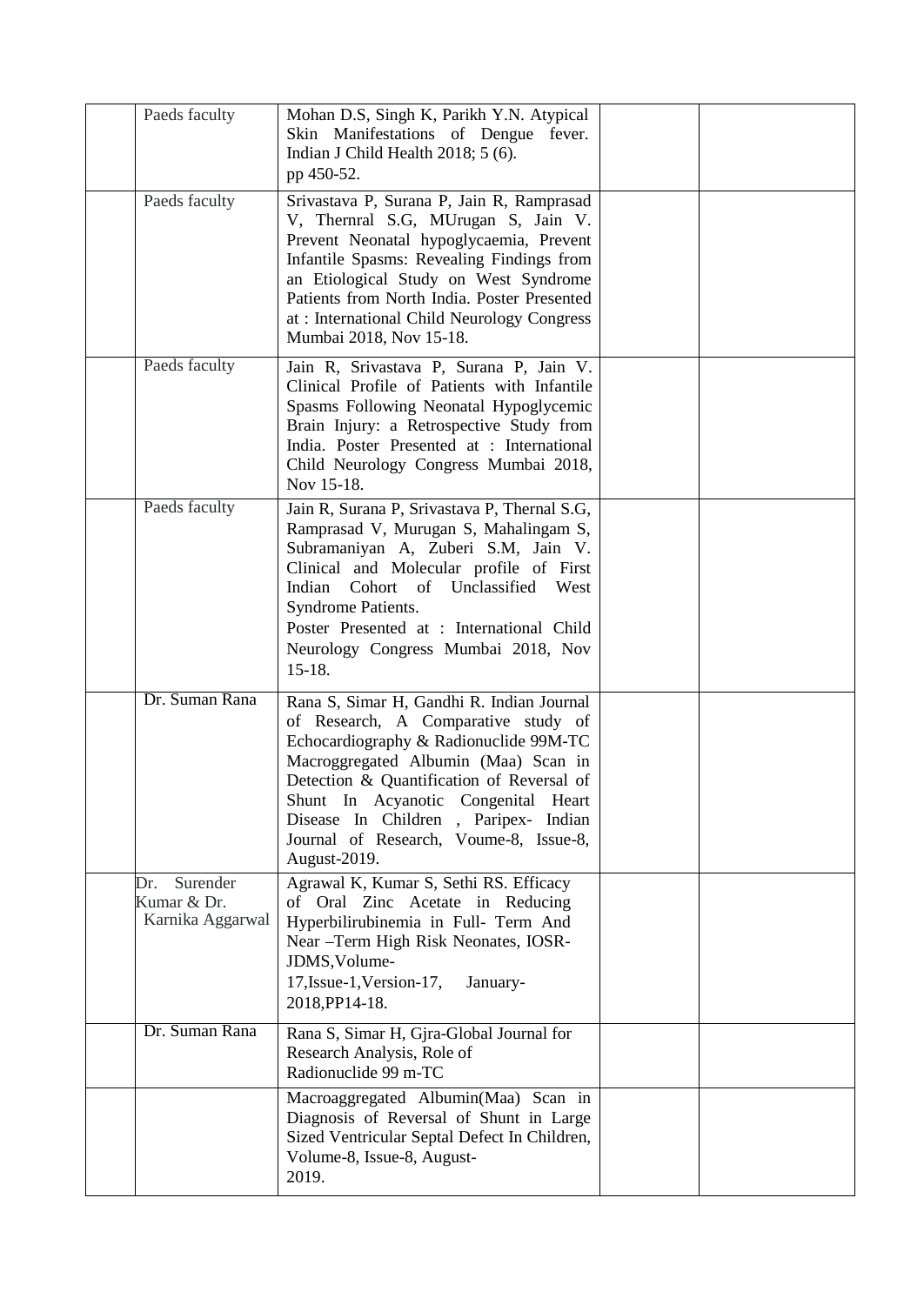|  |  |  |  |  |
|---|---|---|---|---|
|  | Paeds faculty | Mohan D.S, Singh K, Parikh Y.N. Atypical Skin Manifestations of Dengue fever. Indian J Child Health 2018; 5 (6). pp 450-52. |  |  |
|  | Paeds faculty | Srivastava P, Surana P, Jain R, Ramprasad V, Thernral S.G, MUrugan S, Jain V. Prevent Neonatal hypoglycaemia, Prevent Infantile Spasms: Revealing Findings from an Etiological Study on West Syndrome Patients from North India. Poster Presented at : International Child Neurology Congress Mumbai 2018, Nov 15-18. |  |  |
|  | Paeds faculty | Jain R, Srivastava P, Surana P, Jain V. Clinical Profile of Patients with Infantile Spasms Following Neonatal Hypoglycemic Brain Injury: a Retrospective Study from India. Poster Presented at : International Child Neurology Congress Mumbai 2018, Nov 15-18. |  |  |
|  | Paeds faculty | Jain R, Surana P, Srivastava P, Thernal S.G, Ramprasad V, Murugan S, Mahalingam S, Subramaniyan A, Zuberi S.M, Jain V. Clinical and Molecular profile of First Indian Cohort of Unclassified West Syndrome Patients. Poster Presented at : International Child Neurology Congress Mumbai 2018, Nov 15-18. |  |  |
|  | Dr. Suman Rana | Rana S, Simar H, Gandhi R. Indian Journal of Research, A Comparative study of Echocardiography & Radionuclide 99M-TC Macroggregated Albumin (Maa) Scan in Detection & Quantification of Reversal of Shunt In Acyanotic Congenital Heart Disease In Children , Paripex- Indian Journal of Research, Voume-8, Issue-8, August-2019. |  |  |
|  | Dr. Surender Kumar & Dr. Karnika Aggarwal | Agrawal K, Kumar S, Sethi RS. Efficacy of Oral Zinc Acetate in Reducing Hyperbilirubinemia in Full- Term And Near –Term High Risk Neonates, IOSR-JDMS,Volume-17,Issue-1,Version-17, January-2018,PP14-18. |  |  |
|  | Dr. Suman Rana | Rana S, Simar H, Gjra-Global Journal for Research Analysis, Role of Radionuclide 99 m-TC |  |  |
|  |  | Macroaggregated Albumin(Maa) Scan in Diagnosis of Reversal of Shunt in Large Sized Ventricular Septal Defect In Children, Volume-8, Issue-8, August-2019. |  |  |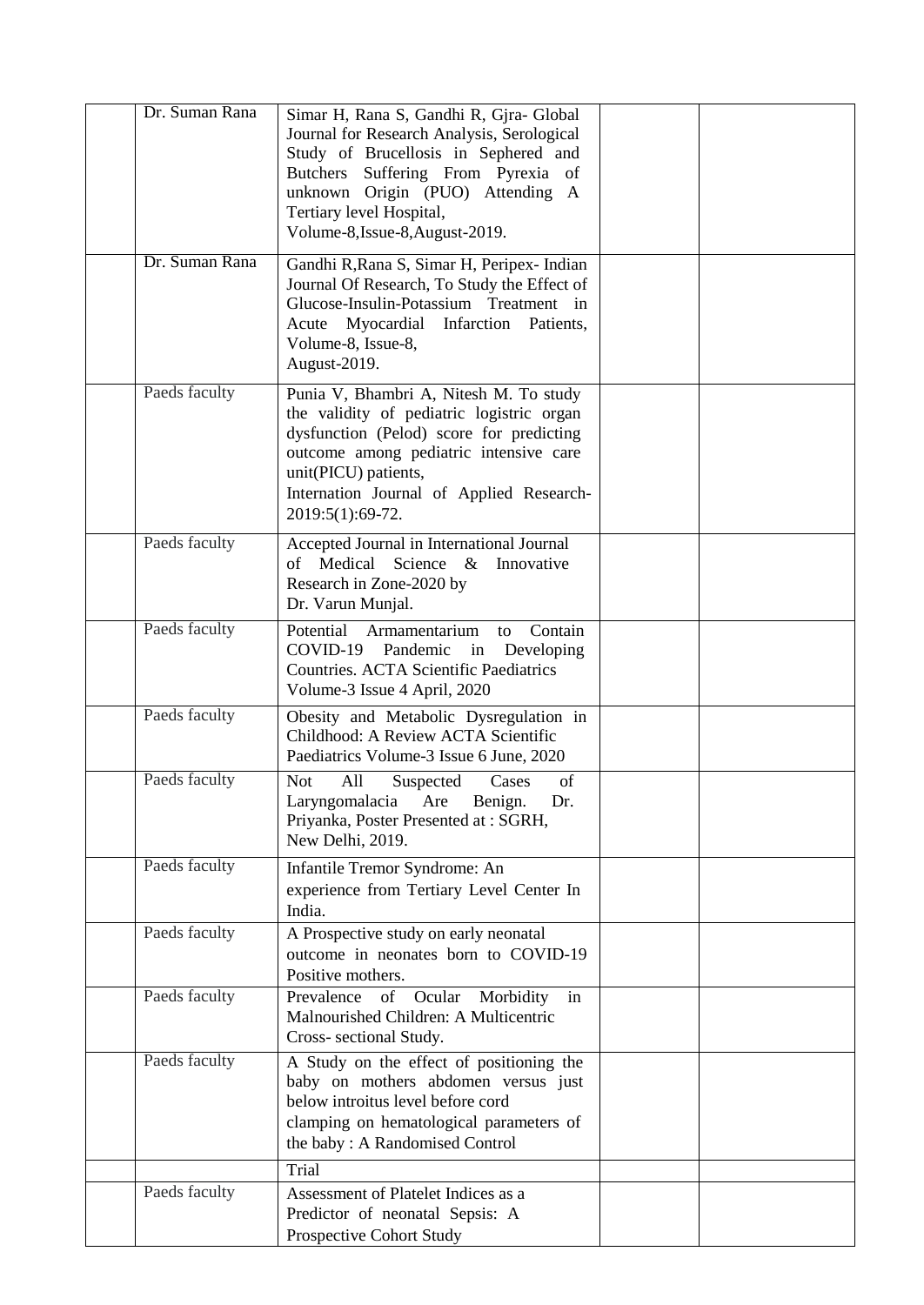| | | | | |
|---|---|---|---|---|
| | Dr. Suman Rana | Simar H, Rana S, Gandhi R, Gjra- Global Journal for Research Analysis, Serological Study of Brucellosis in Sephered and Butchers Suffering From Pyrexia of unknown Origin (PUO) Attending A Tertiary level Hospital, Volume-8,Issue-8,August-2019. | | |
| | Dr. Suman Rana | Gandhi R,Rana S, Simar H, Peripex- Indian Journal Of Research, To Study the Effect of Glucose-Insulin-Potassium Treatment in Acute Myocardial Infarction Patients, Volume-8, Issue-8, August-2019. | | |
| | Paeds faculty | Punia V, Bhambri A, Nitesh M. To study the validity of pediatric logistric organ dysfunction (Pelod) score for predicting outcome among pediatric intensive care unit(PICU) patients, Internation Journal of Applied Research-2019:5(1):69-72. | | |
| | Paeds faculty | Accepted Journal in International Journal of Medical Science & Innovative Research in Zone-2020 by Dr. Varun Munjal. | | |
| | Paeds faculty | Potential Armamentarium to Contain COVID-19 Pandemic in Developing Countries. ACTA Scientific Paediatrics Volume-3 Issue 4 April, 2020 | | |
| | Paeds faculty | Obesity and Metabolic Dysregulation in Childhood: A Review ACTA Scientific Paediatrics Volume-3 Issue 6 June, 2020 | | |
| | Paeds faculty | Not All Suspected Cases of Laryngomalacia Are Benign. Dr. Priyanka, Poster Presented at : SGRH, New Delhi, 2019. | | |
| | Paeds faculty | Infantile Tremor Syndrome: An experience from Tertiary Level Center In India. | | |
| | Paeds faculty | A Prospective study on early neonatal outcome in neonates born to COVID-19 Positive mothers. | | |
| | Paeds faculty | Prevalence of Ocular Morbidity in Malnourished Children: A Multicentric Cross- sectional Study. | | |
| | Paeds faculty | A Study on the effect of positioning the baby on mothers abdomen versus just below introitus level before cord clamping on hematological parameters of the baby : A Randomised Control | | |
| | | Trial | | |
| | Paeds faculty | Assessment of Platelet Indices as a Predictor of neonatal Sepsis: A Prospective Cohort Study | | |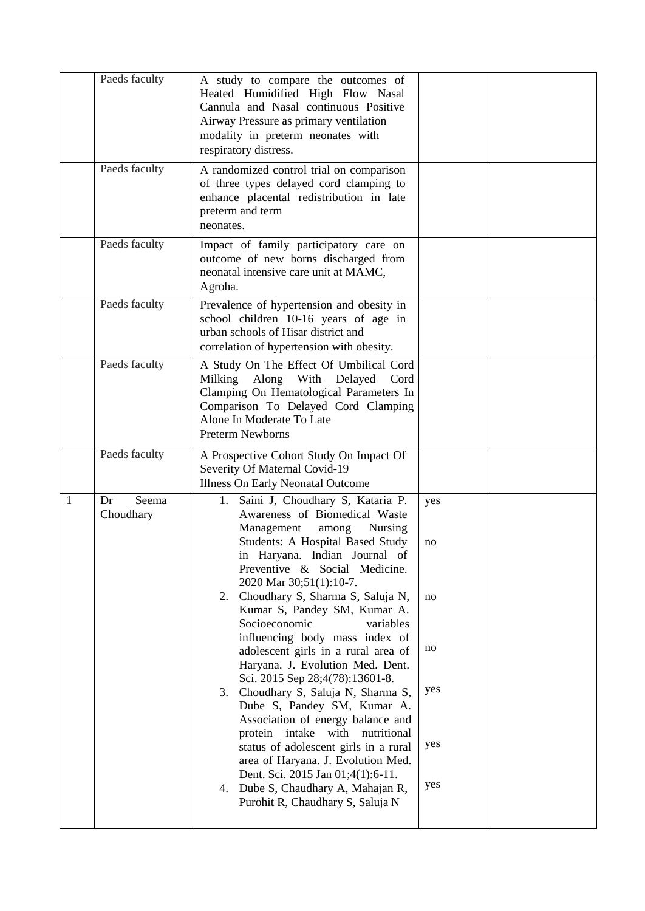|  |  |  |  |  |
|---|---|---|---|---|
|  | Paeds faculty | A study to compare the outcomes of Heated Humidified High Flow Nasal Cannula and Nasal continuous Positive Airway Pressure as primary ventilation modality in preterm neonates with respiratory distress. |  |  |
|  | Paeds faculty | A randomized control trial on comparison of three types delayed cord clamping to enhance placental redistribution in late preterm and term neonates. |  |  |
|  | Paeds faculty | Impact of family participatory care on outcome of new borns discharged from neonatal intensive care unit at MAMC, Agroha. |  |  |
|  | Paeds faculty | Prevalence of hypertension and obesity in school children 10-16 years of age in urban schools of Hisar district and correlation of hypertension with obesity. |  |  |
|  | Paeds faculty | A Study On The Effect Of Umbilical Cord Milking Along With Delayed Cord Clamping On Hematological Parameters In Comparison To Delayed Cord Clamping Alone In Moderate To Late Preterm Newborns |  |  |
|  | Paeds faculty | A Prospective Cohort Study On Impact Of Severity Of Maternal Covid-19 Illness On Early Neonatal Outcome |  |  |
| 1 | Dr Seema Choudhary | 1. Saini J, Choudhary S, Kataria P. Awareness of Biomedical Waste Management among Nursing Students: A Hospital Based Study in Haryana. Indian Journal of Preventive & Social Medicine. 2020 Mar 30;51(1):10-7.<br>2. Choudhary S, Sharma S, Saluja N, Kumar S, Pandey SM, Kumar A. Socioeconomic variables influencing body mass index of adolescent girls in a rural area of Haryana. J. Evolution Med. Dent. Sci. 2015 Sep 28;4(78):13601-8.<br>3. Choudhary S, Saluja N, Sharma S, Dube S, Pandey SM, Kumar A. Association of energy balance and protein intake with nutritional status of adolescent girls in a rural area of Haryana. J. Evolution Med. Dent. Sci. 2015 Jan 01;4(1):6-11.<br>4. Dube S, Chaudhary A, Mahajan R, Purohit R, Chaudhary S, Saluja N | yes<br>no<br>no<br>no<br>yes<br>yes<br>yes |  |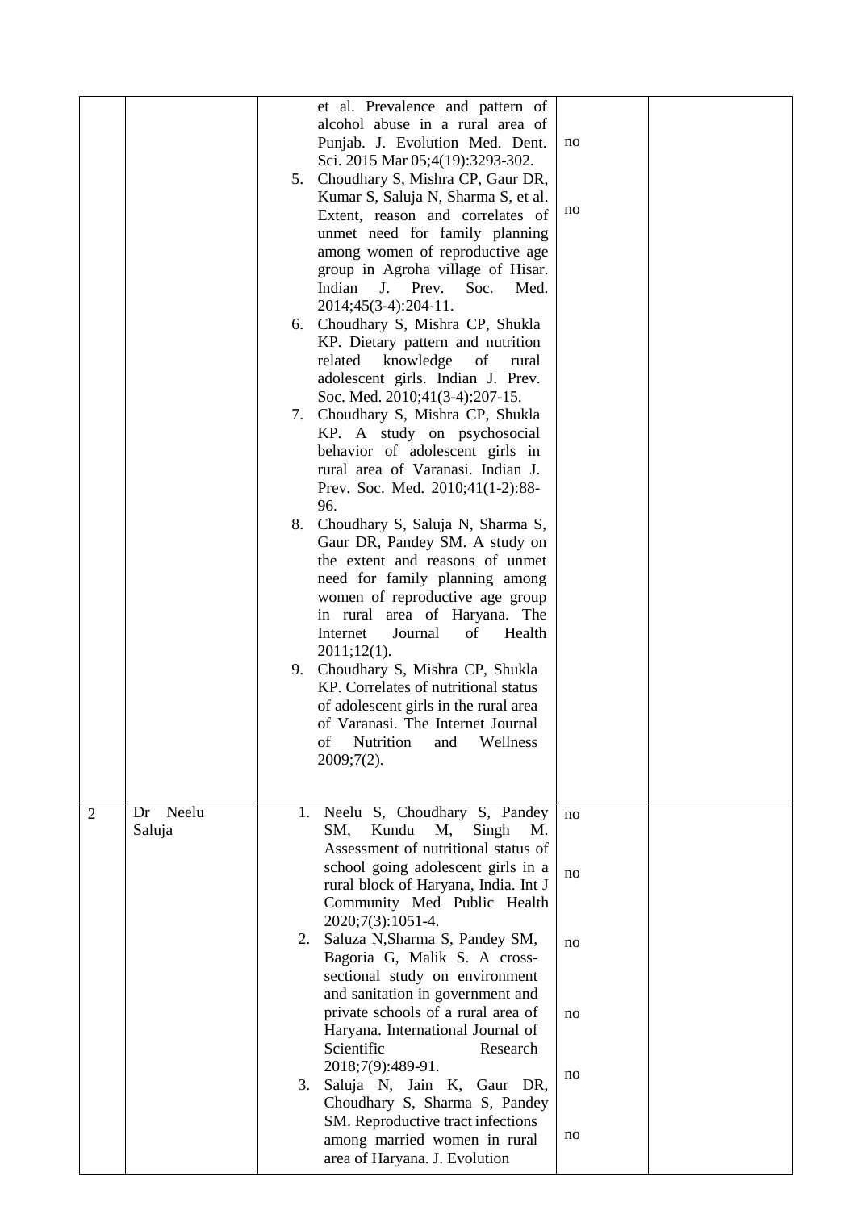| | | | | |
|---|---|---|---|---|
| | | et al. Prevalence and pattern of alcohol abuse in a rural area of Punjab. J. Evolution Med. Dent. Sci. 2015 Mar 05;4(19):3293-302.<br>5. Choudhary S, Mishra CP, Gaur DR, Kumar S, Saluja N, Sharma S, et al. Extent, reason and correlates of unmet need for family planning among women of reproductive age group in Agroha village of Hisar. Indian J. Prev. Soc. Med. 2014;45(3-4):204-11.<br>6. Choudhary S, Mishra CP, Shukla KP. Dietary pattern and nutrition related knowledge of rural adolescent girls. Indian J. Prev. Soc. Med. 2010;41(3-4):207-15.<br>7. Choudhary S, Mishra CP, Shukla KP. A study on psychosocial behavior of adolescent girls in rural area of Varanasi. Indian J. Prev. Soc. Med. 2010;41(1-2):88-96.<br>8. Choudhary S, Saluja N, Sharma S, Gaur DR, Pandey SM. A study on the extent and reasons of unmet need for family planning among women of reproductive age group in rural area of Haryana. The Internet Journal of Health 2011;12(1).<br>9. Choudhary S, Mishra CP, Shukla KP. Correlates of nutritional status of adolescent girls in the rural area of Varanasi. The Internet Journal of Nutrition and Wellness 2009;7(2). | no<br><br>no | |
| 2 | Dr Neelu Saluja | 1. Neelu S, Choudhary S, Pandey SM, Kundu M, Singh M. Assessment of nutritional status of school going adolescent girls in a rural block of Haryana, India. Int J Community Med Public Health 2020;7(3):1051-4.<br>2. Saluza N,Sharma S, Pandey SM, Bagoria G, Malik S. A cross-sectional study on environment and sanitation in government and private schools of a rural area of Haryana. International Journal of Scientific Research 2018;7(9):489-91.<br>3. Saluja N, Jain K, Gaur DR, Choudhary S, Sharma S, Pandey SM. Reproductive tract infections among married women in rural area of Haryana. J. Evolution | no<br><br>no<br><br>no<br><br>no<br><br>no<br><br>no | |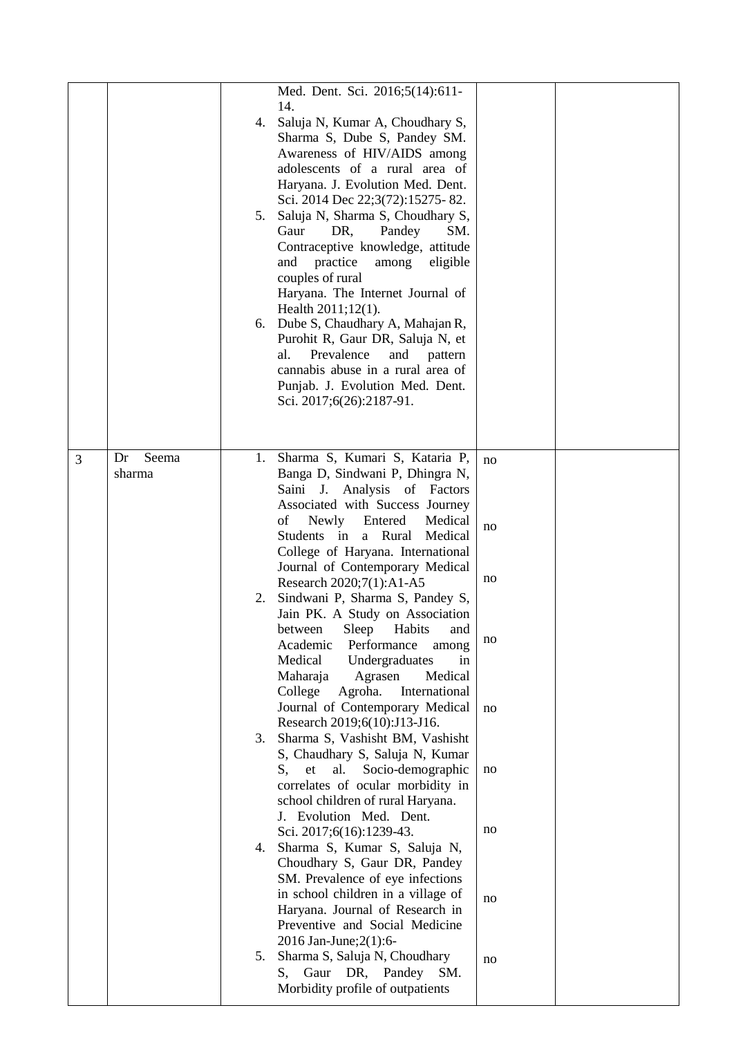| | | | | |
|---|---|---|---|---|
| | | Med. Dent. Sci. 2016;5(14):611-14.<br>4. Saluja N, Kumar A, Choudhary S, Sharma S, Dube S, Pandey SM. Awareness of HIV/AIDS among adolescents of a rural area of Haryana. J. Evolution Med. Dent. Sci. 2014 Dec 22;3(72):15275- 82.<br>5. Saluja N, Sharma S, Choudhary S, Gaur DR, Pandey SM. Contraceptive knowledge, attitude and practice among eligible couples of rural Haryana. The Internet Journal of Health 2011;12(1).<br>6. Dube S, Chaudhary A, Mahajan R, Purohit R, Gaur DR, Saluja N, et al. Prevalence and pattern cannabis abuse in a rural area of Punjab. J. Evolution Med. Dent. Sci. 2017;6(26):2187-91. | | |
| 3 | Dr Seema sharma | 1. Sharma S, Kumari S, Kataria P, Banga D, Sindwani P, Dhingra N, Saini J. Analysis of Factors Associated with Success Journey of Newly Entered Medical Students in a Rural Medical College of Haryana. International Journal of Contemporary Medical Research 2020;7(1):A1-A5<br>2. Sindwani P, Sharma S, Pandey S, Jain PK. A Study on Association between Sleep Habits and Academic Performance among Medical Undergraduates in Maharaja Agrasen Medical College Agroha. International Journal of Contemporary Medical Research 2019;6(10):J13-J16.<br>3. Sharma S, Vashisht BM, Vashisht S, Chaudhary S, Saluja N, Kumar S, et al. Socio-demographic correlates of ocular morbidity in school children of rural Haryana. J. Evolution Med. Dent. Sci. 2017;6(16):1239-43.<br>4. Sharma S, Kumar S, Saluja N, Choudhary S, Gaur DR, Pandey SM. Prevalence of eye infections in school children in a village of Haryana. Journal of Research in Preventive and Social Medicine 2016 Jan-June;2(1):6-<br>5. Sharma S, Saluja N, Choudhary S, Gaur DR, Pandey SM. Morbidity profile of outpatients | no<br>no<br>no<br>no<br>no<br>no<br>no<br>no<br>no | |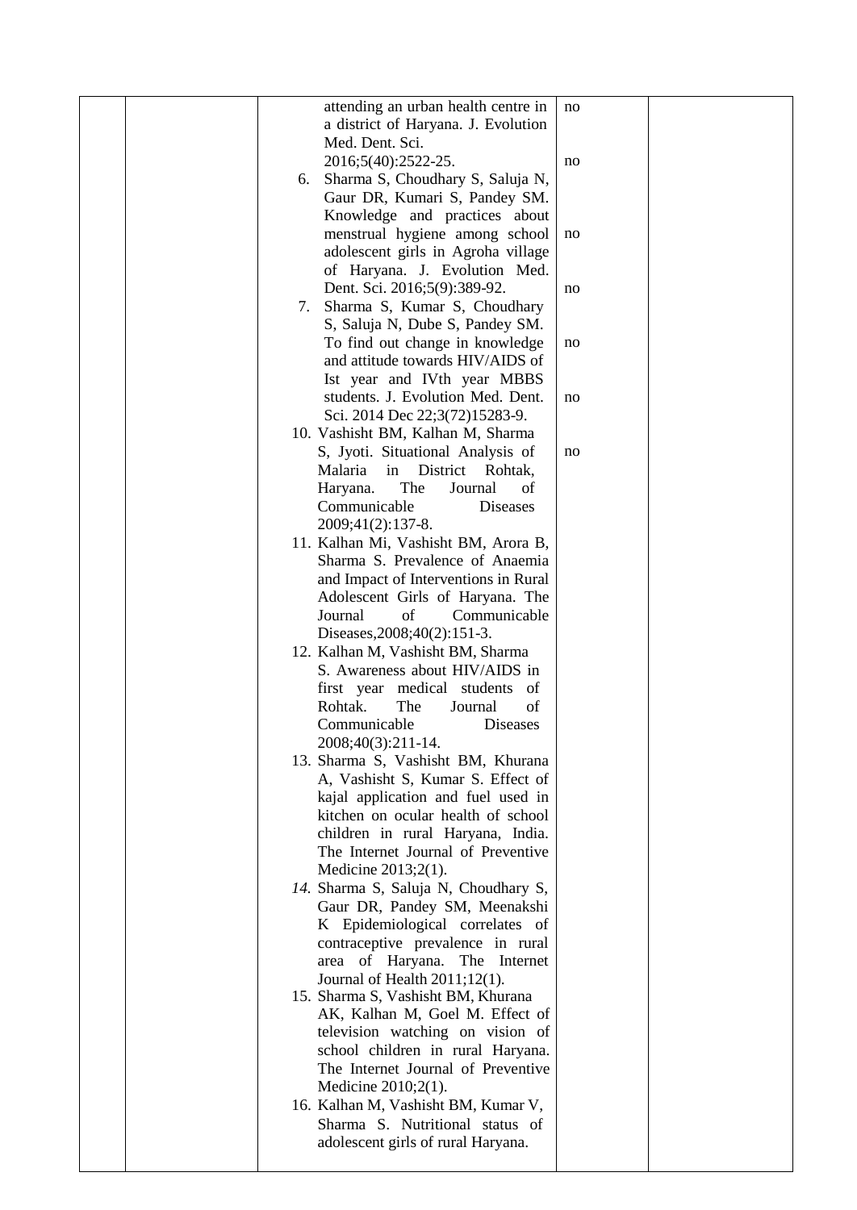| | | | | |
|---|---|---|---|---|
| | | attending an urban health centre in a district of Haryana. J. Evolution Med. Dent. Sci. 2016;5(40):2522-25.<br>6. Sharma S, Choudhary S, Saluja N, Gaur DR, Kumari S, Pandey SM. Knowledge and practices about menstrual hygiene among school adolescent girls in Agroha village of Haryana. J. Evolution Med. Dent. Sci. 2016;5(9):389-92.<br>7. Sharma S, Kumar S, Choudhary S, Saluja N, Dube S, Pandey SM. To find out change in knowledge and attitude towards HIV/AIDS of Ist year and IVth year MBBS students. J. Evolution Med. Dent. Sci. 2014 Dec 22;3(72)15283-9.<br>10. Vashisht BM, Kalhan M, Sharma S, Jyoti. Situational Analysis of Malaria in District Rohtak, Haryana. The Journal of Communicable Diseases 2009;41(2):137-8.<br>11. Kalhan Mi, Vashisht BM, Arora B, Sharma S. Prevalence of Anaemia and Impact of Interventions in Rural Adolescent Girls of Haryana. The Journal of Communicable Diseases,2008;40(2):151-3.<br>12. Kalhan M, Vashisht BM, Sharma S. Awareness about HIV/AIDS in first year medical students of Rohtak. The Journal of Communicable Diseases 2008;40(3):211-14.<br>13. Sharma S, Vashisht BM, Khurana A, Vashisht S, Kumar S. Effect of kajal application and fuel used in kitchen on ocular health of school children in rural Haryana, India. The Internet Journal of Preventive Medicine 2013;2(1).<br>*14.* Sharma S, Saluja N, Choudhary S, Gaur DR, Pandey SM, Meenakshi K Epidemiological correlates of contraceptive prevalence in rural area of Haryana. The Internet Journal of Health 2011;12(1).<br>15. Sharma S, Vashisht BM, Khurana AK, Kalhan M, Goel M. Effect of television watching on vision of school children in rural Haryana. The Internet Journal of Preventive Medicine 2010;2(1).<br>16. Kalhan M, Vashisht BM, Kumar V, Sharma S. Nutritional status of adolescent girls of rural Haryana. | no<br>no<br>no<br>no<br>no<br>no<br>no | |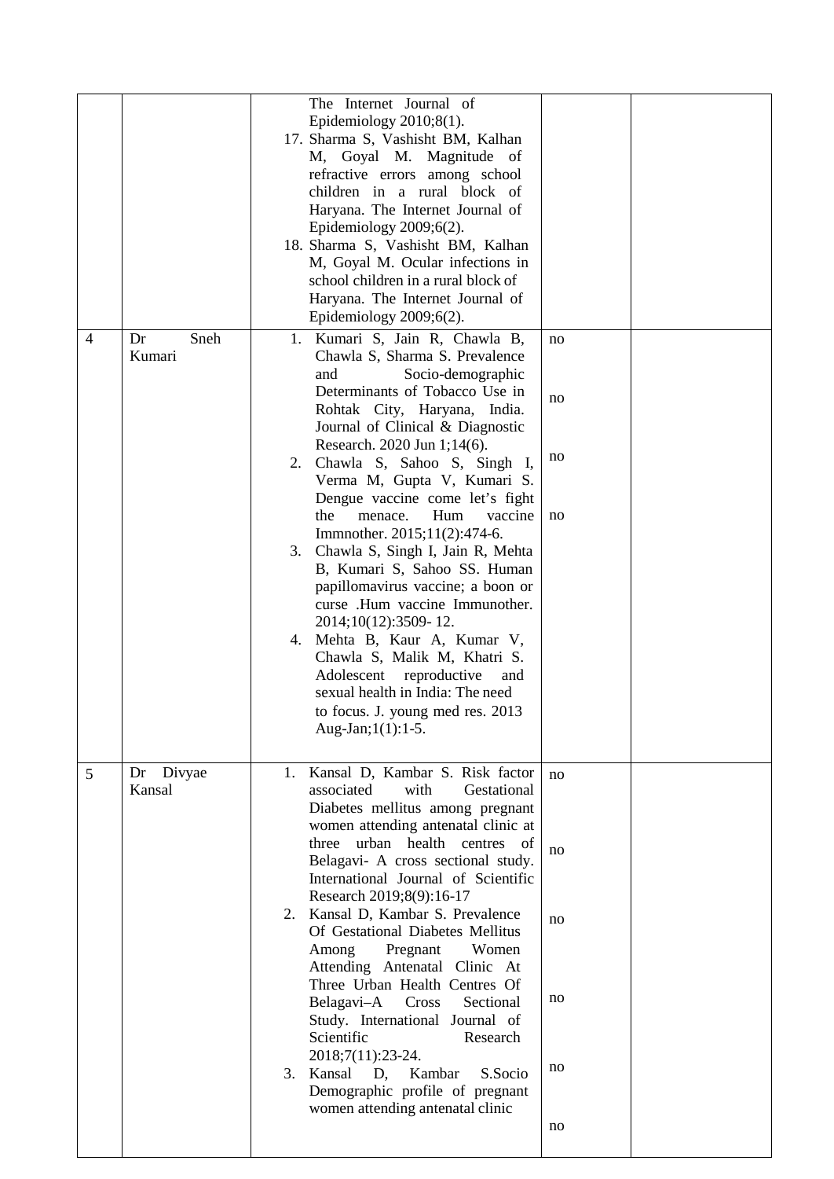| | | | | |
|---|---|---|---|---|
| | | The Internet Journal of Epidemiology 2010;8(1).<br>17. Sharma S, Vashisht BM, Kalhan M, Goyal M. Magnitude of refractive errors among school children in a rural block of Haryana. The Internet Journal of Epidemiology 2009;6(2).<br>18. Sharma S, Vashisht BM, Kalhan M, Goyal M. Ocular infections in school children in a rural block of Haryana. The Internet Journal of Epidemiology 2009;6(2). | | |
| 4 | Dr Sneh Kumari | 1. Kumari S, Jain R, Chawla B, Chawla S, Sharma S. Prevalence and Socio-demographic Determinants of Tobacco Use in Rohtak City, Haryana, India. Journal of Clinical & Diagnostic Research. 2020 Jun 1;14(6).<br>2. Chawla S, Sahoo S, Singh I, Verma M, Gupta V, Kumari S. Dengue vaccine come let's fight the menace. Hum vaccine Immnother. 2015;11(2):474-6.<br>3. Chawla S, Singh I, Jain R, Mehta B, Kumari S, Sahoo SS. Human papillomavirus vaccine; a boon or curse .Hum vaccine Immunother. 2014;10(12):3509- 12.<br>4. Mehta B, Kaur A, Kumar V, Chawla S, Malik M, Khatri S. Adolescent reproductive and sexual health in India: The need to focus. J. young med res. 2013 Aug-Jan;1(1):1-5. | no<br>no<br>no<br>no | |
| 5 | Dr Divyae Kansal | 1. Kansal D, Kambar S. Risk factor associated with Gestational Diabetes mellitus among pregnant women attending antenatal clinic at three urban health centres of Belagavi- A cross sectional study. International Journal of Scientific Research 2019;8(9):16-17<br>2. Kansal D, Kambar S. Prevalence Of Gestational Diabetes Mellitus Among Pregnant Women Attending Antenatal Clinic At Three Urban Health Centres Of Belagavi–A Cross Sectional Study. International Journal of Scientific Research 2018;7(11):23-24.<br>3. Kansal D, Kambar S.Socio Demographic profile of pregnant women attending antenatal clinic | no<br>no<br>no<br>no<br>no<br>no | |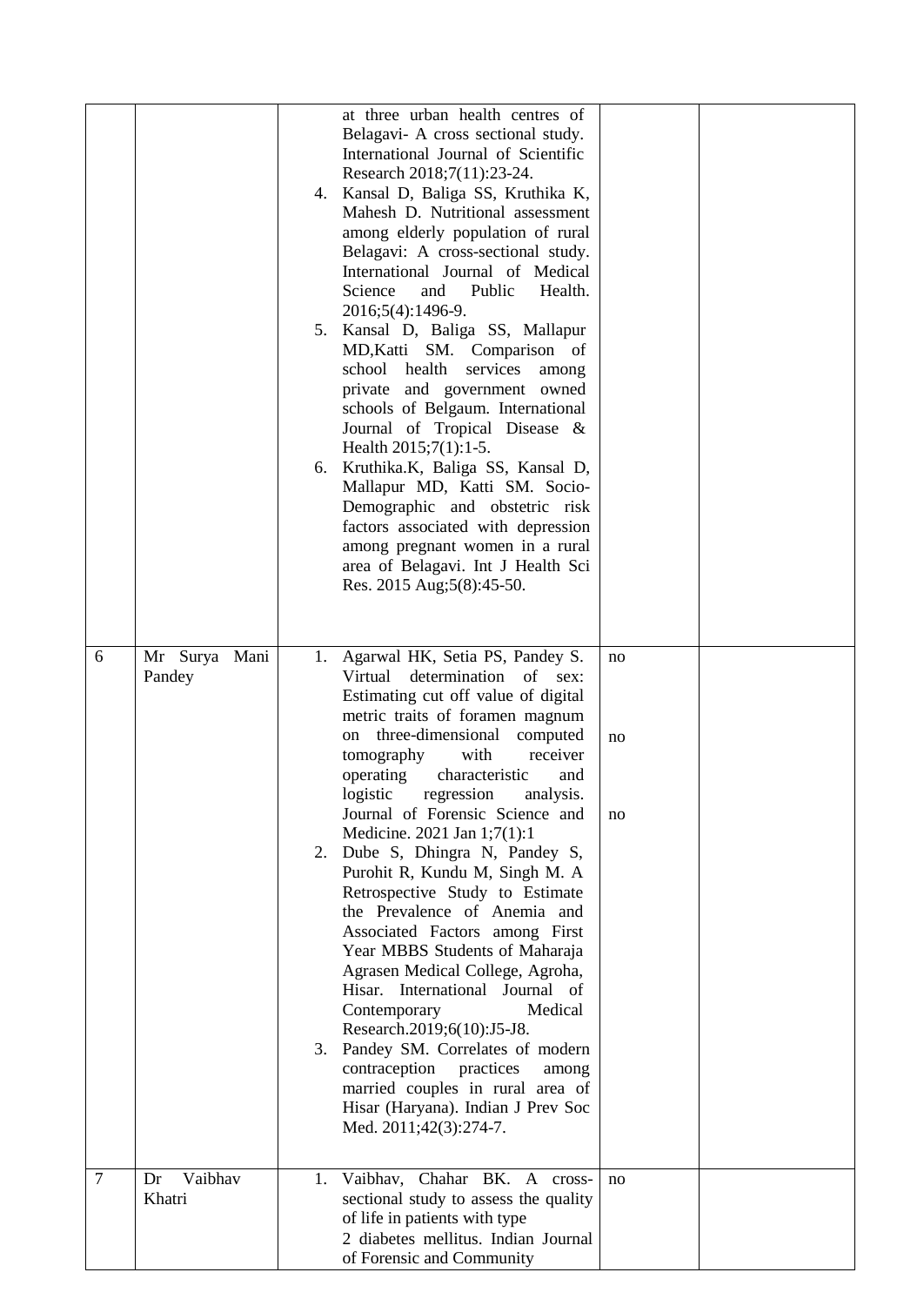| | | | | |
|---|---|---|---|---|
| | | at three urban health centres of Belagavi- A cross sectional study. International Journal of Scientific Research 2018;7(11):23-24.<br>4. Kansal D, Baliga SS, Kruthika K, Mahesh D. Nutritional assessment among elderly population of rural Belagavi: A cross-sectional study. International Journal of Medical Science and Public Health. 2016;5(4):1496-9.<br>5. Kansal D, Baliga SS, Mallapur MD,Katti SM. Comparison of school health services among private and government owned schools of Belgaum. International Journal of Tropical Disease & Health 2015;7(1):1-5.<br>6. Kruthika.K, Baliga SS, Kansal D, Mallapur MD, Katti SM. Socio-Demographic and obstetric risk factors associated with depression among pregnant women in a rural area of Belagavi. Int J Health Sci Res. 2015 Aug;5(8):45-50. | | |
| 6 | Mr Surya Mani Pandey | 1. Agarwal HK, Setia PS, Pandey S. Virtual determination of sex: Estimating cut off value of digital metric traits of foramen magnum on three-dimensional computed tomography with receiver operating characteristic and logistic regression analysis. Journal of Forensic Science and Medicine. 2021 Jan 1;7(1):1<br>2. Dube S, Dhingra N, Pandey S, Purohit R, Kundu M, Singh M. A Retrospective Study to Estimate the Prevalence of Anemia and Associated Factors among First Year MBBS Students of Maharaja Agrasen Medical College, Agroha, Hisar. International Journal of Contemporary Medical Research.2019;6(10):J5-J8.<br>3. Pandey SM. Correlates of modern contraception practices among married couples in rural area of Hisar (Haryana). Indian J Prev Soc Med. 2011;42(3):274-7. | no<br>no<br>no | |
| 7 | Dr Vaibhav Khatri | 1. Vaibhav, Chahar BK. A cross-sectional study to assess the quality of life in patients with type 2 diabetes mellitus. Indian Journal of Forensic and Community | no | |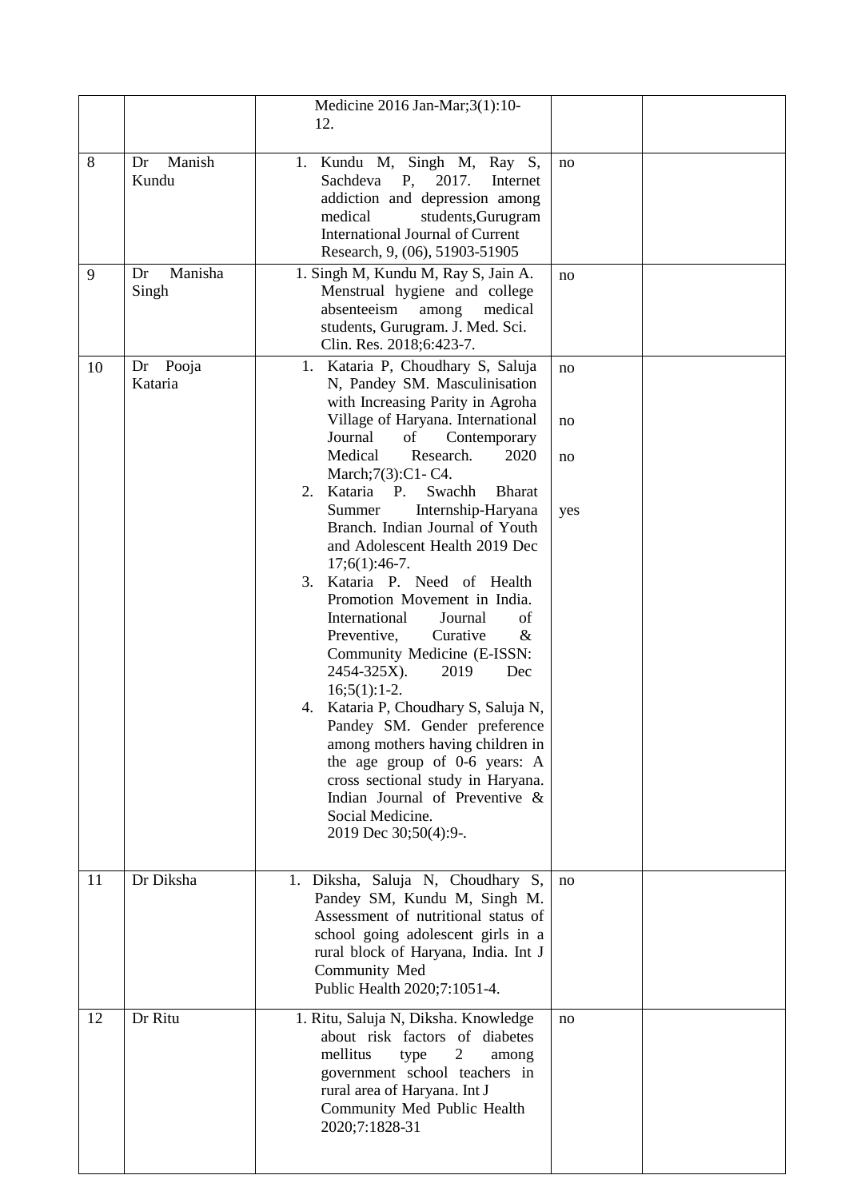|  |  |  |  |  |
|---|---|---|---|---|
|  |  | Medicine 2016 Jan-Mar;3(1):10-12. |  |  |
| 8 | Dr Manish Kundu | 1. Kundu M, Singh M, Ray S, Sachdeva P, 2017. Internet addiction and depression among medical students,Gurugram International Journal of Current Research, 9, (06), 51903-51905 | no |  |
| 9 | Dr Manisha Singh | 1. Singh M, Kundu M, Ray S, Jain A. Menstrual hygiene and college absenteeism among medical students, Gurugram. J. Med. Sci. Clin. Res. 2018;6:423-7. | no |  |
| 10 | Dr Pooja Kataria | 1. Kataria P, Choudhary S, Saluja N, Pandey SM. Masculinisation with Increasing Parity in Agroha Village of Haryana. International Journal of Contemporary Medical Research. 2020 March;7(3):C1- C4.<br>2. Kataria P. Swachh Bharat Summer Internship-Haryana Branch. Indian Journal of Youth and Adolescent Health 2019 Dec 17;6(1):46-7.<br>3. Kataria P. Need of Health Promotion Movement in India. International Journal of Preventive, Curative & Community Medicine (E-ISSN: 2454-325X). 2019 Dec 16;5(1):1-2.<br>4. Kataria P, Choudhary S, Saluja N, Pandey SM. Gender preference among mothers having children in the age group of 0-6 years: A cross sectional study in Haryana. Indian Journal of Preventive & Social Medicine. 2019 Dec 30;50(4):9-. | no<br>no<br>no<br>yes |  |
| 11 | Dr Diksha | 1. Diksha, Saluja N, Choudhary S, Pandey SM, Kundu M, Singh M. Assessment of nutritional status of school going adolescent girls in a rural block of Haryana, India. Int J Community Med Public Health 2020;7:1051-4. | no |  |
| 12 | Dr Ritu | 1. Ritu, Saluja N, Diksha. Knowledge about risk factors of diabetes mellitus type 2 among government school teachers in rural area of Haryana. Int J Community Med Public Health 2020;7:1828-31 | no |  |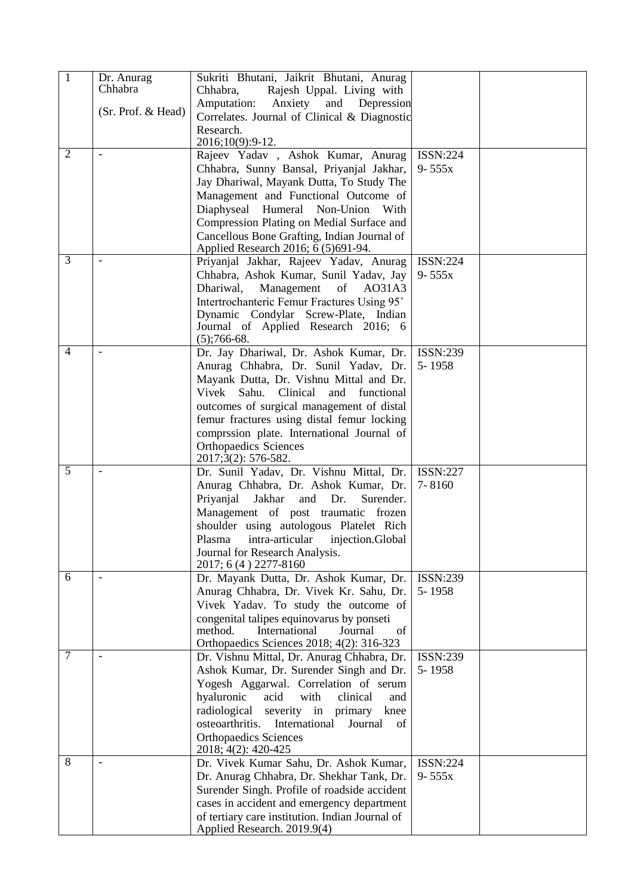| 1 | Dr. Anurag Chhabra (Sr. Prof. & Head) | Sukriti Bhutani, Jaikrit Bhutani, Anurag Chhabra, Rajesh Uppal. Living with Amputation: Anxiety and Depression Correlates. Journal of Clinical & Diagnostic Research. 2016;10(9):9-12. | | |
|---|---|---|---|---|
| 2 | - | Rajeev Yadav , Ashok Kumar, Anurag Chhabra, Sunny Bansal, Priyanjal Jakhar, Jay Dhariwal, Mayank Dutta, To Study The Management and Functional Outcome of Diaphyseal Humeral Non-Union With Compression Plating on Medial Surface and Cancellous Bone Grafting, Indian Journal of Applied Research 2016; 6 (5)691-94. | ISSN:224 9- 555x | |
| 3 | - | Priyanjal Jakhar, Rajeev Yadav, Anurag Chhabra, Ashok Kumar, Sunil Yadav, Jay Dhariwal, Management of AO31A3 Intertrochanteric Femur Fractures Using 95˚ Dynamic Condylar Screw-Plate, Indian Journal of Applied Research 2016; 6 (5);766-68. | ISSN:224 9- 555x | |
| 4 | - | Dr. Jay Dhariwal, Dr. Ashok Kumar, Dr. Anurag Chhabra, Dr. Sunil Yadav, Dr. Mayank Dutta, Dr. Vishnu Mittal and Dr. Vivek Sahu. Clinical and functional outcomes of surgical management of distal femur fractures using distal femur locking comprssion plate. International Journal of Orthopaedics Sciences 2017;3(2): 576-582. | ISSN:239 5- 1958 | |
| 5 | - | Dr. Sunil Yadav, Dr. Vishnu Mittal, Dr. Anurag Chhabra, Dr. Ashok Kumar, Dr. Priyanjal Jakhar and Dr. Surender. Management of post traumatic frozen shoulder using autologous Platelet Rich Plasma intra-articular injection.Global Journal for Research Analysis. 2017; 6 (4 ) 2277-8160 | ISSN:227 7- 8160 | |
| 6 | - | Dr. Mayank Dutta, Dr. Ashok Kumar, Dr. Anurag Chhabra, Dr. Vivek Kr. Sahu, Dr. Vivek Yadav. To study the outcome of congenital talipes equinovarus by ponseti method. International Journal of Orthopaedics Sciences 2018; 4(2): 316-323 | ISSN:239 5- 1958 | |
| 7 | - | Dr. Vishnu Mittal, Dr. Anurag Chhabra, Dr. Ashok Kumar, Dr. Surender Singh and Dr. Yogesh Aggarwal. Correlation of serum hyaluronic acid with clinical and radiological severity in primary knee osteoarthritis. International Journal of Orthopaedics Sciences 2018; 4(2): 420-425 | ISSN:239 5- 1958 | |
| 8 | - | Dr. Vivek Kumar Sahu, Dr. Ashok Kumar, Dr. Anurag Chhabra, Dr. Shekhar Tank, Dr. Surender Singh. Profile of roadside accident cases in accident and emergency department of tertiary care institution. Indian Journal of Applied Research. 2019.9(4) | ISSN:224 9- 555x | |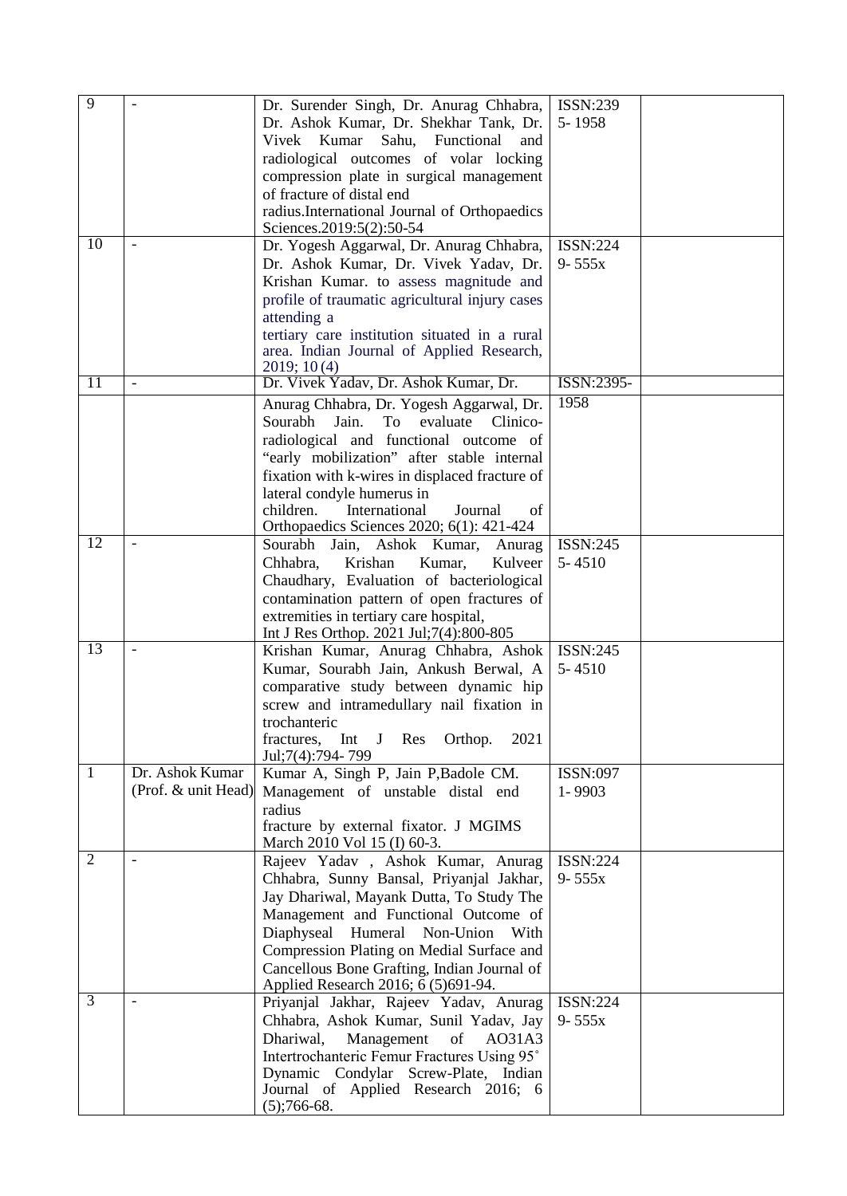| | | | | |
|---|---|---|---|---|
| 9 | - | Dr. Surender Singh, Dr. Anurag Chhabra, Dr. Ashok Kumar, Dr. Shekhar Tank, Dr. Vivek Kumar Sahu, Functional and radiological outcomes of volar locking compression plate in surgical management of fracture of distal end radius.International Journal of Orthopaedics Sciences.2019:5(2):50-54 | ISSN:239 5- 1958 | |
| 10 | - | Dr. Yogesh Aggarwal, Dr. Anurag Chhabra, Dr. Ashok Kumar, Dr. Vivek Yadav, Dr. Krishan Kumar. to assess magnitude and profile of traumatic agricultural injury cases attending a tertiary care institution situated in a rural area. Indian Journal of Applied Research, 2019; 10 (4) | ISSN:224 9- 555x | |
| 11 | - | Dr. Vivek Yadav, Dr. Ashok Kumar, Dr. Anurag Chhabra, Dr. Yogesh Aggarwal, Dr. Sourabh Jain. To evaluate Clinico-radiological and functional outcome of "early mobilization" after stable internal fixation with k-wires in displaced fracture of lateral condyle humerus in children. International Journal of Orthopaedics Sciences 2020; 6(1): 421-424 | ISSN:2395-1958 | |
| 12 | - | Sourabh Jain, Ashok Kumar, Anurag Chhabra, Krishan Kumar, Kulveer Chaudhary, Evaluation of bacteriological contamination pattern of open fractures of extremities in tertiary care hospital, Int J Res Orthop. 2021 Jul;7(4):800-805 | ISSN:245 5- 4510 | |
| 13 | - | Krishan Kumar, Anurag Chhabra, Ashok Kumar, Sourabh Jain, Ankush Berwal, A comparative study between dynamic hip screw and intramedullary nail fixation in trochanteric fractures, Int J Res Orthop. 2021 Jul;7(4):794- 799 | ISSN:245 5- 4510 | |
| 1 | Dr. Ashok Kumar (Prof. & unit Head) | Kumar A, Singh P, Jain P,Badole CM. Management of unstable distal end radius fracture by external fixator. J MGIMS March 2010 Vol 15 (I) 60-3. | ISSN:097 1- 9903 | |
| 2 | - | Rajeev Yadav , Ashok Kumar, Anurag Chhabra, Sunny Bansal, Priyanjal Jakhar, Jay Dhariwal, Mayank Dutta, To Study The Management and Functional Outcome of Diaphyseal Humeral Non-Union With Compression Plating on Medial Surface and Cancellous Bone Grafting, Indian Journal of Applied Research 2016; 6 (5)691-94. | ISSN:224 9- 555x | |
| 3 | - | Priyanjal Jakhar, Rajeev Yadav, Anurag Chhabra, Ashok Kumar, Sunil Yadav, Jay Dhariwal, Management of AO31A3 Intertrochanteric Femur Fractures Using 95˚ Dynamic Condylar Screw-Plate, Indian Journal of Applied Research 2016; 6 (5);766-68. | ISSN:224 9- 555x | |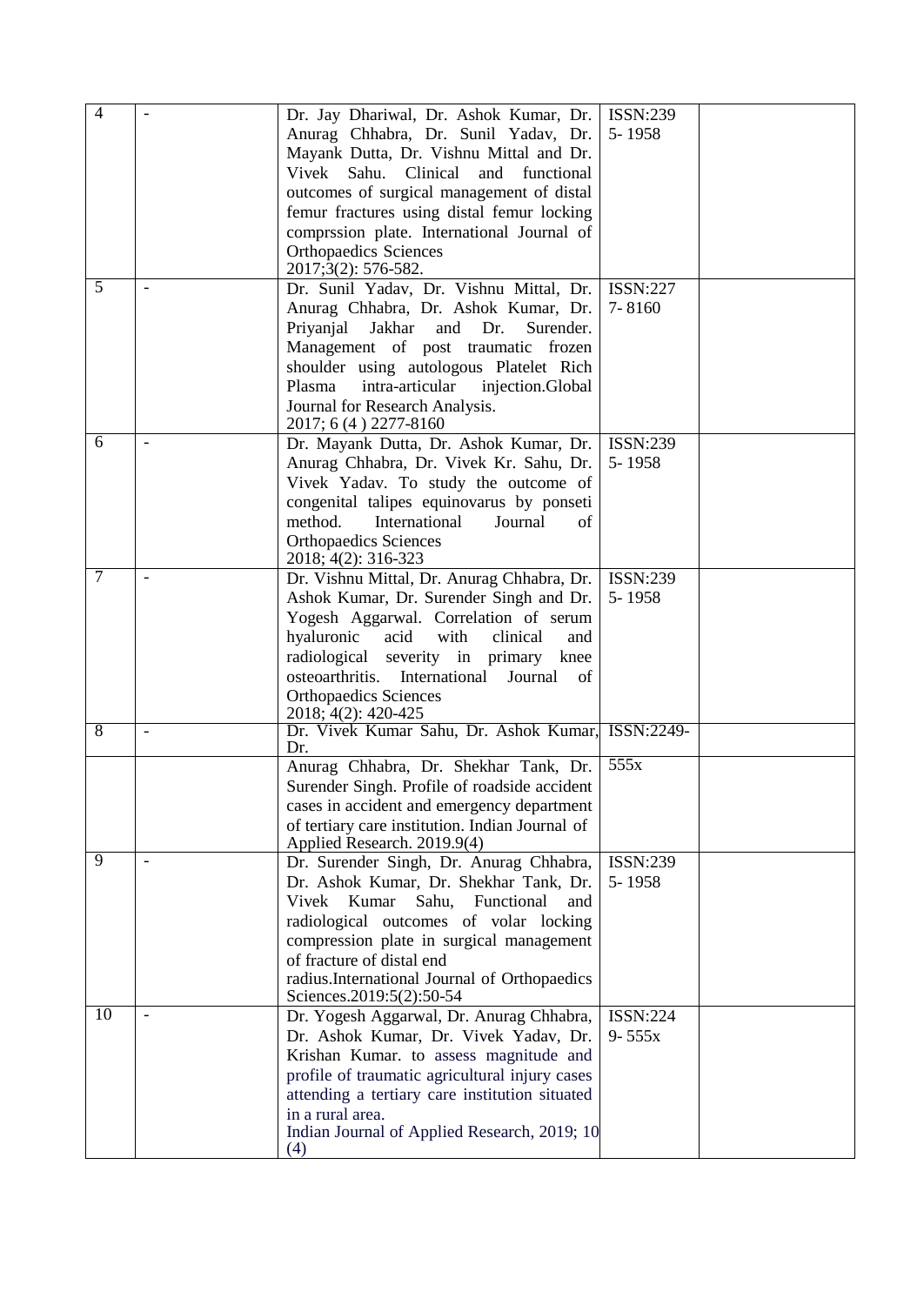| | | | | |
|---|---|---|---|---|
| 4 | - | Dr. Jay Dhariwal, Dr. Ashok Kumar, Dr. Anurag Chhabra, Dr. Sunil Yadav, Dr. Mayank Dutta, Dr. Vishnu Mittal and Dr. Vivek Sahu. Clinical and functional outcomes of surgical management of distal femur fractures using distal femur locking comprssion plate. International Journal of Orthopaedics Sciences 2017;3(2): 576-582. | ISSN:239 5- 1958 | |
| 5 | - | Dr. Sunil Yadav, Dr. Vishnu Mittal, Dr. Anurag Chhabra, Dr. Ashok Kumar, Dr. Priyanjal Jakhar and Dr. Surender. Management of post traumatic frozen shoulder using autologous Platelet Rich Plasma intra-articular injection.Global Journal for Research Analysis. 2017; 6 (4 ) 2277-8160 | ISSN:227 7- 8160 | |
| 6 | - | Dr. Mayank Dutta, Dr. Ashok Kumar, Dr. Anurag Chhabra, Dr. Vivek Kr. Sahu, Dr. Vivek Yadav. To study the outcome of congenital talipes equinovarus by ponseti method. International Journal of Orthopaedics Sciences 2018; 4(2): 316-323 | ISSN:239 5- 1958 | |
| 7 | - | Dr. Vishnu Mittal, Dr. Anurag Chhabra, Dr. Ashok Kumar, Dr. Surender Singh and Dr. Yogesh Aggarwal. Correlation of serum hyaluronic acid with clinical and radiological severity in primary knee osteoarthritis. International Journal of Orthopaedics Sciences 2018; 4(2): 420-425 | ISSN:239 5- 1958 | |
| 8 | - | Dr. Vivek Kumar Sahu, Dr. Ashok Kumar, Dr. Anurag Chhabra, Dr. Shekhar Tank, Dr. Surender Singh. Profile of roadside accident cases in accident and emergency department of tertiary care institution. Indian Journal of Applied Research. 2019.9(4) | ISSN:2249- 555x | |
| 9 | - | Dr. Surender Singh, Dr. Anurag Chhabra, Dr. Ashok Kumar, Dr. Shekhar Tank, Dr. Vivek Kumar Sahu, Functional and radiological outcomes of volar locking compression plate in surgical management of fracture of distal end radius.International Journal of Orthopaedics Sciences.2019:5(2):50-54 | ISSN:239 5- 1958 | |
| 10 | - | Dr. Yogesh Aggarwal, Dr. Anurag Chhabra, Dr. Ashok Kumar, Dr. Vivek Yadav, Dr. Krishan Kumar. to assess magnitude and profile of traumatic agricultural injury cases attending a tertiary care institution situated in a rural area. Indian Journal of Applied Research, 2019; 10 (4) | ISSN:224 9- 555x | |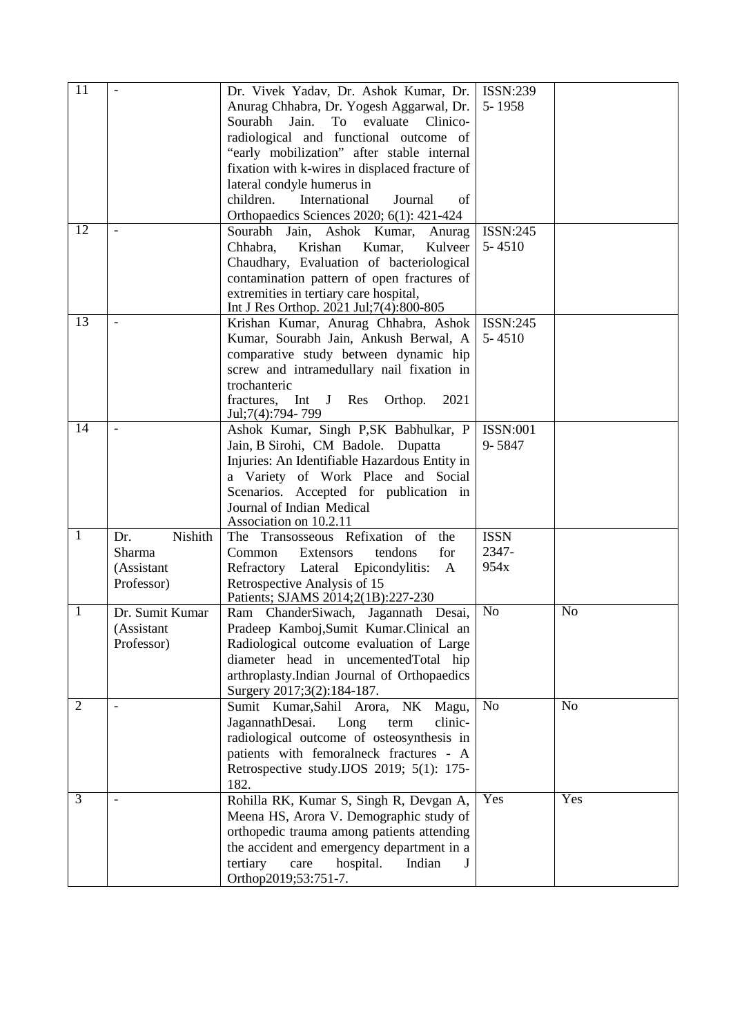| | | | | |
|---|---|---|---|---|
| 11 | - | Dr. Vivek Yadav, Dr. Ashok Kumar, Dr. Anurag Chhabra, Dr. Yogesh Aggarwal, Dr. Sourabh Jain. To evaluate Clinico-radiological and functional outcome of "early mobilization" after stable internal fixation with k-wires in displaced fracture of lateral condyle humerus in children. International Journal of Orthopaedics Sciences 2020; 6(1): 421-424 | ISSN:239 5- 1958 | |
| 12 | - | Sourabh Jain, Ashok Kumar, Anurag Chhabra, Krishan Kumar, Kulveer Chaudhary, Evaluation of bacteriological contamination pattern of open fractures of extremities in tertiary care hospital, Int J Res Orthop. 2021 Jul;7(4):800-805 | ISSN:245 5- 4510 | |
| 13 | - | Krishan Kumar, Anurag Chhabra, Ashok Kumar, Sourabh Jain, Ankush Berwal, A comparative study between dynamic hip screw and intramedullary nail fixation in trochanteric fractures, Int J Res Orthop. 2021 Jul;7(4):794- 799 | ISSN:245 5- 4510 | |
| 14 | - | Ashok Kumar, Singh P,SK Babhulkar, P Jain, B Sirohi, CM Badole. Dupatta Injuries: An Identifiable Hazardous Entity in a Variety of Work Place and Social Scenarios. Accepted for publication in Journal of Indian Medical Association on 10.2.11 | ISSN:001 9- 5847 | |
| 1 | Dr. Nishith Sharma (Assistant Professor) | The Transosseous Refixation of the Common Extensors tendons for Refractory Lateral Epicondylitis: A Retrospective Analysis of 15 Patients; SJAMS 2014;2(1B):227-230 | ISSN 2347-954x | |
| 1 | Dr. Sumit Kumar (Assistant Professor) | Ram ChanderSiwach, Jagannath Desai, Pradeep Kamboj,Sumit Kumar.Clinical an Radiological outcome evaluation of Large diameter head in uncementedTotal hip arthroplasty.Indian Journal of Orthopaedics Surgery 2017;3(2):184-187. | No | No |
| 2 | - | Sumit Kumar,Sahil Arora, NK Magu, JagannathDesai. Long term clinic-radiological outcome of osteosynthesis in patients with femoralneck fractures - A Retrospective study.IJOS 2019; 5(1): 175-182. | No | No |
| 3 | - | Rohilla RK, Kumar S, Singh R, Devgan A, Meena HS, Arora V. Demographic study of orthopedic trauma among patients attending the accident and emergency department in a tertiary care hospital. Indian J Orthop2019;53:751-7. | Yes | Yes |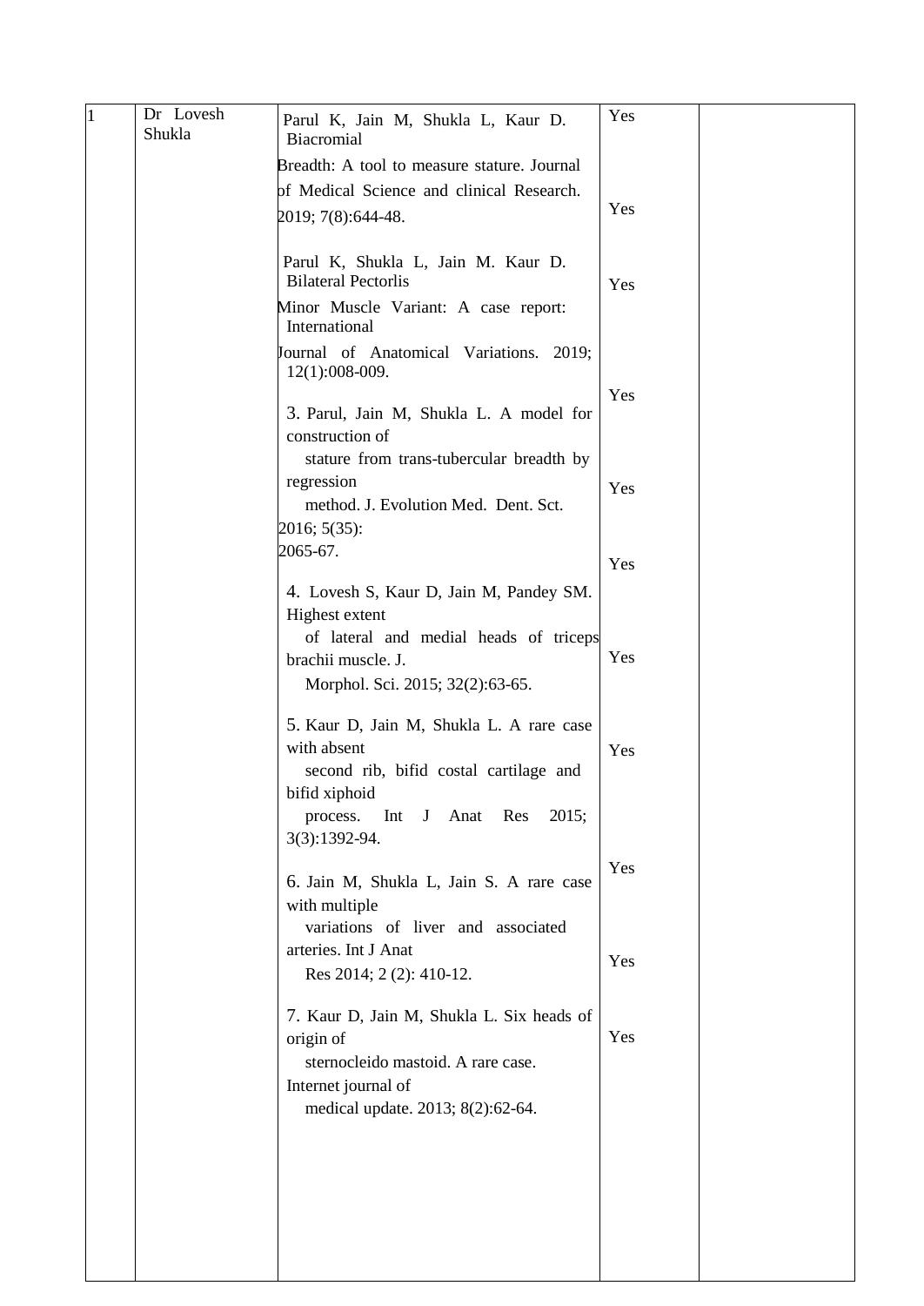| 1 | Dr Lovesh Shukla | Parul K, Jain M, Shukla L, Kaur D. Biacromial Breadth: A tool to measure stature. Journal of Medical Science and clinical Research. 2019; 7(8):644-48.<br><br>Parul K, Shukla L, Jain M. Kaur D. Bilateral Pectorlis Minor Muscle Variant: A case report: International Journal of Anatomical Variations. 2019; 12(1):008-009.<br><br>3. Parul, Jain M, Shukla L. A model for construction of stature from trans-tubercular breadth by regression method. J. Evolution Med. Dent. Sct. 2016; 5(35): 2065-67.<br><br>4. Lovesh S, Kaur D, Jain M, Pandey SM. Highest extent of lateral and medial heads of triceps brachii muscle. J. Morphol. Sci. 2015; 32(2):63-65.<br><br>5. Kaur D, Jain M, Shukla L. A rare case with absent second rib, bifid costal cartilage and bifid xiphoid process. Int J Anat Res 2015; 3(3):1392-94.<br><br>6. Jain M, Shukla L, Jain S. A rare case with multiple variations of liver and associated arteries. Int J Anat Res 2014; 2 (2): 410-12.<br><br>7. Kaur D, Jain M, Shukla L. Six heads of origin of sternocleido mastoid. A rare case. Internet journal of medical update. 2013; 8(2):62-64. | Yes<br><br>Yes<br><br>Yes<br><br>Yes<br><br>Yes<br><br>Yes<br><br>Yes<br><br>Yes<br><br>Yes<br><br>Yes | |
|---|---|---|---|---|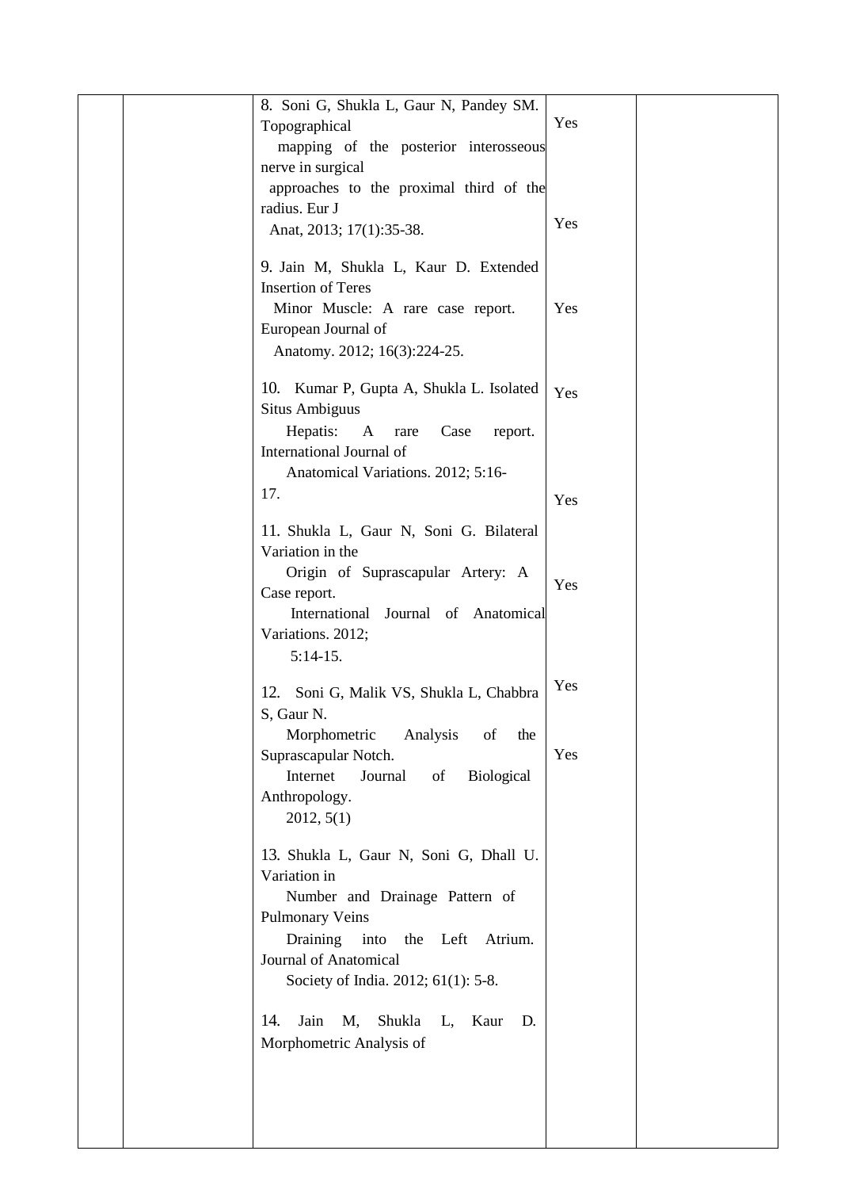| | | | | |
|---|---|---|---|---|
| | | 8. Soni G, Shukla L, Gaur N, Pandey SM. Topographical mapping of the posterior interosseous nerve in surgical approaches to the proximal third of the radius. Eur J Anat, 2013; 17(1):35-38.<br><br>9. Jain M, Shukla L, Kaur D. Extended Insertion of Teres Minor Muscle: A rare case report. European Journal of Anatomy. 2012; 16(3):224-25.<br><br>10. Kumar P, Gupta A, Shukla L. Isolated Situs Ambiguus Hepatis: A rare Case report. International Journal of Anatomical Variations. 2012; 5:16-17.<br><br>11. Shukla L, Gaur N, Soni G. Bilateral Variation in the Origin of Suprascapular Artery: A Case report. International Journal of Anatomical Variations. 2012; 5:14-15.<br><br>12. Soni G, Malik VS, Shukla L, Chabbra S, Gaur N. Morphometric Analysis of the Suprascapular Notch. Internet Journal of Biological Anthropology. 2012, 5(1)<br><br>13. Shukla L, Gaur N, Soni G, Dhall U. Variation in Number and Drainage Pattern of Pulmonary Veins Draining into the Left Atrium. Journal of Anatomical Society of India. 2012; 61(1): 5-8.<br><br>14. Jain M, Shukla L, Kaur D. Morphometric Analysis of | Yes<br><br>Yes<br><br>Yes<br><br>Yes<br><br>Yes<br><br>Yes<br><br>Yes<br><br>Yes | |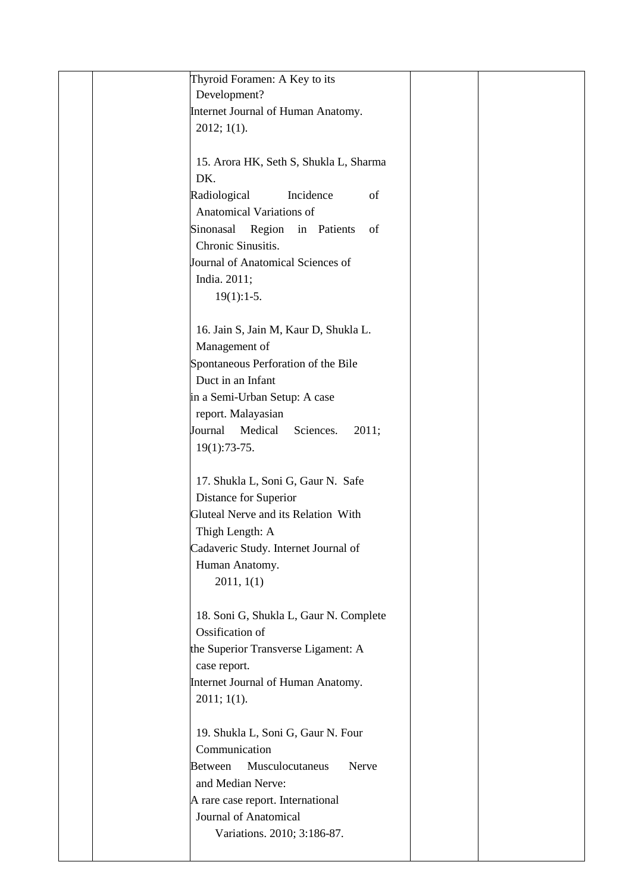|  |  | Thyroid Foramen: A Key to its Development? Internet Journal of Human Anatomy. 2012; 1(1).<br><br>15. Arora HK, Seth S, Shukla L, Sharma DK. Radiological Incidence of Anatomical Variations of Sinonasal Region in Patients of Chronic Sinusitis. Journal of Anatomical Sciences of India. 2011; 19(1):1-5.<br><br>16. Jain S, Jain M, Kaur D, Shukla L. Management of Spontaneous Perforation of the Bile Duct in an Infant in a Semi-Urban Setup: A case report. Malayasian Journal Medical Sciences. 2011; 19(1):73-75.<br><br>17. Shukla L, Soni G, Gaur N. Safe Distance for Superior Gluteal Nerve and its Relation With Thigh Length: A Cadaveric Study. Internet Journal of Human Anatomy. 2011, 1(1)<br><br>18. Soni G, Shukla L, Gaur N. Complete Ossification of the Superior Transverse Ligament: A case report. Internet Journal of Human Anatomy. 2011; 1(1).<br><br>19. Shukla L, Soni G, Gaur N. Four Communication Between Musculocutaneus Nerve and Median Nerve: A rare case report. International Journal of Anatomical Variations. 2010; 3:186-87. |  |  |
|---|---|---|---|---|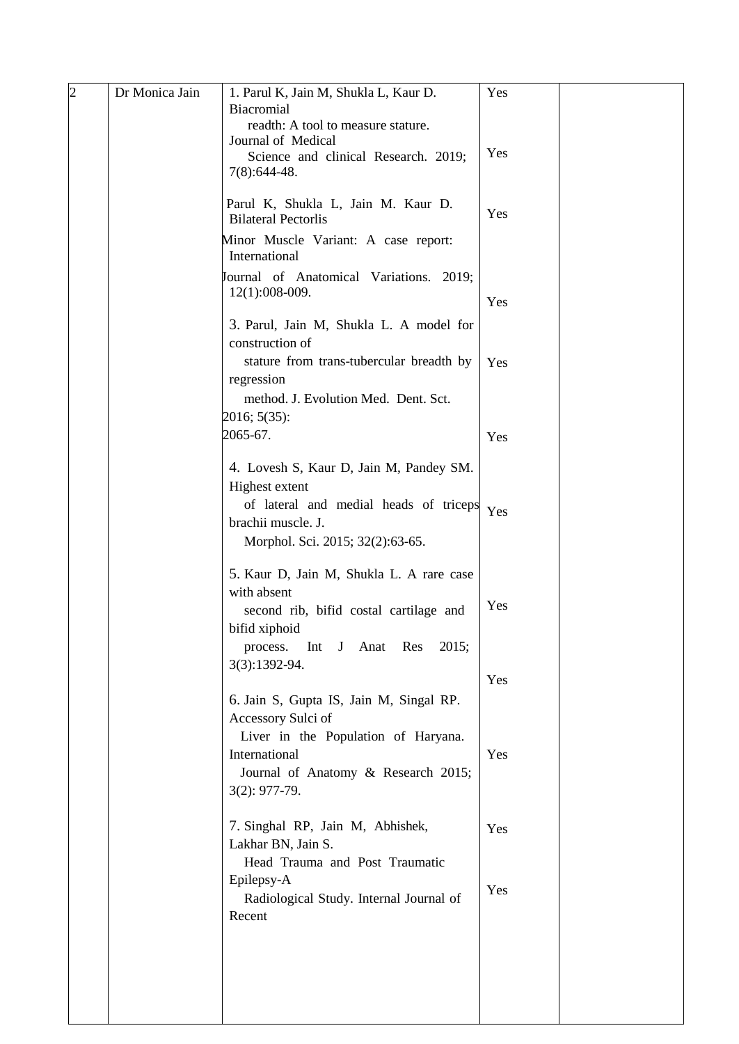| 2 | Dr Monica Jain | 1. Parul K, Jain M, Shukla L, Kaur D. Biacromial readth: A tool to measure stature. Journal of Medical Science and clinical Research. 2019; 7(8):644-48.<br><br>Parul K, Shukla L, Jain M. Kaur D. Bilateral Pectorlis Minor Muscle Variant: A case report: International Journal of Anatomical Variations. 2019; 12(1):008-009.<br><br>3. Parul, Jain M, Shukla L. A model for construction of stature from trans-tubercular breadth by regression method. J. Evolution Med. Dent. Sct. 2016; 5(35): 2065-67.<br><br>4. Lovesh S, Kaur D, Jain M, Pandey SM. Highest extent of lateral and medial heads of triceps brachii muscle. J. Morphol. Sci. 2015; 32(2):63-65.<br><br>5. Kaur D, Jain M, Shukla L. A rare case with absent second rib, bifid costal cartilage and bifid xiphoid process. Int J Anat Res 2015; 3(3):1392-94.<br><br>6. Jain S, Gupta IS, Jain M, Singal RP. Accessory Sulci of Liver in the Population of Haryana. International Journal of Anatomy & Research 2015; 3(2): 977-79.<br><br>7. Singhal RP, Jain M, Abhishek, Lakhar BN, Jain S. Head Trauma and Post Traumatic Epilepsy-A Radiological Study. Internal Journal of Recent | Yes<br><br>Yes<br><br>Yes<br><br>Yes<br><br>Yes<br><br>Yes<br><br>Yes<br><br>Yes<br><br>Yes<br><br>Yes<br><br>Yes<br><br>Yes | |
|---|---|---|---|---|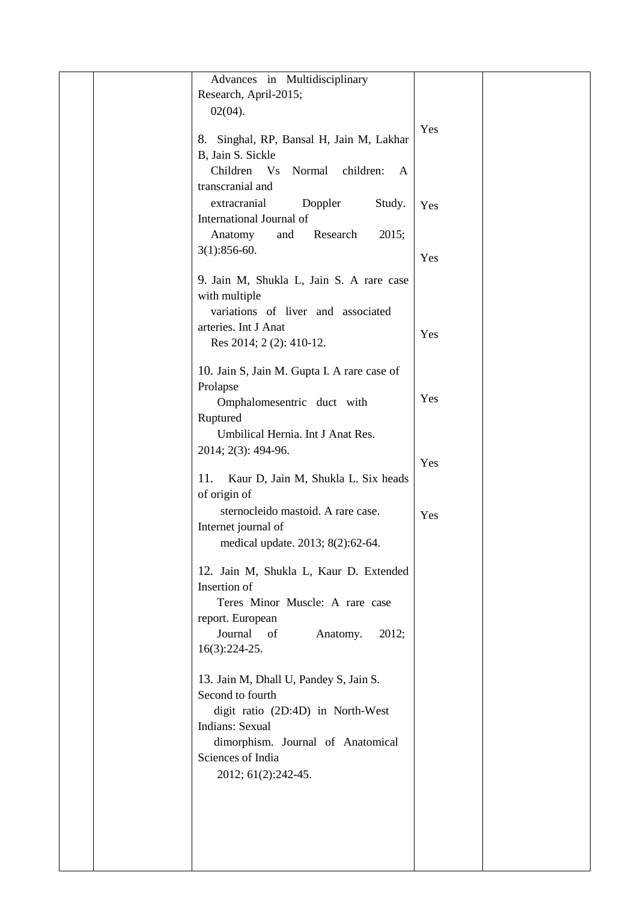| | | Advances in Multidisciplinary Research, April-2015; 02(04).<br><br>8. Singhal, RP, Bansal H, Jain M, Lakhar B, Jain S. Sickle Children Vs Normal children: A transcranial and extracranial Doppler Study. International Journal of Anatomy and Research 2015; 3(1):856-60.<br><br>9. Jain M, Shukla L, Jain S. A rare case with multiple variations of liver and associated arteries. Int J Anat Res 2014; 2 (2): 410-12.<br><br>10. Jain S, Jain M. Gupta I. A rare case of Prolapse Omphalomesentric duct with Ruptured Umbilical Hernia. Int J Anat Res. 2014; 2(3): 494-96.<br><br>11. Kaur D, Jain M, Shukla L. Six heads of origin of sternocleido mastoid. A rare case. Internet journal of medical update. 2013; 8(2):62-64.<br><br>12. Jain M, Shukla L, Kaur D. Extended Insertion of Teres Minor Muscle: A rare case report. European Journal of Anatomy. 2012; 16(3):224-25.<br><br>13. Jain M, Dhall U, Pandey S, Jain S. Second to fourth digit ratio (2D:4D) in North-West Indians: Sexual dimorphism. Journal of Anatomical Sciences of India 2012; 61(2):242-45. | Yes<br><br>Yes<br><br>Yes<br><br>Yes<br><br>Yes<br><br>Yes<br><br>Yes | |
|---|---|---|---|---|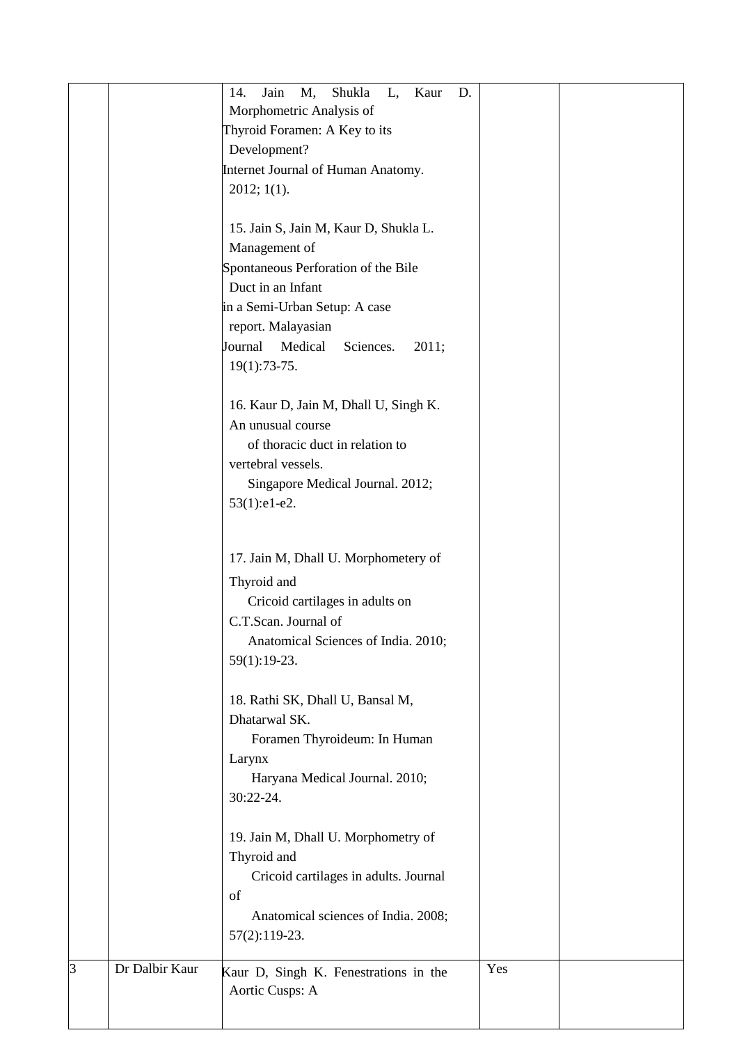| | | | | |
|---|---|---|---|---|
| | | 14. Jain M, Shukla L, Kaur D. Morphometric Analysis of Thyroid Foramen: A Key to its Development? Internet Journal of Human Anatomy. 2012; 1(1).<br><br>15. Jain S, Jain M, Kaur D, Shukla L. Management of Spontaneous Perforation of the Bile Duct in an Infant in a Semi-Urban Setup: A case report. Malayasian Journal Medical Sciences. 2011; 19(1):73-75.<br><br>16. Kaur D, Jain M, Dhall U, Singh K. An unusual course of thoracic duct in relation to vertebral vessels. Singapore Medical Journal. 2012; 53(1):e1-e2.<br><br>17. Jain M, Dhall U. Morphometery of Thyroid and Cricoid cartilages in adults on C.T.Scan. Journal of Anatomical Sciences of India. 2010; 59(1):19-23.<br><br>18. Rathi SK, Dhall U, Bansal M, Dhatarwal SK. Foramen Thyroideum: In Human Larynx Haryana Medical Journal. 2010; 30:22-24.<br><br>19. Jain M, Dhall U. Morphometry of Thyroid and Cricoid cartilages in adults. Journal of Anatomical sciences of India. 2008; 57(2):119-23. | | |
| 3 | Dr Dalbir Kaur | Kaur D, Singh K. Fenestrations in the Aortic Cusps: A | Yes | |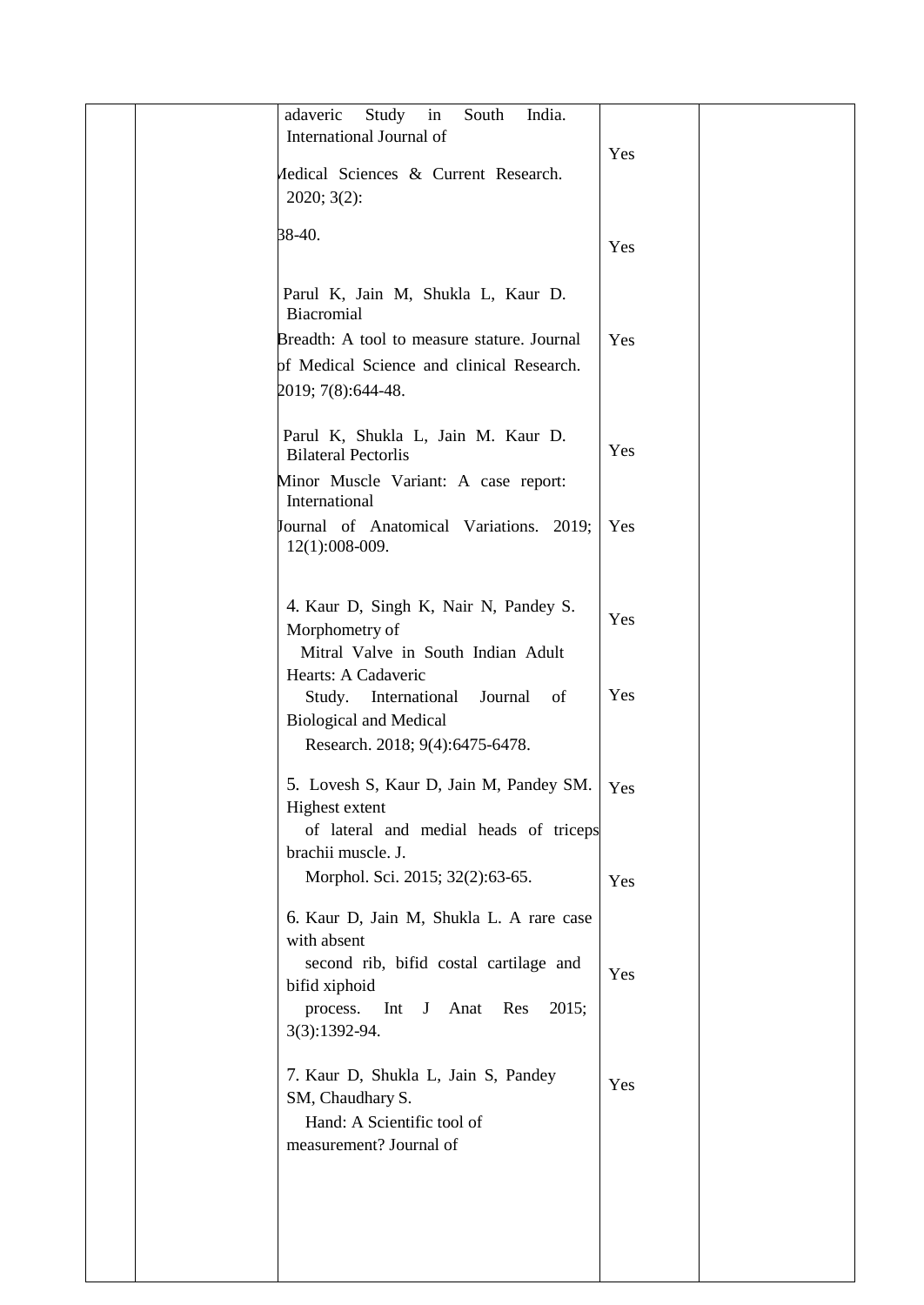| | | | | |
|---|---|---|---|---|
| | | adaveric Study in South India. International Journal of Medical Sciences & Current Research. 2020; 3(2): 38-40. | Yes<br><br>Yes | |
| | | Parul K, Jain M, Shukla L, Kaur D. Biacromial Breadth: A tool to measure stature. Journal of Medical Science and clinical Research. 2019; 7(8):644-48. | Yes | |
| | | Parul K, Shukla L, Jain M. Kaur D. Bilateral Pectorlis Minor Muscle Variant: A case report: International Journal of Anatomical Variations. 2019; 12(1):008-009. | Yes<br><br>Yes | |
| | | 4. Kaur D, Singh K, Nair N, Pandey S. Morphometry of Mitral Valve in South Indian Adult Hearts: A Cadaveric Study. International Journal of Biological and Medical Research. 2018; 9(4):6475-6478. | Yes<br><br>Yes | |
| | | 5. Lovesh S, Kaur D, Jain M, Pandey SM. Highest extent of lateral and medial heads of triceps brachii muscle. J. Morphol. Sci. 2015; 32(2):63-65. | Yes<br><br>Yes | |
| | | 6. Kaur D, Jain M, Shukla L. A rare case with absent second rib, bifid costal cartilage and bifid xiphoid process. Int J Anat Res 2015; 3(3):1392-94. | Yes | |
| | | 7. Kaur D, Shukla L, Jain S, Pandey SM, Chaudhary S. Hand: A Scientific tool of measurement? Journal of | Yes | |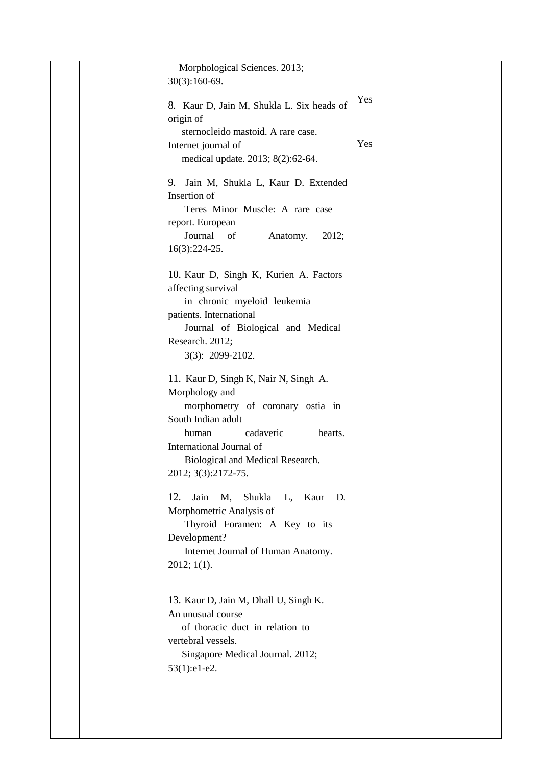| | | | | |
|---|---|---|---|---|
| | | Morphological Sciences. 2013; 30(3):160-69.<br><br>8. Kaur D, Jain M, Shukla L. Six heads of origin of sternocleido mastoid. A rare case. Internet journal of medical update. 2013; 8(2):62-64.<br><br>9. Jain M, Shukla L, Kaur D. Extended Insertion of Teres Minor Muscle: A rare case report. European Journal of Anatomy. 2012; 16(3):224-25.<br><br>10. Kaur D, Singh K, Kurien A. Factors affecting survival in chronic myeloid leukemia patients. International Journal of Biological and Medical Research. 2012; 3(3): 2099-2102.<br><br>11. Kaur D, Singh K, Nair N, Singh A. Morphology and morphometry of coronary ostia in South Indian adult human cadaveric hearts. International Journal of Biological and Medical Research. 2012; 3(3):2172-75.<br><br>12. Jain M, Shukla L, Kaur D. Morphometric Analysis of Thyroid Foramen: A Key to its Development? Internet Journal of Human Anatomy. 2012; 1(1).<br><br>13. Kaur D, Jain M, Dhall U, Singh K. An unusual course of thoracic duct in relation to vertebral vessels. Singapore Medical Journal. 2012; 53(1):e1-e2. | Yes<br><br>Yes | |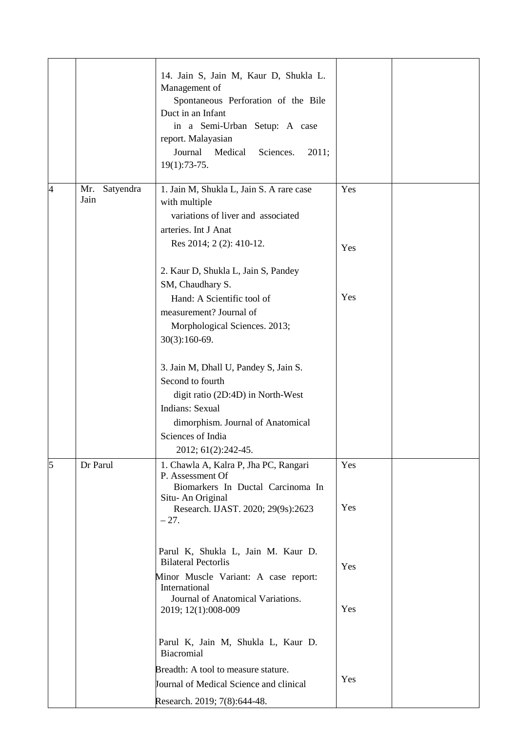| | | | | |
|---|---|---|---|---|
| | | 14. Jain S, Jain M, Kaur D, Shukla L. Management of Spontaneous Perforation of the Bile Duct in an Infant in a Semi-Urban Setup: A case report. Malayasian Journal Medical Sciences. 2011; 19(1):73-75. | | |
| 4 | Mr. Satyendra Jain | 1. Jain M, Shukla L, Jain S. A rare case with multiple variations of liver and associated arteries. Int J Anat Res 2014; 2 (2): 410-12.<br><br>2. Kaur D, Shukla L, Jain S, Pandey SM, Chaudhary S. Hand: A Scientific tool of measurement? Journal of Morphological Sciences. 2013; 30(3):160-69.<br><br>3. Jain M, Dhall U, Pandey S, Jain S. Second to fourth digit ratio (2D:4D) in North-West Indians: Sexual dimorphism. Journal of Anatomical Sciences of India 2012; 61(2):242-45. | Yes<br><br>Yes<br><br>Yes | |
| 5 | Dr Parul | 1. Chawla A, Kalra P, Jha PC, Rangari P. Assessment Of Biomarkers In Ductal Carcinoma In Situ- An Original Research. IJAST. 2020; 29(9s):2623 – 27.<br><br>Parul K, Shukla L, Jain M. Kaur D. Bilateral Pectorlis Minor Muscle Variant: A case report: International Journal of Anatomical Variations. 2019; 12(1):008-009<br><br>Parul K, Jain M, Shukla L, Kaur D. Biacromial Breadth: A tool to measure stature. Journal of Medical Science and clinical Research. 2019; 7(8):644-48. | Yes<br><br>Yes<br><br>Yes<br><br>Yes<br><br>Yes | |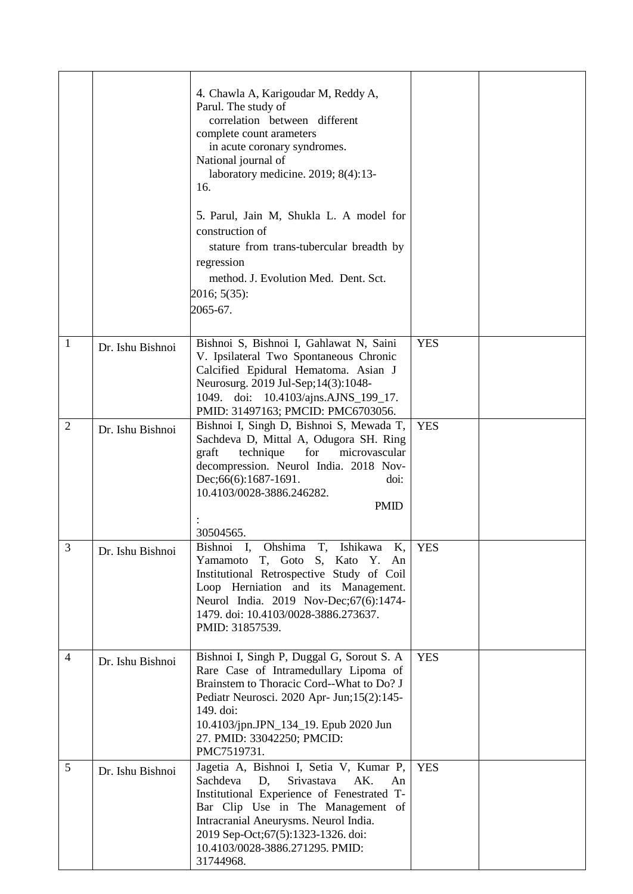| | | | | |
|---|---|---|---|---|
| | | 4. Chawla A, Karigoudar M, Reddy A, Parul. The study of correlation between different complete count arameters in acute coronary syndromes. National journal of laboratory medicine. 2019; 8(4):13-16.<br><br>5. Parul, Jain M, Shukla L. A model for construction of stature from trans-tubercular breadth by regression method. J. Evolution Med. Dent. Sct. 2016; 5(35): 2065-67. | | |
| 1 | Dr. Ishu Bishnoi | Bishnoi S, Bishnoi I, Gahlawat N, Saini V. Ipsilateral Two Spontaneous Chronic Calcified Epidural Hematoma. Asian J Neurosurg. 2019 Jul-Sep;14(3):1048-1049. doi: 10.4103/ajns.AJNS_199_17. PMID: 31497163; PMCID: PMC6703056. | YES | |
| 2 | Dr. Ishu Bishnoi | Bishnoi I, Singh D, Bishnoi S, Mewada T, Sachdeva D, Mittal A, Odugora SH. Ring graft technique for microvascular decompression. Neurol India. 2018 Nov-Dec;66(6):1687-1691. doi: 10.4103/0028-3886.246282. PMID : 30504565. | YES | |
| 3 | Dr. Ishu Bishnoi | Bishnoi I, Ohshima T, Ishikawa K, Yamamoto T, Goto S, Kato Y. An Institutional Retrospective Study of Coil Loop Herniation and its Management. Neurol India. 2019 Nov-Dec;67(6):1474-1479. doi: 10.4103/0028-3886.273637. PMID: 31857539. | YES | |
| 4 | Dr. Ishu Bishnoi | Bishnoi I, Singh P, Duggal G, Sorout S. A Rare Case of Intramedullary Lipoma of Brainstem to Thoracic Cord--What to Do? J Pediatr Neurosci. 2020 Apr- Jun;15(2):145-149. doi: 10.4103/jpn.JPN_134_19. Epub 2020 Jun 27. PMID: 33042250; PMCID: PMC7519731. | YES | |
| 5 | Dr. Ishu Bishnoi | Jagetia A, Bishnoi I, Setia V, Kumar P, Sachdeva D, Srivastava AK. An Institutional Experience of Fenestrated T-Bar Clip Use in The Management of Intracranial Aneurysms. Neurol India. 2019 Sep-Oct;67(5):1323-1326. doi: 10.4103/0028-3886.271295. PMID: 31744968. | YES | |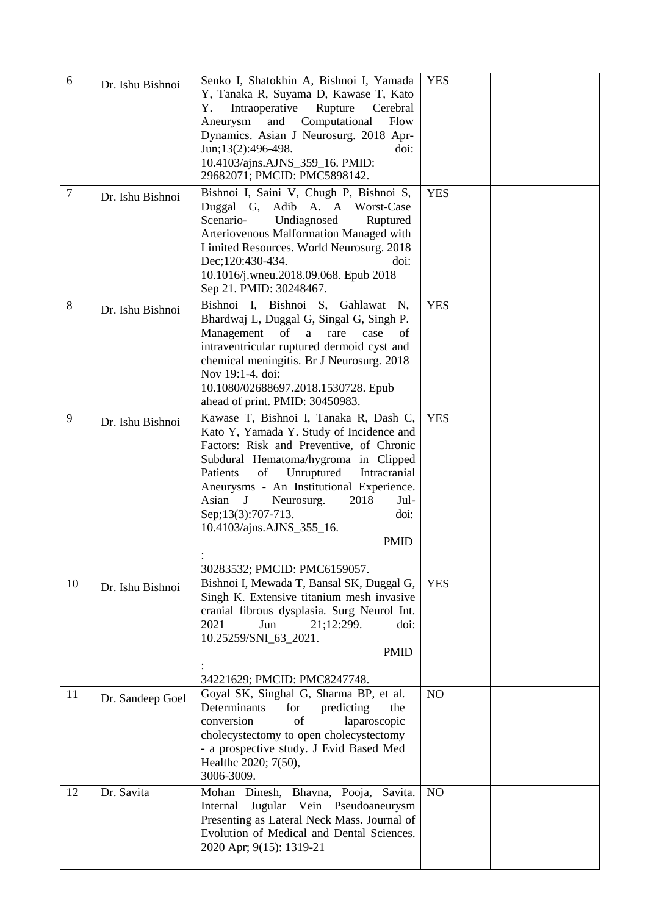| 6 | Dr. Ishu Bishnoi | Senko I, Shatokhin A, Bishnoi I, Yamada Y, Tanaka R, Suyama D, Kawase T, Kato Y. Intraoperative Rupture Cerebral Aneurysm and Computational Flow Dynamics. Asian J Neurosurg. 2018 Apr-Jun;13(2):496-498. doi: 10.4103/ajns.AJNS_359_16. PMID: 29682071; PMCID: PMC5898142. | YES | |
|---|---|---|---|---|
| 7 | Dr. Ishu Bishnoi | Bishnoi I, Saini V, Chugh P, Bishnoi S, Duggal G, Adib A. A Worst-Case Scenario- Undiagnosed Ruptured Arteriovenous Malformation Managed with Limited Resources. World Neurosurg. 2018 Dec;120:430-434. doi: 10.1016/j.wneu.2018.09.068. Epub 2018 Sep 21. PMID: 30248467. | YES | |
| 8 | Dr. Ishu Bishnoi | Bishnoi I, Bishnoi S, Gahlawat N, Bhardwaj L, Duggal G, Singal G, Singh P. Management of a rare case of intraventricular ruptured dermoid cyst and chemical meningitis. Br J Neurosurg. 2018 Nov 19:1-4. doi: 10.1080/02688697.2018.1530728. Epub ahead of print. PMID: 30450983. | YES | |
| 9 | Dr. Ishu Bishnoi | Kawase T, Bishnoi I, Tanaka R, Dash C, Kato Y, Yamada Y. Study of Incidence and Factors: Risk and Preventive, of Chronic Subdural Hematoma/hygroma in Clipped Patients of Unruptured Intracranial Aneurysms - An Institutional Experience. Asian J Neurosurg. 2018 Jul-Sep;13(3):707-713. doi: 10.4103/ajns.AJNS_355_16. PMID: 30283532; PMCID: PMC6159057. | YES | |
| 10 | Dr. Ishu Bishnoi | Bishnoi I, Mewada T, Bansal SK, Duggal G, Singh K. Extensive titanium mesh invasive cranial fibrous dysplasia. Surg Neurol Int. 2021 Jun 21;12:299. doi: 10.25259/SNI_63_2021. PMID: 34221629; PMCID: PMC8247748. | YES | |
| 11 | Dr. Sandeep Goel | Goyal SK, Singhal G, Sharma BP, et al. Determinants for predicting the conversion of laparoscopic cholecystectomy to open cholecystectomy - a prospective study. J Evid Based Med Healthc 2020; 7(50), 3006-3009. | NO | |
| 12 | Dr. Savita | Mohan Dinesh, Bhavna, Pooja, Savita. Internal Jugular Vein Pseudoaneurysm Presenting as Lateral Neck Mass. Journal of Evolution of Medical and Dental Sciences. 2020 Apr; 9(15): 1319-21 | NO | |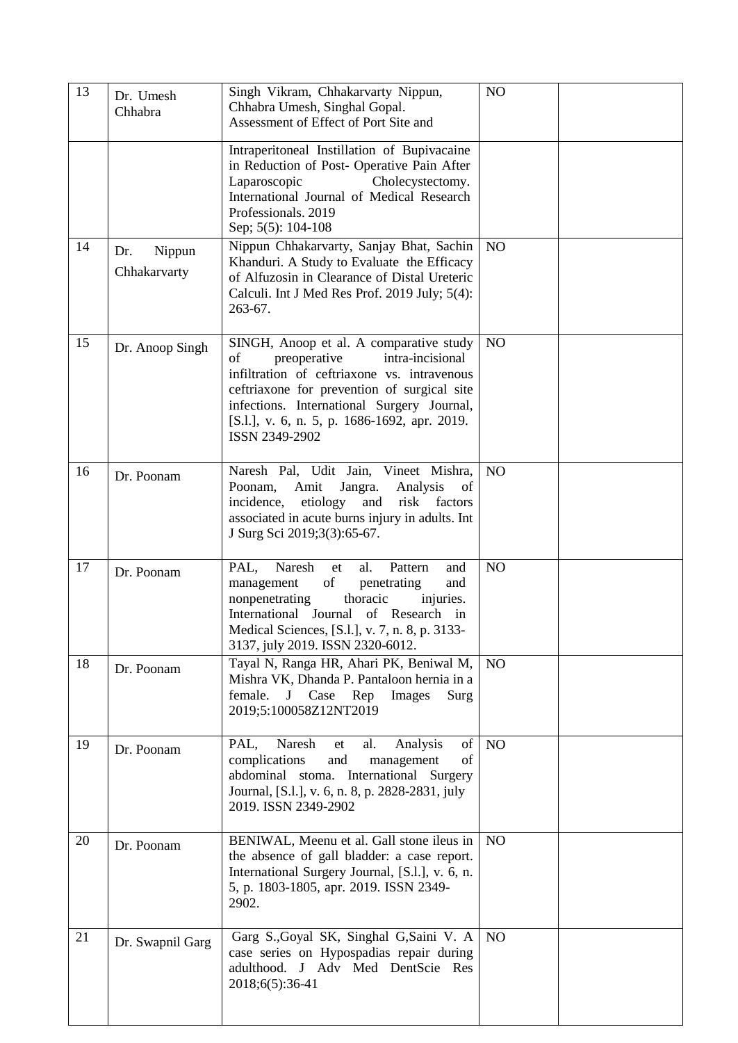| 13 | Dr. Umesh Chhabra | Singh Vikram, Chhakarvarty Nippun, Chhabra Umesh, Singhal Gopal. Assessment of Effect of Port Site and Intraperitoneal Instillation of Bupivacaine in Reduction of Post- Operative Pain After Laparoscopic Cholecystectomy. International Journal of Medical Research Professionals. 2019 Sep; 5(5): 104-108 | NO | |
|---|---|---|---|---|
| 14 | Dr. Nippun Chhakarvarty | Nippun Chhakarvarty, Sanjay Bhat, Sachin Khanduri. A Study to Evaluate the Efficacy of Alfuzosin in Clearance of Distal Ureteric Calculi. Int J Med Res Prof. 2019 July; 5(4): 263-67. | NO | |
| 15 | Dr. Anoop Singh | SINGH, Anoop et al. A comparative study of preoperative intra-incisional infiltration of ceftriaxone vs. intravenous ceftriaxone for prevention of surgical site infections. International Surgery Journal, [S.l.], v. 6, n. 5, p. 1686-1692, apr. 2019. ISSN 2349-2902 | NO | |
| 16 | Dr. Poonam | Naresh Pal, Udit Jain, Vineet Mishra, Poonam, Amit Jangra. Analysis of incidence, etiology and risk factors associated in acute burns injury in adults. Int J Surg Sci 2019;3(3):65-67. | NO | |
| 17 | Dr. Poonam | PAL, Naresh et al. Pattern and management of penetrating and nonpenetrating thoracic injuries. International Journal of Research in Medical Sciences, [S.l.], v. 7, n. 8, p. 3133-3137, july 2019. ISSN 2320-6012. | NO | |
| 18 | Dr. Poonam | Tayal N, Ranga HR, Ahari PK, Beniwal M, Mishra VK, Dhanda P. Pantaloon hernia in a female. J Case Rep Images Surg 2019;5:100058Z12NT2019 | NO | |
| 19 | Dr. Poonam | PAL, Naresh et al. Analysis of complications and management of abdominal stoma. International Surgery Journal, [S.l.], v. 6, n. 8, p. 2828-2831, july 2019. ISSN 2349-2902 | NO | |
| 20 | Dr. Poonam | BENIWAL, Meenu et al. Gall stone ileus in the absence of gall bladder: a case report. International Surgery Journal, [S.l.], v. 6, n. 5, p. 1803-1805, apr. 2019. ISSN 2349-2902. | NO | |
| 21 | Dr. Swapnil Garg | Garg S.,Goyal SK, Singhal G,Saini V. A case series on Hypospadias repair during adulthood. J Adv Med DentScie Res 2018;6(5):36-41 | NO | |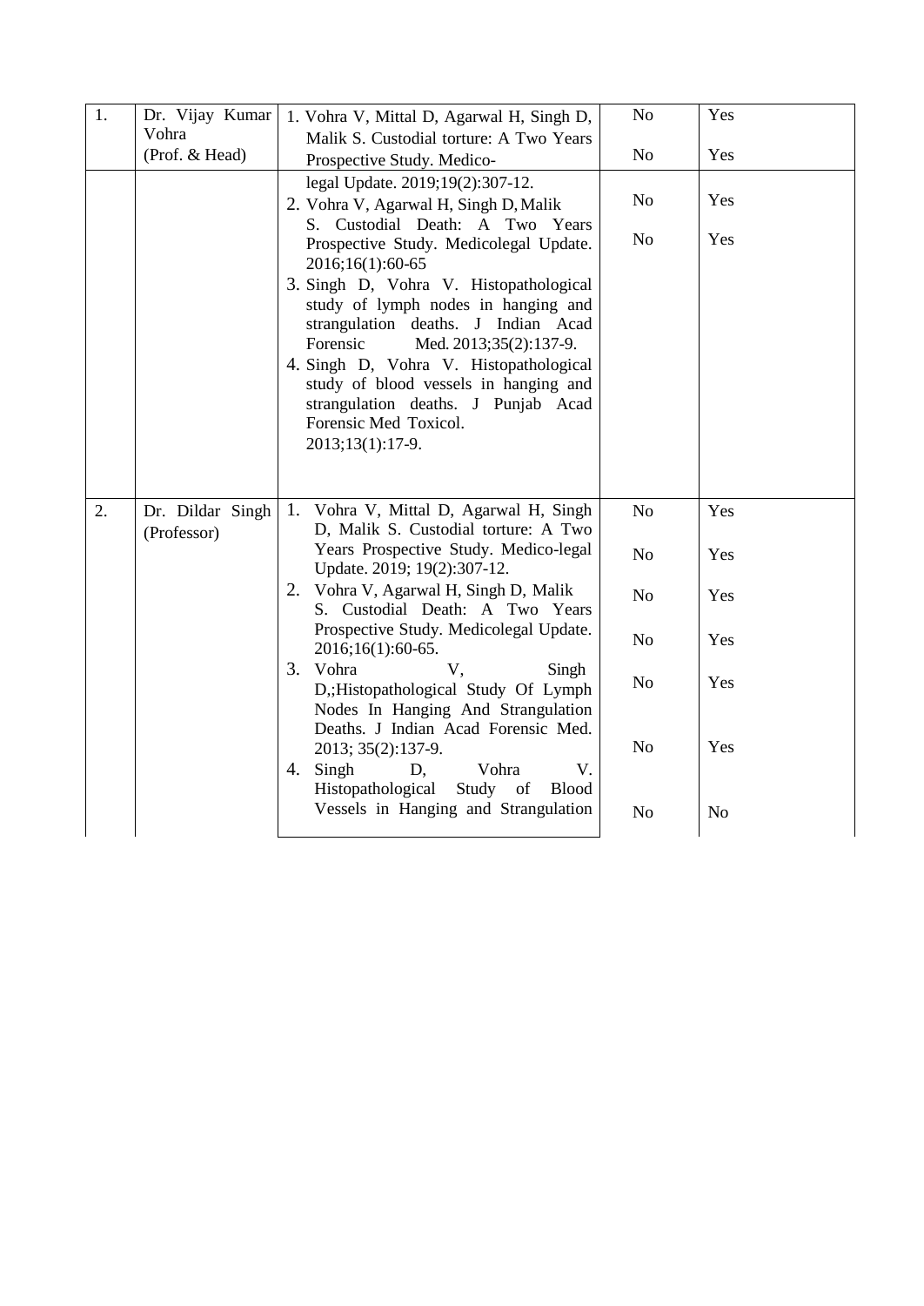| | | | | |
|---|---|---|---|---|
| 1. | Dr. Vijay Kumar Vohra (Prof. & Head) | 1. Vohra V, Mittal D, Agarwal H, Singh D, Malik S. Custodial torture: A Two Years Prospective Study. Medico-legal Update. 2019;19(2):307-12.<br>2. Vohra V, Agarwal H, Singh D, Malik S. Custodial Death: A Two Years Prospective Study. Medicolegal Update. 2016;16(1):60-65<br>3. Singh D, Vohra V. Histopathological study of lymph nodes in hanging and strangulation deaths. J Indian Acad Forensic Med. 2013;35(2):137-9.<br>4. Singh D, Vohra V. Histopathological study of blood vessels in hanging and strangulation deaths. J Punjab Acad Forensic Med Toxicol. 2013;13(1):17-9. | No<br>No<br>No<br>No | Yes<br>Yes<br>Yes<br>Yes |
| 2. | Dr. Dildar Singh (Professor) | 1. Vohra V, Mittal D, Agarwal H, Singh D, Malik S. Custodial torture: A Two Years Prospective Study. Medico-legal Update. 2019; 19(2):307-12.<br>2. Vohra V, Agarwal H, Singh D, Malik S. Custodial Death: A Two Years Prospective Study. Medicolegal Update. 2016;16(1):60-65.<br>3. Vohra V, Singh D,;Histopathological Study Of Lymph Nodes In Hanging And Strangulation Deaths. J Indian Acad Forensic Med. 2013; 35(2):137-9.<br>4. Singh D, Vohra V. Histopathological Study of Blood Vessels in Hanging and Strangulation | No<br>No<br>No<br>No<br>No<br>No<br>No | Yes<br>Yes<br>Yes<br>Yes<br>Yes<br>Yes<br>No |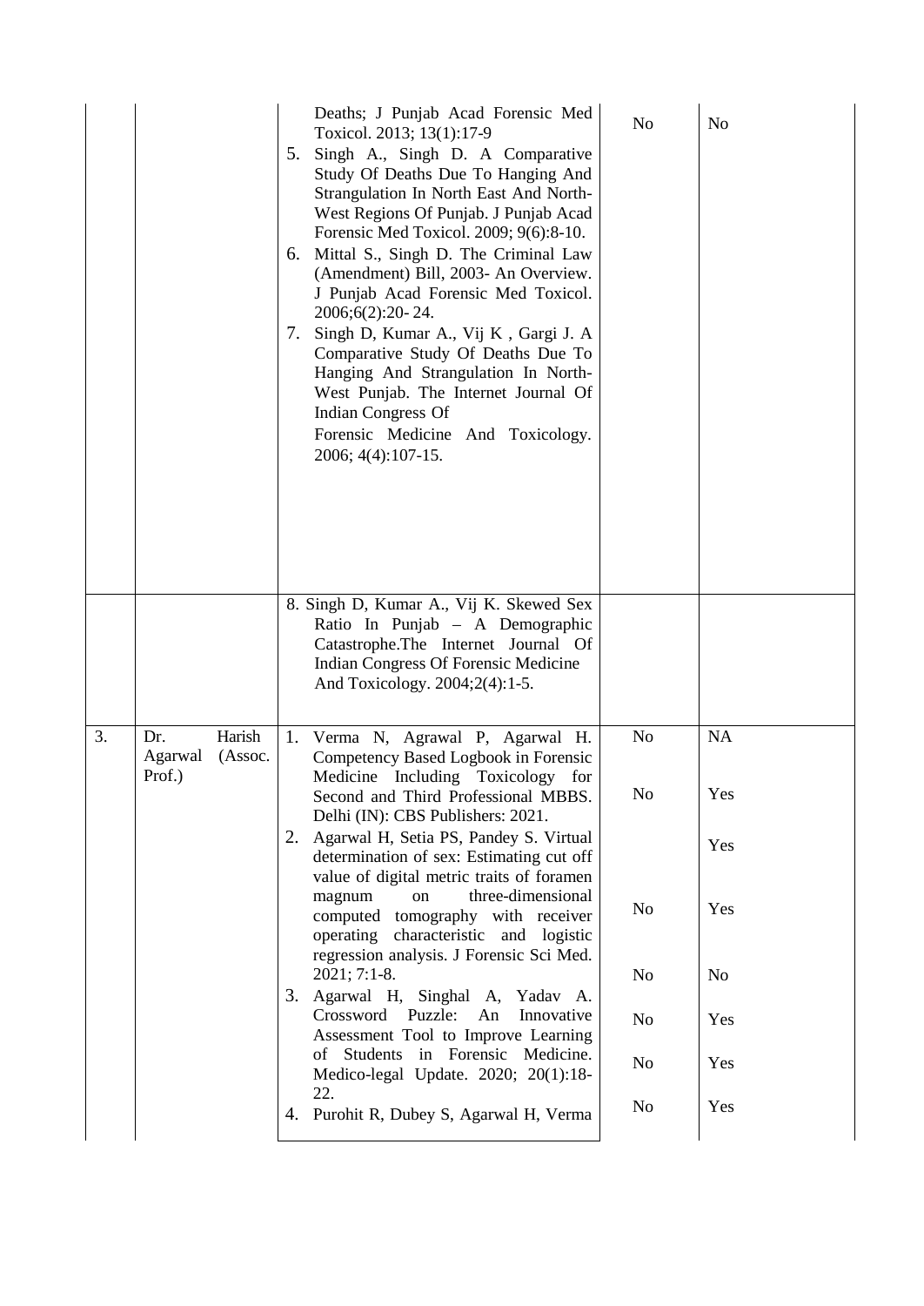| | | | | |
|---|---|---|---|---|
| | | Deaths; J Punjab Acad Forensic Med Toxicol. 2013; 13(1):17-9<br>5. Singh A., Singh D. A Comparative Study Of Deaths Due To Hanging And Strangulation In North East And North-West Regions Of Punjab. J Punjab Acad Forensic Med Toxicol. 2009; 9(6):8-10.<br>6. Mittal S., Singh D. The Criminal Law (Amendment) Bill, 2003- An Overview. J Punjab Acad Forensic Med Toxicol. 2006;6(2):20- 24.<br>7. Singh D, Kumar A., Vij K , Gargi J. A Comparative Study Of Deaths Due To Hanging And Strangulation In North-West Punjab. The Internet Journal Of Indian Congress Of Forensic Medicine And Toxicology. 2006; 4(4):107-15. | No | No |
| | | 8. Singh D, Kumar A., Vij K. Skewed Sex Ratio In Punjab – A Demographic Catastrophe.The Internet Journal Of Indian Congress Of Forensic Medicine And Toxicology. 2004;2(4):1-5. | | |
| 3. | Dr. Harish Agarwal (Assoc. Prof.) | 1. Verma N, Agrawal P, Agarwal H. Competency Based Logbook in Forensic Medicine Including Toxicology for Second and Third Professional MBBS. Delhi (IN): CBS Publishers: 2021.<br>2. Agarwal H, Setia PS, Pandey S. Virtual determination of sex: Estimating cut off value of digital metric traits of foramen magnum on three-dimensional computed tomography with receiver operating characteristic and logistic regression analysis. J Forensic Sci Med. 2021; 7:1-8.<br>3. Agarwal H, Singhal A, Yadav A. Crossword Puzzle: An Innovative Assessment Tool to Improve Learning of Students in Forensic Medicine. Medico-legal Update. 2020; 20(1):18-22.<br>4. Purohit R, Dubey S, Agarwal H, Verma | No<br><br>No<br><br><br>No<br><br>No<br><br>No<br><br>No<br><br>No | NA<br><br>Yes<br><br>Yes<br><br>Yes<br><br>No<br><br>Yes<br><br>Yes<br><br>Yes |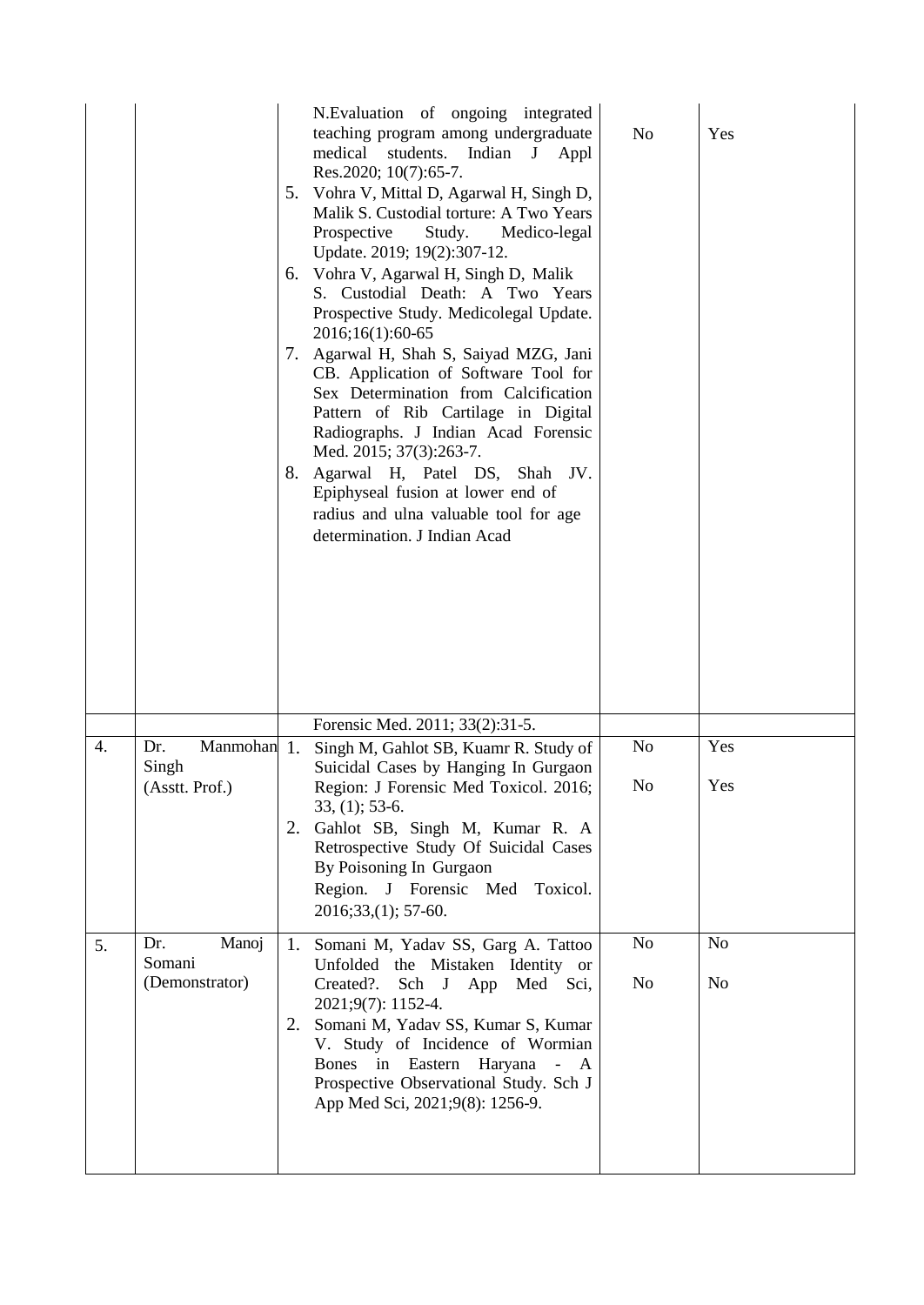| | | | | |
|---|---|---|---|---|
| | | N.Evaluation of ongoing integrated teaching program among undergraduate medical students. Indian J Appl Res.2020; 10(7):65-7.<br>5. Vohra V, Mittal D, Agarwal H, Singh D, Malik S. Custodial torture: A Two Years Prospective Study. Medico-legal Update. 2019; 19(2):307-12.<br>6. Vohra V, Agarwal H, Singh D, Malik S. Custodial Death: A Two Years Prospective Study. Medicolegal Update. 2016;16(1):60-65<br>7. Agarwal H, Shah S, Saiyad MZG, Jani CB. Application of Software Tool for Sex Determination from Calcification Pattern of Rib Cartilage in Digital Radiographs. J Indian Acad Forensic Med. 2015; 37(3):263-7.<br>8. Agarwal H, Patel DS, Shah JV. Epiphyseal fusion at lower end of radius and ulna valuable tool for age determination. J Indian Acad Forensic Med. 2011; 33(2):31-5. | No | Yes |
| 4. | Dr. Manmohan Singh (Asstt. Prof.) | 1. Singh M, Gahlot SB, Kuamr R. Study of Suicidal Cases by Hanging In Gurgaon Region: J Forensic Med Toxicol. 2016; 33, (1); 53-6.<br>2. Gahlot SB, Singh M, Kumar R. A Retrospective Study Of Suicidal Cases By Poisoning In Gurgaon Region. J Forensic Med Toxicol. 2016;33,(1); 57-60. | No<br>No | Yes<br>Yes |
| 5. | Dr. Manoj Somani (Demonstrator) | 1. Somani M, Yadav SS, Garg A. Tattoo Unfolded the Mistaken Identity or Created?. Sch J App Med Sci, 2021;9(7): 1152-4.<br>2. Somani M, Yadav SS, Kumar S, Kumar V. Study of Incidence of Wormian Bones in Eastern Haryana - A Prospective Observational Study. Sch J App Med Sci, 2021;9(8): 1256-9. | No<br>No | No<br>No |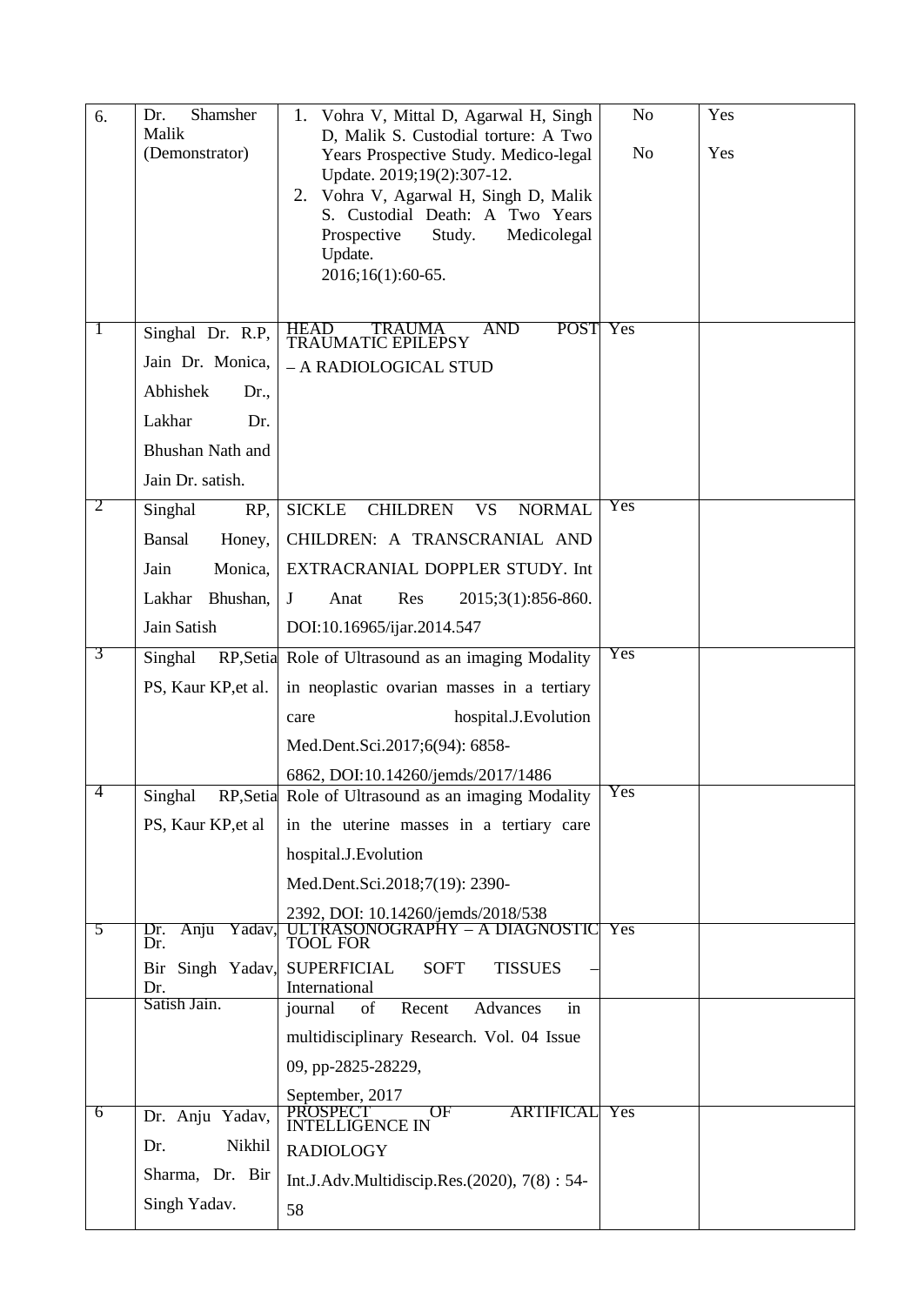| | | | | |
|---|---|---|---|---|
| 6. | Dr. Shamsher Malik (Demonstrator) | 1. Vohra V, Mittal D, Agarwal H, Singh D, Malik S. Custodial torture: A Two Years Prospective Study. Medico-legal Update. 2019;19(2):307-12.<br>2. Vohra V, Agarwal H, Singh D, Malik S. Custodial Death: A Two Years Prospective Study. Medicolegal Update. 2016;16(1):60-65. | No<br>No | Yes<br>Yes |
| 1 | Singhal Dr. R.P, Jain Dr. Monica, Abhishek Dr., Lakhar Dr. Bhushan Nath and Jain Dr. satish. | HEAD TRAUMA AND POST TRAUMATIC EPILEPSY – A RADIOLOGICAL STUD | Yes | |
| 2 | Singhal RP, Bansal Honey, Jain Monica, Lakhar Bhushan, Jain Satish | SICKLE CHILDREN VS NORMAL CHILDREN: A TRANSCRANIAL AND EXTRACRANIAL DOPPLER STUDY. Int J Anat Res 2015;3(1):856-860. DOI:10.16965/ijar.2014.547 | Yes | |
| 3 | Singhal RP,Setia PS, Kaur KP,et al. | Role of Ultrasound as an imaging Modality in neoplastic ovarian masses in a tertiary care hospital.J.Evolution Med.Dent.Sci.2017;6(94): 6858-6862, DOI:10.14260/jemds/2017/1486 | Yes | |
| 4 | Singhal RP,Setia PS, Kaur KP,et al | Role of Ultrasound as an imaging Modality in the uterine masses in a tertiary care hospital.J.Evolution Med.Dent.Sci.2018;7(19): 2390-2392, DOI: 10.14260/jemds/2018/538 | Yes | |
| 5 | Dr. Anju Yadav, Dr. Bir Singh Yadav, Dr. Satish Jain. | ULTRASONOGRAPHY – A DIAGNOSTIC TOOL FOR SUPERFICIAL SOFT TISSUES – International journal of Recent Advances in multidisciplinary Research. Vol. 04 Issue 09, pp-2825-28229, September, 2017 | Yes | |
| 6 | Dr. Anju Yadav, Dr. Nikhil Sharma, Dr. Bir Singh Yadav. | PROSPECT OF ARTIFICAL INTELLIGENCE IN RADIOLOGY Int.J.Adv.Multidiscip.Res.(2020), 7(8) : 54-58 | Yes | |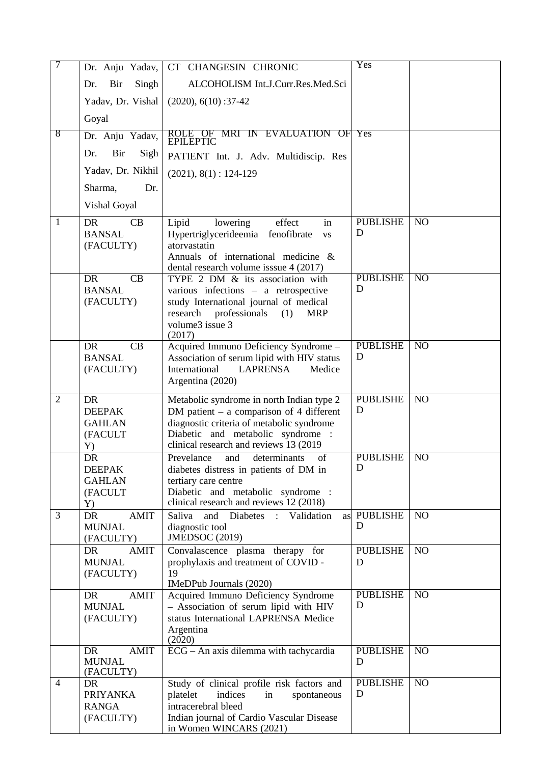| | | | | |
|---|---|---|---|---|
| 7 | Dr. Anju Yadav, Dr. Bir Singh Yadav, Dr. Vishal Goyal | CT CHANGESIN CHRONIC ALCOHOLISM Int.J.Curr.Res.Med.Sci (2020), 6(10) :37-42 | Yes | |
| 8 | Dr. Anju Yadav, Dr. Bir Sigh Yadav, Dr. Nikhil Sharma, Dr. Vishal Goyal | ROLE OF MRI IN EVALUATION OF EPILEPTIC PATIENT Int. J. Adv. Multidiscip. Res (2021), 8(1) : 124-129 | Yes | |
| 1 | DR CB BANSAL (FACULTY) | Lipid lowering effect in Hypertriglycerideemia fenofibrate vs atorvastatin Annuals of international medicine & dental research volume isssue 4 (2017) | PUBLISHED | NO |
| | DR CB BANSAL (FACULTY) | TYPE 2 DM & its association with various infections – a retrospective study International journal of medical research professionals (1) MRP volume3 issue 3 (2017) | PUBLISHED | NO |
| | DR CB BANSAL (FACULTY) | Acquired Immuno Deficiency Syndrome – Association of serum lipid with HIV status International LAPRENSA Medice Argentina (2020) | PUBLISHED | NO |
| 2 | DR DEEPAK GAHLAN (FACULTY) | Metabolic syndrome in north Indian type 2 DM patient – a comparison of 4 different diagnostic criteria of metabolic syndrome Diabetic and metabolic syndrome : clinical research and reviews 13 (2019 | PUBLISHED | NO |
| | DR DEEPAK GAHLAN (FACULTY) | Prevelance and determinants of diabetes distress in patients of DM in tertiary care centre Diabetic and metabolic syndrome : clinical research and reviews 12 (2018) | PUBLISHED | NO |
| 3 | DR AMIT MUNJAL (FACULTY) | Saliva and Diabetes : Validation as diagnostic tool JMEDSOC (2019) | PUBLISHED | NO |
| | DR AMIT MUNJAL (FACULTY) | Convalascence plasma therapy for prophylaxis and treatment of COVID - 19 IMeDPub Journals (2020) | PUBLISHED | NO |
| | DR AMIT MUNJAL (FACULTY) | Acquired Immuno Deficiency Syndrome – Association of serum lipid with HIV status International LAPRENSA Medice Argentina (2020) | PUBLISHED | NO |
| | DR AMIT MUNJAL (FACULTY) | ECG – An axis dilemma with tachycardia | PUBLISHED | NO |
| 4 | DR PRIYANKA RANGA (FACULTY) | Study of clinical profile risk factors and platelet indices in spontaneous intracerebral bleed Indian journal of Cardio Vascular Disease in Women WINCARS (2021) | PUBLISHED | NO |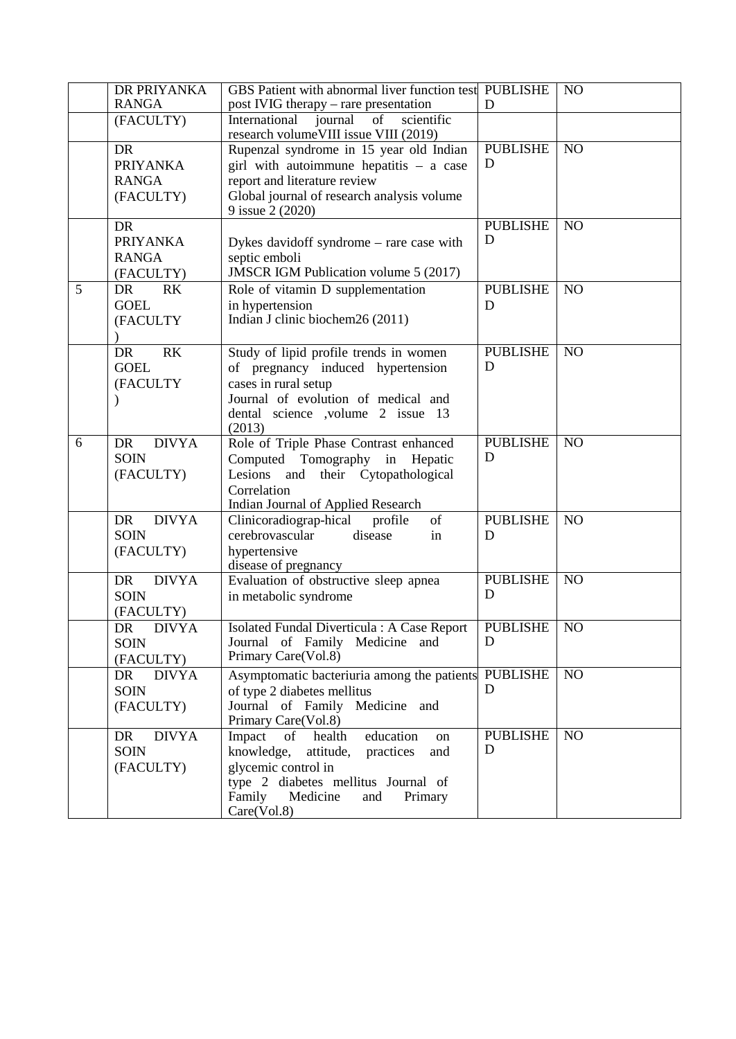| | DR PRIYANKA RANGA | GBS Patient with abnormal liver function test post IVIG therapy – rare presentation | PUBLISHED | NO |
|---|---|---|---|---|
| | (FACULTY) | International journal of scientific research volumeVIII issue VIII (2019) | | |
| | DR PRIYANKA RANGA (FACULTY) | Rupenzal syndrome in 15 year old Indian girl with autoimmune hepatitis – a case report and literature review Global journal of research analysis volume 9 issue 2 (2020) | PUBLISHED | NO |
| | DR PRIYANKA RANGA (FACULTY) | Dykes davidoff syndrome – rare case with septic emboli JMSCR IGM Publication volume 5 (2017) | PUBLISHED | NO |
| 5 | DR RK GOEL (FACULTY ) | Role of vitamin D supplementation in hypertension Indian J clinic biochem26 (2011) | PUBLISHED | NO |
| | DR RK GOEL (FACULTY ) | Study of lipid profile trends in women of pregnancy induced hypertension cases in rural setup Journal of evolution of medical and dental science ,volume 2 issue 13 (2013) | PUBLISHED | NO |
| 6 | DR DIVYA SOIN (FACULTY) | Role of Triple Phase Contrast enhanced Computed Tomography in Hepatic Lesions and their Cytopathological Correlation Indian Journal of Applied Research | PUBLISHED | NO |
| | DR DIVYA SOIN (FACULTY) | Clinicoradiograp-hical profile of cerebrovascular disease in hypertensive disease of pregnancy | PUBLISHED | NO |
| | DR DIVYA SOIN (FACULTY) | Evaluation of obstructive sleep apnea in metabolic syndrome | PUBLISHED | NO |
| | DR DIVYA SOIN (FACULTY) | Isolated Fundal Diverticula : A Case Report Journal of Family Medicine and Primary Care(Vol.8) | PUBLISHED | NO |
| | DR DIVYA SOIN (FACULTY) | Asymptomatic bacteriuria among the patients of type 2 diabetes mellitus Journal of Family Medicine and Primary Care(Vol.8) | PUBLISHED | NO |
| | DR DIVYA SOIN (FACULTY) | Impact of health education on knowledge, attitude, practices and glycemic control in type 2 diabetes mellitus Journal of Family Medicine and Primary Care(Vol.8) | PUBLISHED | NO |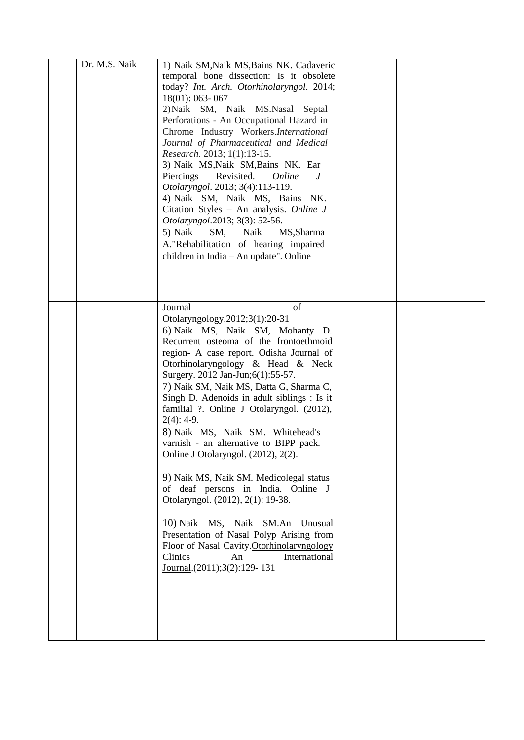| | | | | |
|---|---|---|---|---|
| | Dr. M.S. Naik | 1) Naik SM,Naik MS,Bains NK. Cadaveric temporal bone dissection: Is it obsolete today? *Int. Arch. Otorhinolaryngol*. 2014; 18(01): 063- 067<br>2)Naik SM, Naik MS.Nasal Septal Perforations - An Occupational Hazard in Chrome Industry Workers.*International Journal of Pharmaceutical and Medical Research*. 2013; 1(1):13-15.<br>3) Naik MS,Naik SM,Bains NK. Ear Piercings Revisited. *Online J Otolaryngol*. 2013; 3(4):113-119.<br>4) Naik SM, Naik MS, Bains NK. Citation Styles – An analysis. *Online J Otolaryngol*.2013; 3(3): 52-56.<br>5) Naik SM, Naik MS,Sharma A."Rehabilitation of hearing impaired children in India – An update". Online | | |
| | | Journal of Otolaryngology.2012;3(1):20-31<br>6) Naik MS, Naik SM, Mohanty D. Recurrent osteoma of the frontoethmoid region- A case report. Odisha Journal of Otorhinolaryngology & Head & Neck Surgery. 2012 Jan-Jun;6(1):55-57.<br>7) Naik SM, Naik MS, Datta G, Sharma C, Singh D. Adenoids in adult siblings : Is it familial ?. Online J Otolaryngol. (2012), 2(4): 4-9.<br>8) Naik MS, Naik SM. Whitehead's varnish - an alternative to BIPP pack. Online J Otolaryngol. (2012), 2(2).<br>9) Naik MS, Naik SM. Medicolegal status of deaf persons in India. Online J Otolaryngol. (2012), 2(1): 19-38.<br>10) Naik MS, Naik SM.An Unusual Presentation of Nasal Polyp Arising from Floor of Nasal Cavity.Otorhinolaryngology Clinics An International Journal.(2011);3(2):129- 131 | | |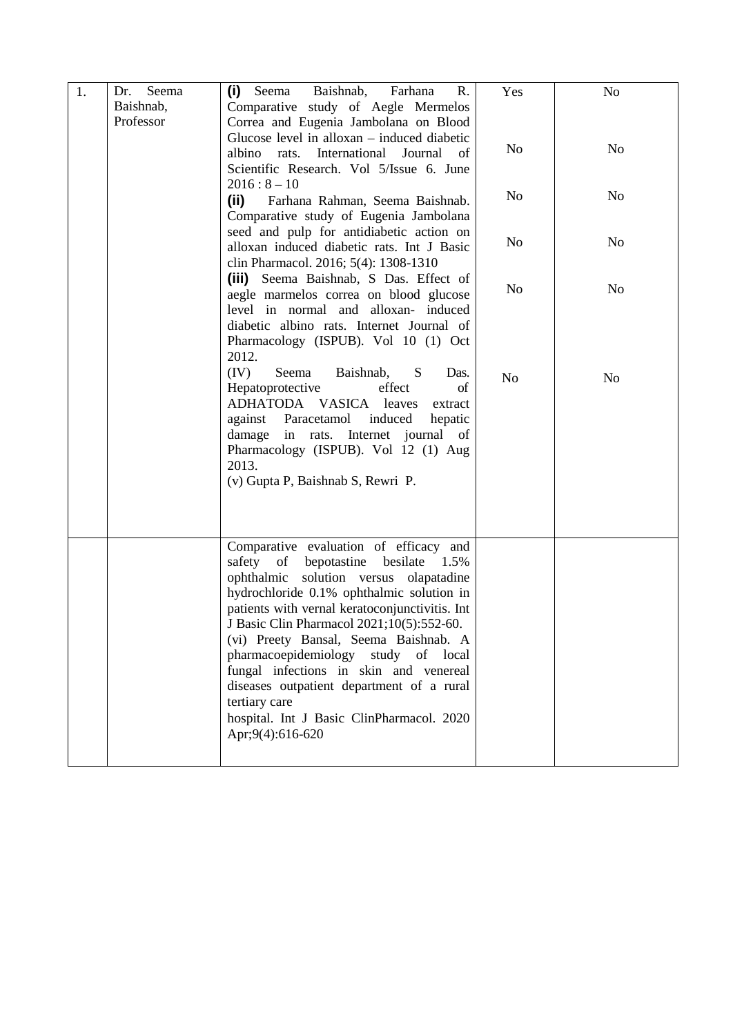| 1. | Dr. Seema Baishnab, Professor | **(i)** Seema Baishnab, Farhana R. Comparative study of Aegle Mermelos Correa and Eugenia Jambolana on Blood Glucose level in alloxan – induced diabetic albino rats. International Journal of Scientific Research. Vol 5/Issue 6. June 2016 : 8 – 10 | Yes | No |
|---|---|---|---|---|
| | | **(ii)** Farhana Rahman, Seema Baishnab. Comparative study of Eugenia Jambolana seed and pulp for antidiabetic action on alloxan induced diabetic rats. Int J Basic clin Pharmacol. 2016; 5(4): 1308-1310 | No | No |
| | | **(iii)** Seema Baishnab, S Das. Effect of aegle marmelos correa on blood glucose level in normal and alloxan- induced diabetic albino rats. Internet Journal of Pharmacology (ISPUB). Vol 10 (1) Oct 2012. | No | No |
| | | (IV) Seema Baishnab, S Das. Hepatoprotective effect of ADHATODA VASICA leaves extract against Paracetamol induced hepatic damage in rats. Internet journal of Pharmacology (ISPUB). Vol 12 (1) Aug 2013. | No | No |
| | | (v) Gupta P, Baishnab S, Rewri P. Comparative evaluation of efficacy and safety of bepotastine besilate 1.5% ophthalmic solution versus olapatadine hydrochloride 0.1% ophthalmic solution in patients with vernal keratoconjunctivitis. Int J Basic Clin Pharmacol 2021;10(5):552-60. | No | No |
| | | (vi) Preety Bansal, Seema Baishnab. A pharmacoepidemiology study of local fungal infections in skin and venereal diseases outpatient department of a rural tertiary care hospital. Int J Basic ClinPharmacol. 2020 Apr;9(4):616-620 | No | No |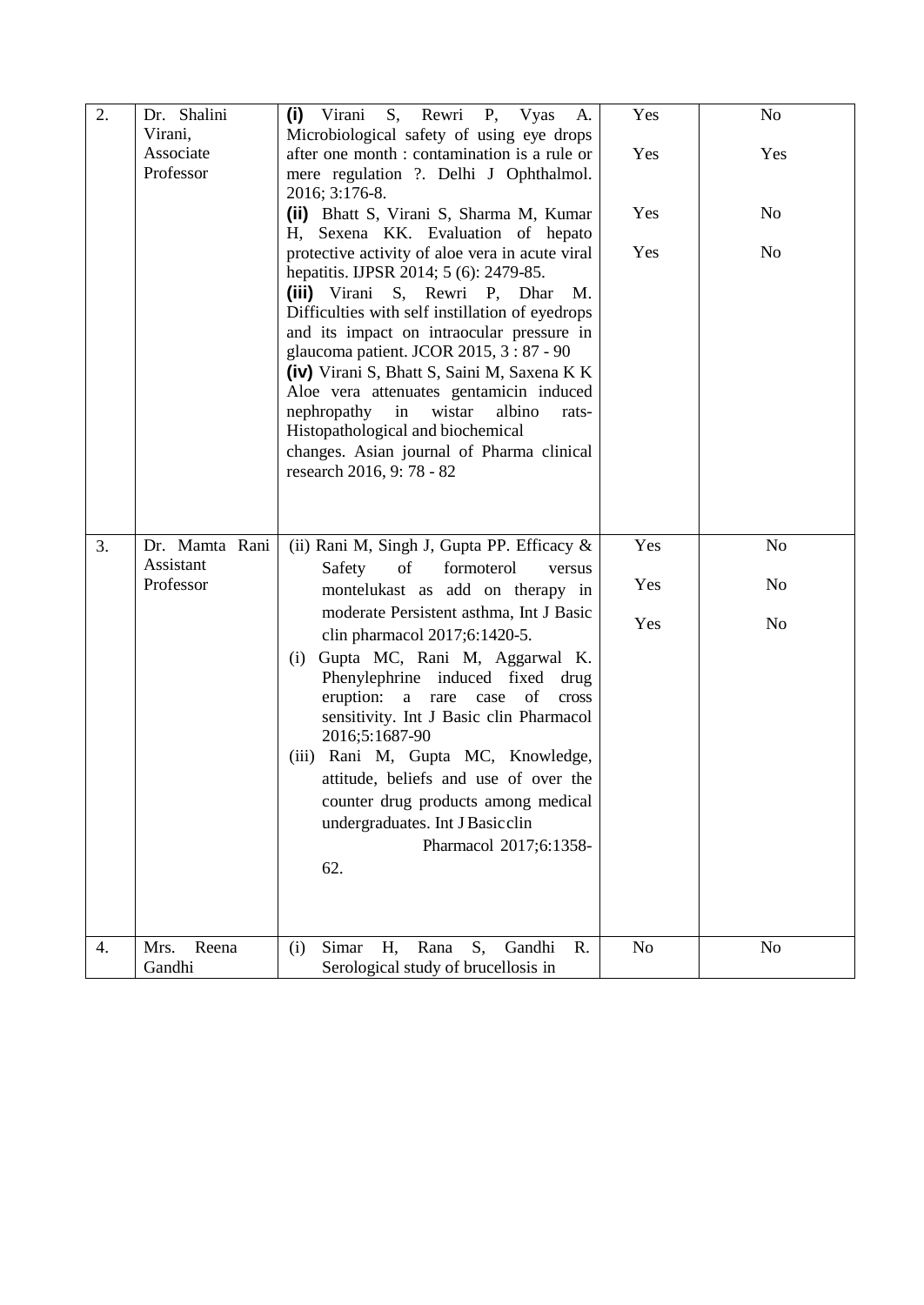| 2. | Dr. Shalini Virani, Associate Professor | **(i)** Virani S, Rewri P, Vyas A. Microbiological safety of using eye drops after one month : contamination is a rule or mere regulation ?. Delhi J Ophthalmol. 2016; 3:176-8.<br>**(ii)** Bhatt S, Virani S, Sharma M, Kumar H, Sexena KK. Evaluation of hepato protective activity of aloe vera in acute viral hepatitis. IJPSR 2014; 5 (6): 2479-85.<br>**(iii)** Virani S, Rewri P, Dhar M. Difficulties with self instillation of eyedrops and its impact on intraocular pressure in glaucoma patient. JCOR 2015, 3 : 87 - 90<br>**(iv)** Virani S, Bhatt S, Saini M, Saxena K K Aloe vera attenuates gentamicin induced nephropathy in wistar albino rats- Histopathological and biochemical changes. Asian journal of Pharma clinical research 2016, 9: 78 - 82 | Yes<br>Yes<br>Yes<br>Yes | No<br>Yes<br>No<br>No |
|---|---|---|---|---|
| 3. | Dr. Mamta Rani Assistant Professor | (ii) Rani M, Singh J, Gupta PP. Efficacy & Safety of formoterol versus montelukast as add on therapy in moderate Persistent asthma, Int J Basic clin pharmacol 2017;6:1420-5.<br>(i) Gupta MC, Rani M, Aggarwal K. Phenylephrine induced fixed drug eruption: a rare case of cross sensitivity. Int J Basic clin Pharmacol 2016;5:1687-90<br>(iii) Rani M, Gupta MC, Knowledge, attitude, beliefs and use of over the counter drug products among medical undergraduates. Int J Basic clin Pharmacol 2017;6:1358-62. | Yes<br>Yes<br>Yes | No<br>No<br>No |
| 4. | Mrs. Reena Gandhi | (i) Simar H, Rana S, Gandhi R. Serological study of brucellosis in | No | No |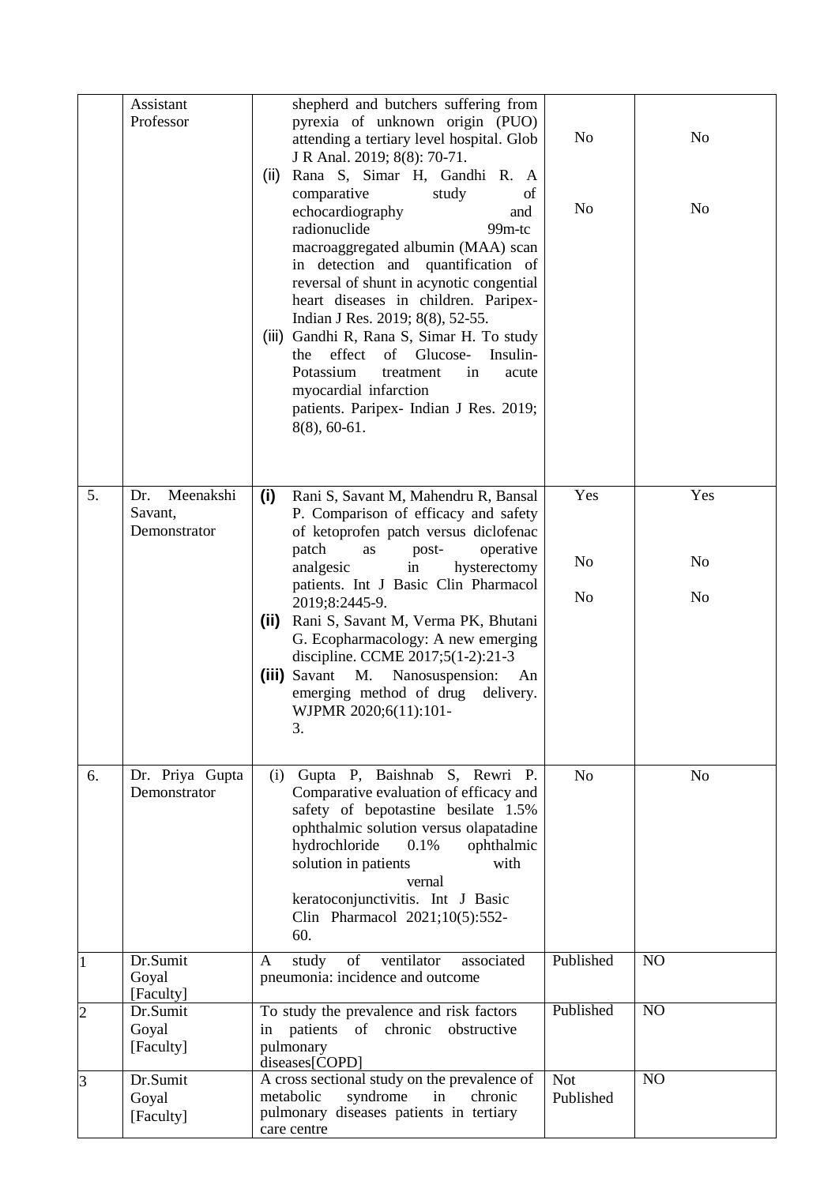|  | Assistant Professor | shepherd and butchers suffering from pyrexia of unknown origin (PUO) attending a tertiary level hospital. Glob J R Anal. 2019; 8(8): 70-71.<br>(ii) Rana S, Simar H, Gandhi R. A comparative study of echocardiography and radionuclide 99m-tc macroaggregated albumin (MAA) scan in detection and quantification of reversal of shunt in acynotic congential heart diseases in children. Paripex- Indian J Res. 2019; 8(8), 52-55.<br>(iii) Gandhi R, Rana S, Simar H. To study the effect of Glucose- Insulin-Potassium treatment in acute myocardial infarction patients. Paripex- Indian J Res. 2019; 8(8), 60-61. | No<br><br>No | No<br><br>No |
|---|---|---|---|---|
| 5. | Dr. Meenakshi Savant, Demonstrator | **(i)** Rani S, Savant M, Mahendru R, Bansal P. Comparison of efficacy and safety of ketoprofen patch versus diclofenac patch as post- operative analgesic in hysterectomy patients. Int J Basic Clin Pharmacol 2019;8:2445-9.<br>**(ii)** Rani S, Savant M, Verma PK, Bhutani G. Ecopharmacology: A new emerging discipline. CCME 2017;5(1-2):21-3<br>**(iii)** Savant M. Nanosuspension: An emerging method of drug delivery. WJPMR 2020;6(11):101-3. | Yes<br><br>No<br><br>No | Yes<br><br>No<br><br>No |
| 6. | Dr. Priya Gupta Demonstrator | (i) Gupta P, Baishnab S, Rewri P. Comparative evaluation of efficacy and safety of bepotastine besilate 1.5% ophthalmic solution versus olapatadine hydrochloride 0.1% ophthalmic solution in patients with vernal keratoconjunctivitis. Int J Basic Clin Pharmacol 2021;10(5):552-60. | No | No |
| 1 | Dr.Sumit Goyal [Faculty] | A study of ventilator associated pneumonia: incidence and outcome | Published | NO |
| 2 | Dr.Sumit Goyal [Faculty] | To study the prevalence and risk factors in patients of chronic obstructive pulmonary diseases[COPD] | Published | NO |
| 3 | Dr.Sumit Goyal [Faculty] | A cross sectional study on the prevalence of metabolic syndrome in chronic pulmonary diseases patients in tertiary care centre | Not Published | NO |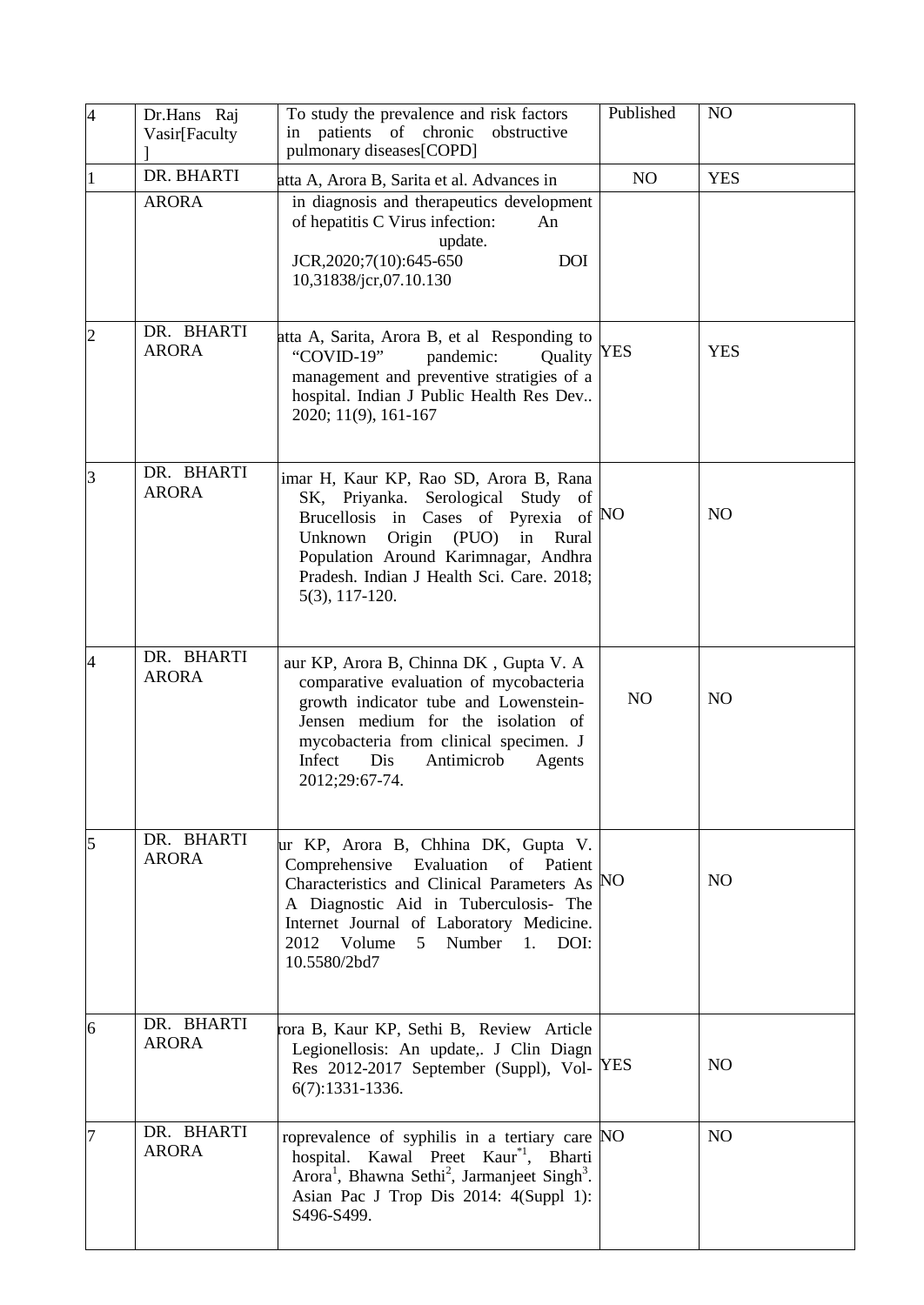| | | | | |
|---|---|---|---|---|
| 4 | Dr.Hans Raj Vasir[Faculty ] | To study the prevalence and risk factors in patients of chronic obstructive pulmonary diseases[COPD] | Published | NO |
| 1 | DR. BHARTI ARORA | atta A, Arora B, Sarita et al. Advances in diagnosis and therapeutics development of hepatitis C Virus infection: An update. JCR,2020;7(10):645-650 DOI 10,31838/jcr,07.10.130 | NO | YES |
| 2 | DR. BHARTI ARORA | atta A, Sarita, Arora B, et al Responding to "COVID-19" pandemic: Quality management and preventive stratigies of a hospital. Indian J Public Health Res Dev.. 2020; 11(9), 161-167 | YES | YES |
| 3 | DR. BHARTI ARORA | imar H, Kaur KP, Rao SD, Arora B, Rana SK, Priyanka. Serological Study of Brucellosis in Cases of Pyrexia of Unknown Origin (PUO) in Rural Population Around Karimnagar, Andhra Pradesh. Indian J Health Sci. Care. 2018; 5(3), 117-120. | NO | NO |
| 4 | DR. BHARTI ARORA | aur KP, Arora B, Chinna DK , Gupta V. A comparative evaluation of mycobacteria growth indicator tube and Lowenstein-Jensen medium for the isolation of mycobacteria from clinical specimen. J Infect Dis Antimicrob Agents 2012;29:67-74. | NO | NO |
| 5 | DR. BHARTI ARORA | ur KP, Arora B, Chhina DK, Gupta V. Comprehensive Evaluation of Patient Characteristics and Clinical Parameters As A Diagnostic Aid in Tuberculosis- The Internet Journal of Laboratory Medicine. 2012 Volume 5 Number 1. DOI: 10.5580/2bd7 | NO | NO |
| 6 | DR. BHARTI ARORA | rora B, Kaur KP, Sethi B, Review Article Legionellosis: An update,. J Clin Diagn Res 2012-2017 September (Suppl), Vol-6(7):1331-1336. | YES | NO |
| 7 | DR. BHARTI ARORA | roprevalence of syphilis in a tertiary care hospital. Kawal Preet Kaur[*1], Bharti Arora[1], Bhawna Sethi[2], Jarmanjeet Singh[3]. Asian Pac J Trop Dis 2014: 4(Suppl 1): S496-S499. | NO | NO |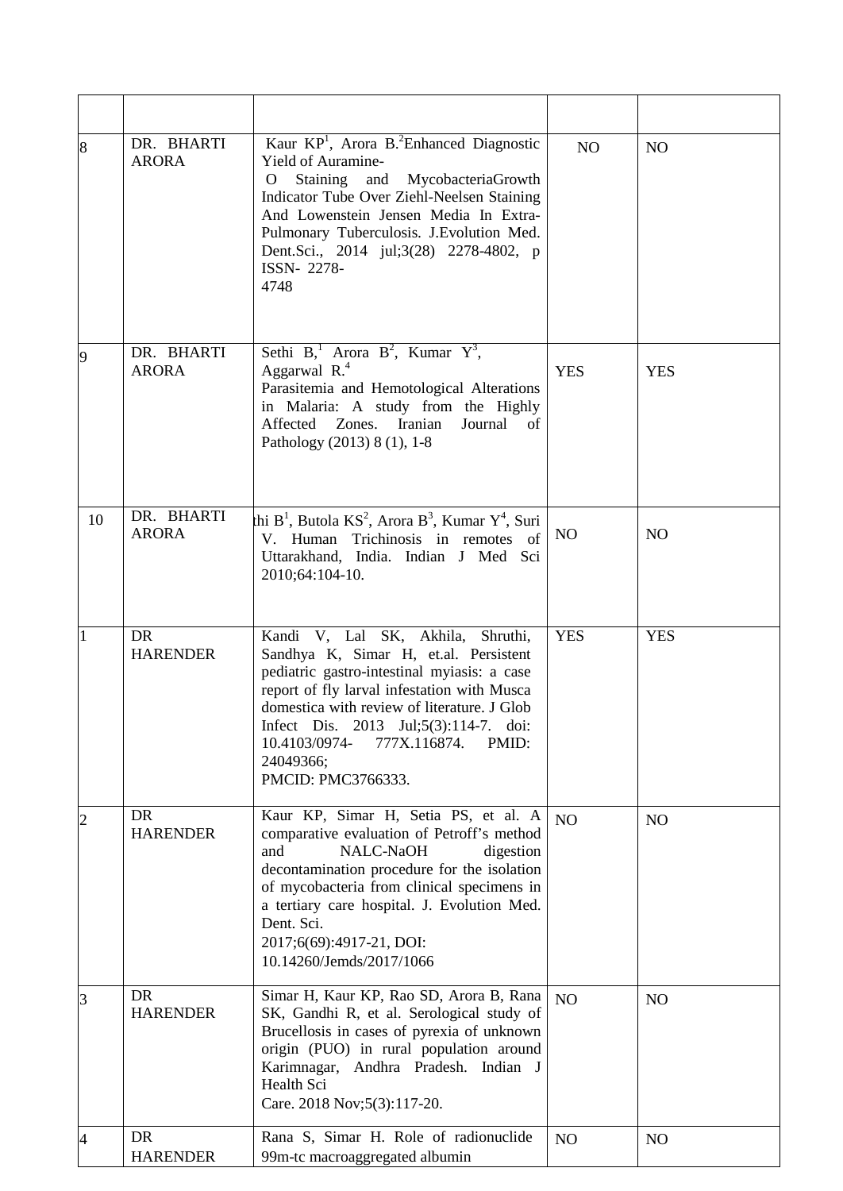| | | | | |
|---|---|---|---|---|
| 8 | DR. BHARTI ARORA | Kaur KP[1], Arora B.[2]Enhanced Diagnostic Yield of Auramine- O Staining and MycobacteriaGrowth Indicator Tube Over Ziehl-Neelsen Staining And Lowenstein Jensen Media In Extra-Pulmonary Tuberculosis. J.Evolution Med. Dent.Sci., 2014 jul;3(28) 2278-4802, p ISSN- 2278- 4748 | NO | NO |
| 9 | DR. BHARTI ARORA | Sethi B,[1] Arora B[2], Kumar Y[3], Aggarwal R.[4] Parasitemia and Hemotological Alterations in Malaria: A study from the Highly Affected Zones. Iranian Journal of Pathology (2013) 8 (1), 1-8 | YES | YES |
| 10 | DR. BHARTI ARORA | thi B[1], Butola KS[2], Arora B[3], Kumar Y[4], Suri V. Human Trichinosis in remotes of Uttarakhand, India. Indian J Med Sci 2010;64:104-10. | NO | NO |
| 1 | DR HARENDER | Kandi V, Lal SK, Akhila, Shruthi, Sandhya K, Simar H, et.al. Persistent pediatric gastro-intestinal myiasis: a case report of fly larval infestation with Musca domestica with review of literature. J Glob Infect Dis. 2013 Jul;5(3):114-7. doi: 10.4103/0974- 777X.116874. PMID: 24049366; PMCID: PMC3766333. | YES | YES |
| 2 | DR HARENDER | Kaur KP, Simar H, Setia PS, et al. A comparative evaluation of Petroff's method and NALC-NaOH digestion decontamination procedure for the isolation of mycobacteria from clinical specimens in a tertiary care hospital. J. Evolution Med. Dent. Sci. 2017;6(69):4917-21, DOI: 10.14260/Jemds/2017/1066 | NO | NO |
| 3 | DR HARENDER | Simar H, Kaur KP, Rao SD, Arora B, Rana SK, Gandhi R, et al. Serological study of Brucellosis in cases of pyrexia of unknown origin (PUO) in rural population around Karimnagar, Andhra Pradesh. Indian J Health Sci Care. 2018 Nov;5(3):117-20. | NO | NO |
| 4 | DR HARENDER | Rana S, Simar H. Role of radionuclide 99m-tc macroaggregated albumin | NO | NO |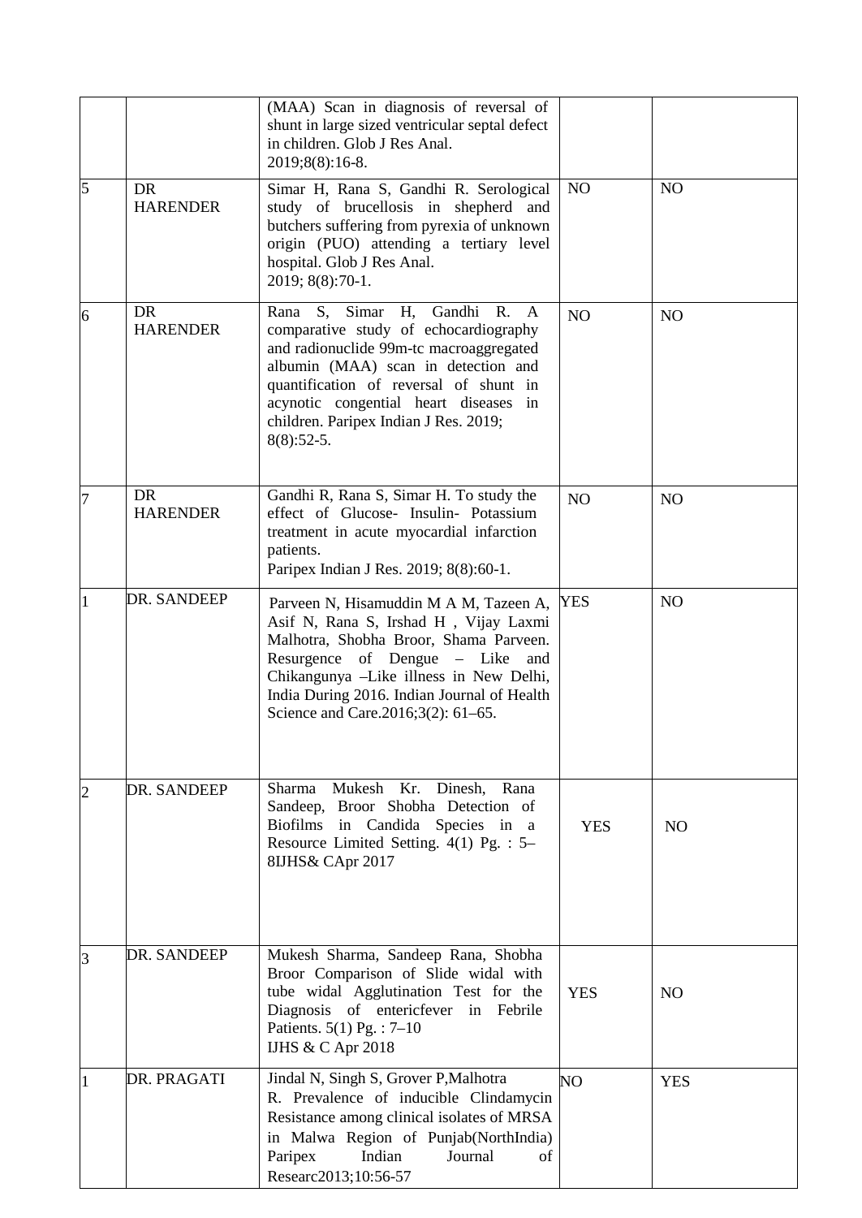|  |  |  |  |  |
|---|---|---|---|---|
|  |  | (MAA) Scan in diagnosis of reversal of shunt in large sized ventricular septal defect in children. Glob J Res Anal. 2019;8(8):16-8. |  |  |
| 5 | DR HARENDER | Simar H, Rana S, Gandhi R. Serological study of brucellosis in shepherd and butchers suffering from pyrexia of unknown origin (PUO) attending a tertiary level hospital. Glob J Res Anal. 2019; 8(8):70-1. | NO | NO |
| 6 | DR HARENDER | Rana S, Simar H, Gandhi R. A comparative study of echocardiography and radionuclide 99m-tc macroaggregated albumin (MAA) scan in detection and quantification of reversal of shunt in acynotic congential heart diseases in children. Paripex Indian J Res. 2019; 8(8):52-5. | NO | NO |
| 7 | DR HARENDER | Gandhi R, Rana S, Simar H. To study the effect of Glucose- Insulin- Potassium treatment in acute myocardial infarction patients. Paripex Indian J Res. 2019; 8(8):60-1. | NO | NO |
| 1 | DR. SANDEEP | Parveen N, Hisamuddin M A M, Tazeen A, Asif N, Rana S, Irshad H , Vijay Laxmi Malhotra, Shobha Broor, Shama Parveen. Resurgence of Dengue – Like and Chikangunya –Like illness in New Delhi, India During 2016. Indian Journal of Health Science and Care.2016;3(2): 61–65. | YES | NO |
| 2 | DR. SANDEEP | Sharma Mukesh Kr. Dinesh, Rana Sandeep, Broor Shobha Detection of Biofilms in Candida Species in a Resource Limited Setting. 4(1) Pg. : 5–8IJHS& CApr 2017 | YES | NO |
| 3 | DR. SANDEEP | Mukesh Sharma, Sandeep Rana, Shobha Broor Comparison of Slide widal with tube widal Agglutination Test for the Diagnosis of entericfever in Febrile Patients. 5(1) Pg. : 7–10 IJHS & C Apr 2018 | YES | NO |
| 1 | DR. PRAGATI | Jindal N, Singh S, Grover P,Malhotra R. Prevalence of inducible Clindamycin Resistance among clinical isolates of MRSA in Malwa Region of Punjab(NorthIndia) Paripex Indian Journal of Researc2013;10:56-57 | NO | YES |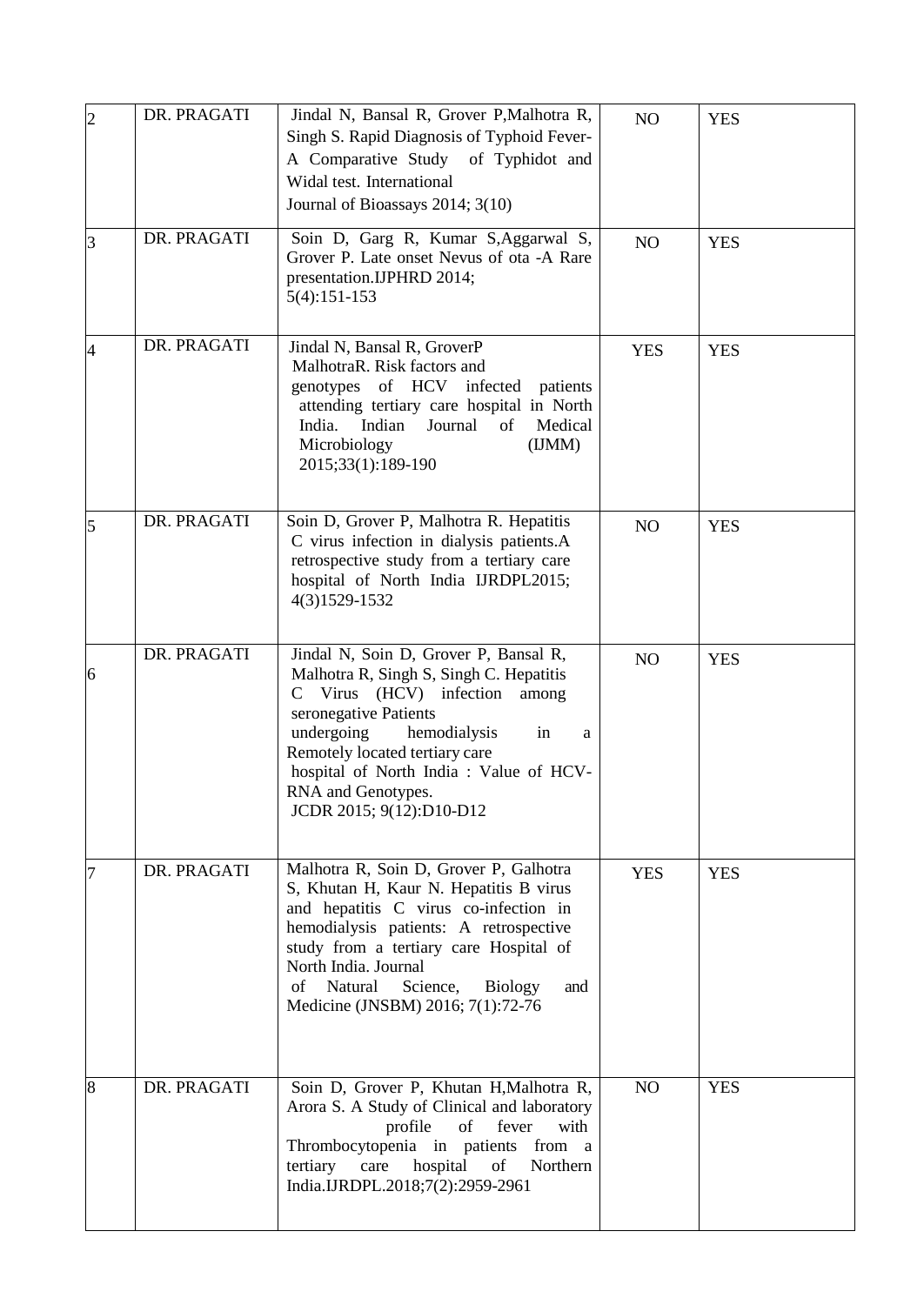| 2 | DR. PRAGATI | Jindal N, Bansal R, Grover P,Malhotra R, Singh S. Rapid Diagnosis of Typhoid Fever-A Comparative Study of Typhidot and Widal test. International Journal of Bioassays 2014; 3(10) | NO | YES |
|---|---|---|---|---|
| 3 | DR. PRAGATI | Soin D, Garg R, Kumar S,Aggarwal S, Grover P. Late onset Nevus of ota -A Rare presentation.IJPHRD 2014; 5(4):151-153 | NO | YES |
| 4 | DR. PRAGATI | Jindal N, Bansal R, GroverP MalhotraR. Risk factors and genotypes of HCV infected patients attending tertiary care hospital in North India. Indian Journal of Medical Microbiology (IJMM) 2015;33(1):189-190 | YES | YES |
| 5 | DR. PRAGATI | Soin D, Grover P, Malhotra R. Hepatitis C virus infection in dialysis patients.A retrospective study from a tertiary care hospital of North India IJRDPL2015; 4(3)1529-1532 | NO | YES |
| 6 | DR. PRAGATI | Jindal N, Soin D, Grover P, Bansal R, Malhotra R, Singh S, Singh C. Hepatitis C Virus (HCV) infection among seronegative Patients undergoing hemodialysis in a Remotely located tertiary care hospital of North India : Value of HCV-RNA and Genotypes. JCDR 2015; 9(12):D10-D12 | NO | YES |
| 7 | DR. PRAGATI | Malhotra R, Soin D, Grover P, Galhotra S, Khutan H, Kaur N. Hepatitis B virus and hepatitis C virus co-infection in hemodialysis patients: A retrospective study from a tertiary care Hospital of North India. Journal of Natural Science, Biology and Medicine (JNSBM) 2016; 7(1):72-76 | YES | YES |
| 8 | DR. PRAGATI | Soin D, Grover P, Khutan H,Malhotra R, Arora S. A Study of Clinical and laboratory profile of fever with Thrombocytopenia in patients from a tertiary care hospital of Northern India.IJRDPL.2018;7(2):2959-2961 | NO | YES |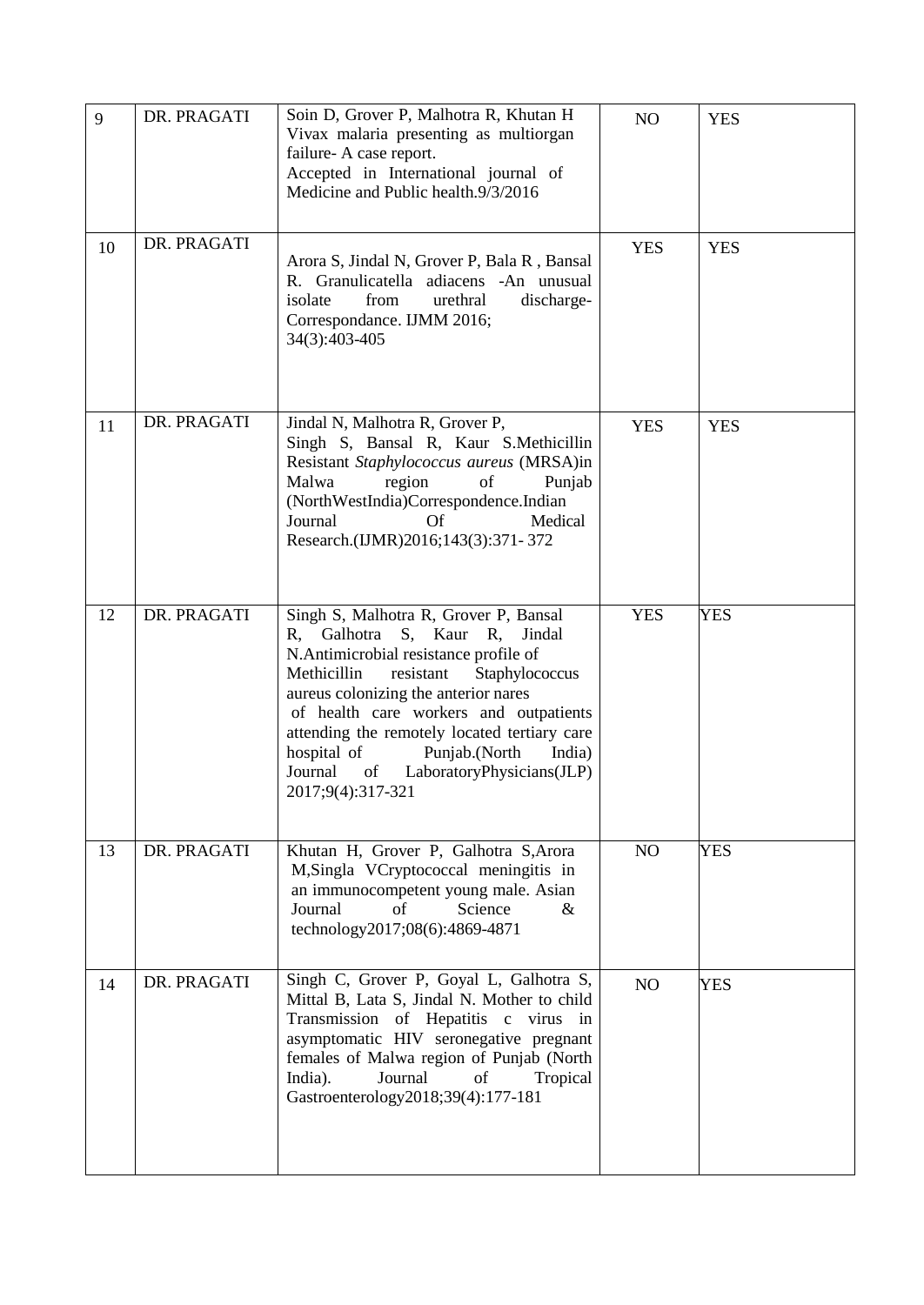| 9 | DR. PRAGATI | Soin D, Grover P, Malhotra R, Khutan H Vivax malaria presenting as multiorgan failure- A case report. Accepted in International journal of Medicine and Public health.9/3/2016 | NO | YES |
|---|---|---|---|---|
| 10 | DR. PRAGATI | Arora S, Jindal N, Grover P, Bala R , Bansal R. Granulicatella adiacens -An unusual isolate from urethral discharge- Correspondance. IJMM 2016; 34(3):403-405 | YES | YES |
| 11 | DR. PRAGATI | Jindal N, Malhotra R, Grover P, Singh S, Bansal R, Kaur S.Methicillin Resistant *Staphylococcus aureus* (MRSA)in Malwa region of Punjab (NorthWestIndia)Correspondence.Indian Journal Of Medical Research.(IJMR)2016;143(3):371- 372 | YES | YES |
| 12 | DR. PRAGATI | Singh S, Malhotra R, Grover P, Bansal R, Galhotra S, Kaur R, Jindal N.Antimicrobial resistance profile of Methicillin resistant Staphylococcus aureus colonizing the anterior nares of health care workers and outpatients attending the remotely located tertiary care hospital of Punjab.(North India) Journal of LaboratoryPhysicians(JLP) 2017;9(4):317-321 | YES | YES |
| 13 | DR. PRAGATI | Khutan H, Grover P, Galhotra S,Arora M,Singla VCryptococcal meningitis in an immunocompetent young male. Asian Journal of Science & technology2017;08(6):4869-4871 | NO | YES |
| 14 | DR. PRAGATI | Singh C, Grover P, Goyal L, Galhotra S, Mittal B, Lata S, Jindal N. Mother to child Transmission of Hepatitis c virus in asymptomatic HIV seronegative pregnant females of Malwa region of Punjab (North India). Journal of Tropical Gastroenterology2018;39(4):177-181 | NO | YES |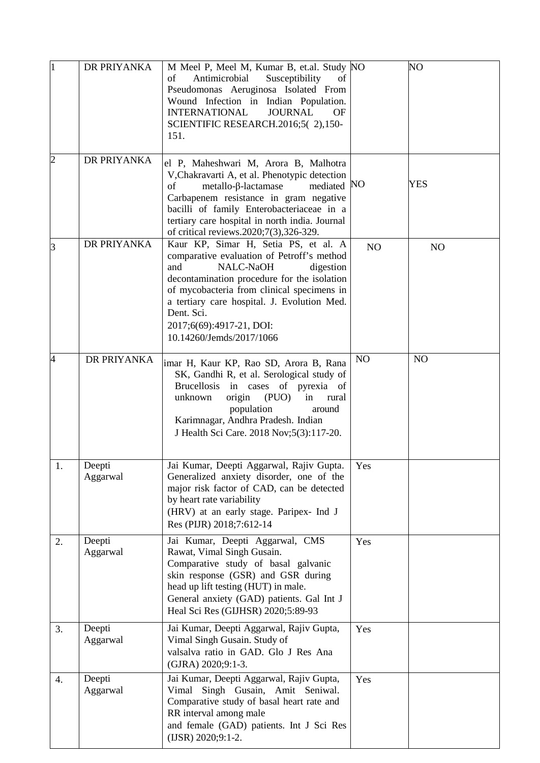| 1 | DR PRIYANKA | M Meel P, Meel M, Kumar B, et.al. Study of Antimicrobial Susceptibility of Pseudomonas Aeruginosa Isolated From Wound Infection in Indian Population. INTERNATIONAL JOURNAL OF SCIENTIFIC RESEARCH.2016;5( 2),150-151. | NO | NO |
|---|---|---|---|---|
| 2 | DR PRIYANKA | el P, Maheshwari M, Arora B, Malhotra V,Chakravarti A, et al. Phenotypic detection of metallo-β-lactamase mediated Carbapenem resistance in gram negative bacilli of family Enterobacteriaceae in a tertiary care hospital in north india. Journal of critical reviews.2020;7(3),326-329. | NO | YES |
| 3 | DR PRIYANKA | Kaur KP, Simar H, Setia PS, et al. A comparative evaluation of Petroff's method and NALC-NaOH digestion decontamination procedure for the isolation of mycobacteria from clinical specimens in a tertiary care hospital. J. Evolution Med. Dent. Sci. 2017;6(69):4917-21, DOI: 10.14260/Jemds/2017/1066 | NO | NO |
| 4 | DR PRIYANKA | imar H, Kaur KP, Rao SD, Arora B, Rana SK, Gandhi R, et al. Serological study of Brucellosis in cases of pyrexia of unknown origin (PUO) in rural population around Karimnagar, Andhra Pradesh. Indian J Health Sci Care. 2018 Nov;5(3):117-20. | NO | NO |
| 1. | Deepti Aggarwal | Jai Kumar, Deepti Aggarwal, Rajiv Gupta. Generalized anxiety disorder, one of the major risk factor of CAD, can be detected by heart rate variability (HRV) at an early stage. Paripex- Ind J Res (PIJR) 2018;7:612-14 | Yes | |
| 2. | Deepti Aggarwal | Jai Kumar, Deepti Aggarwal, CMS Rawat, Vimal Singh Gusain. Comparative study of basal galvanic skin response (GSR) and GSR during head up lift testing (HUT) in male. General anxiety (GAD) patients. Gal Int J Heal Sci Res (GIJHSR) 2020;5:89-93 | Yes | |
| 3. | Deepti Aggarwal | Jai Kumar, Deepti Aggarwal, Rajiv Gupta, Vimal Singh Gusain. Study of valsalva ratio in GAD. Glo J Res Ana (GJRA) 2020;9:1-3. | Yes | |
| 4. | Deepti Aggarwal | Jai Kumar, Deepti Aggarwal, Rajiv Gupta, Vimal Singh Gusain, Amit Seniwal. Comparative study of basal heart rate and RR interval among male and female (GAD) patients. Int J Sci Res (IJSR) 2020;9:1-2. | Yes | |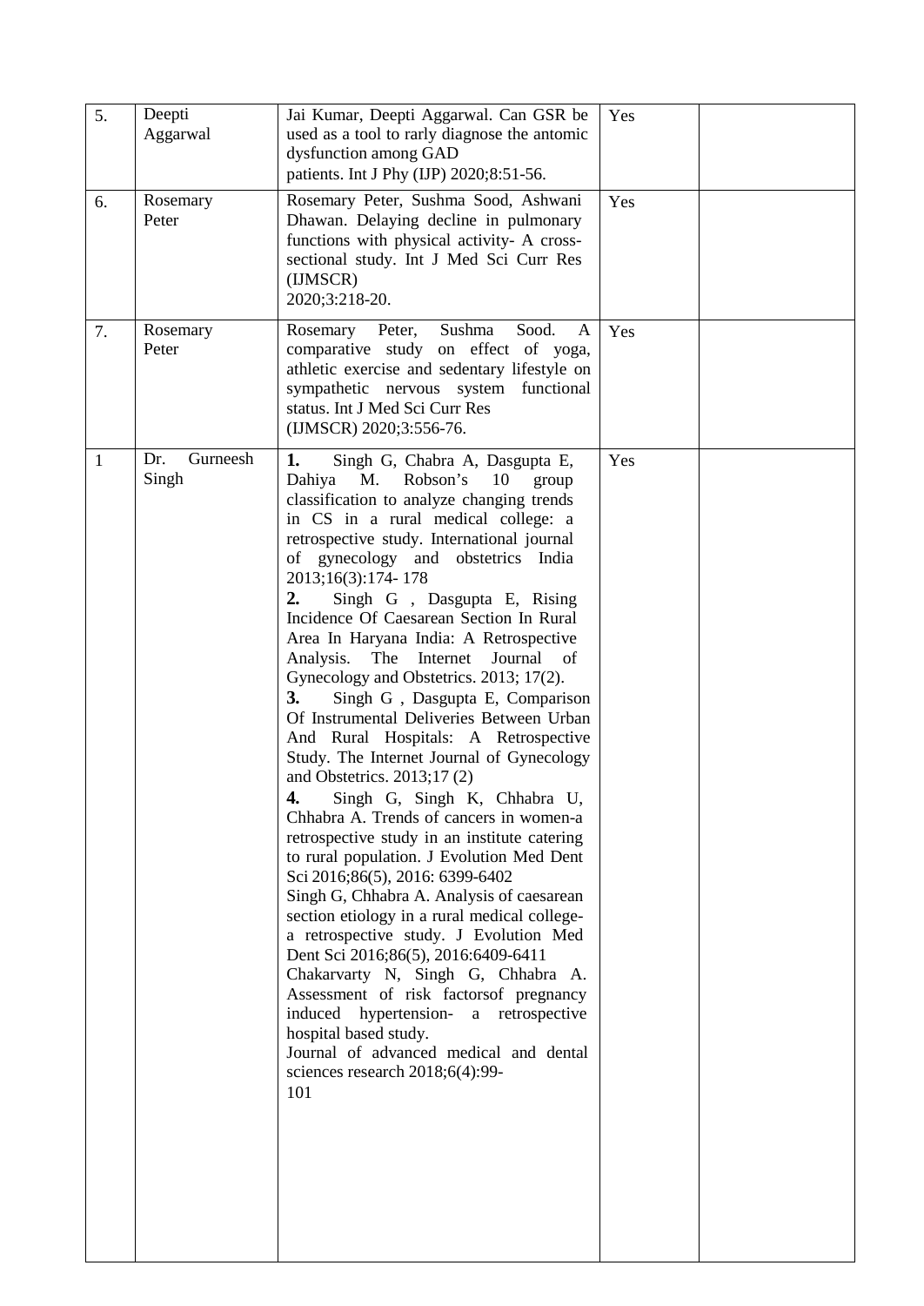| | | | | |
|---|---|---|---|---|
| 5. | Deepti Aggarwal | Jai Kumar, Deepti Aggarwal. Can GSR be used as a tool to rarly diagnose the antomic dysfunction among GAD patients. Int J Phy (IJP) 2020;8:51-56. | Yes | |
| 6. | Rosemary Peter | Rosemary Peter, Sushma Sood, Ashwani Dhawan. Delaying decline in pulmonary functions with physical activity- A cross-sectional study. Int J Med Sci Curr Res (IJMSCR) 2020;3:218-20. | Yes | |
| 7. | Rosemary Peter | Rosemary Peter, Sushma Sood. A comparative study on effect of yoga, athletic exercise and sedentary lifestyle on sympathetic nervous system functional status. Int J Med Sci Curr Res (IJMSCR) 2020;3:556-76. | Yes | |
| 1 | Dr. Gurneesh Singh | **1.** Singh G, Chabra A, Dasgupta E, Dahiya M. Robson's 10 group classification to analyze changing trends in CS in a rural medical college: a retrospective study. International journal of gynecology and obstetrics India 2013;16(3):174- 178<br>**2.** Singh G , Dasgupta E, Rising Incidence Of Caesarean Section In Rural Area In Haryana India: A Retrospective Analysis. The Internet Journal of Gynecology and Obstetrics. 2013; 17(2).<br>**3.** Singh G , Dasgupta E, Comparison Of Instrumental Deliveries Between Urban And Rural Hospitals: A Retrospective Study. The Internet Journal of Gynecology and Obstetrics. 2013;17 (2)<br>**4.** Singh G, Singh K, Chhabra U, Chhabra A. Trends of cancers in women-a retrospective study in an institute catering to rural population. J Evolution Med Dent Sci 2016;86(5), 2016: 6399-6402<br>Singh G, Chhabra A. Analysis of caesarean section etiology in a rural medical college- a retrospective study. J Evolution Med Dent Sci 2016;86(5), 2016:6409-6411<br>Chakarvarty N, Singh G, Chhabra A. Assessment of risk factorsof pregnancy induced hypertension- a retrospective hospital based study.<br>Journal of advanced medical and dental sciences research 2018;6(4):99-101 | Yes | |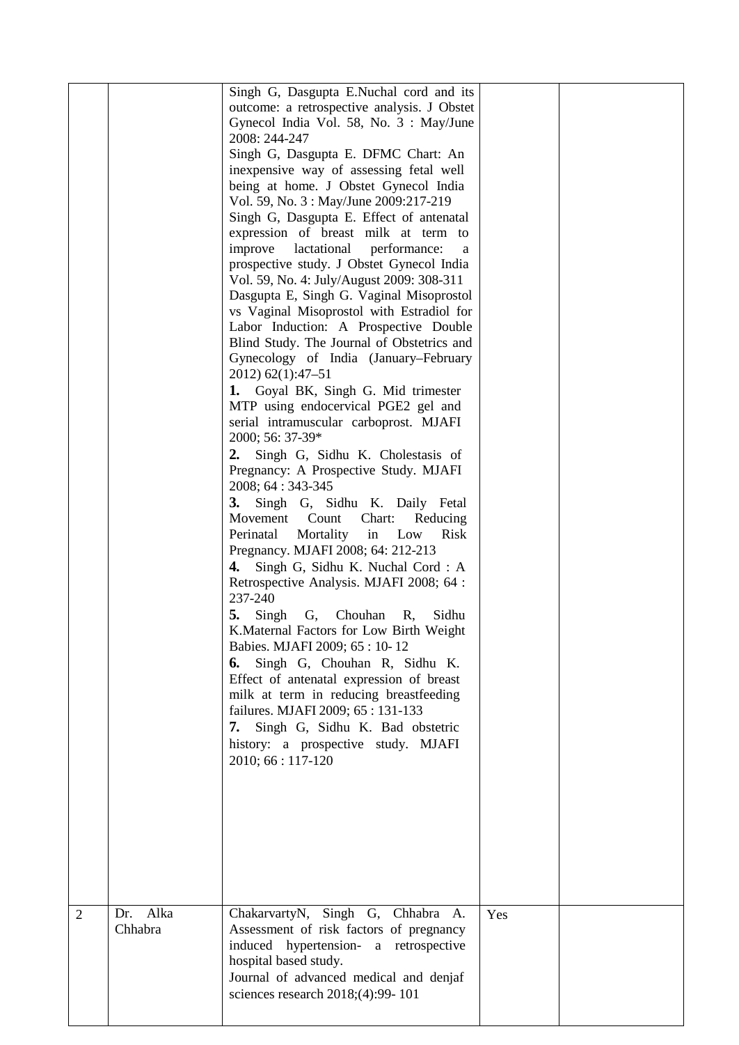| | | | | |
|---|---|---|---|---|
| | | Singh G, Dasgupta E.Nuchal cord and its outcome: a retrospective analysis. J Obstet Gynecol India Vol. 58, No. 3 : May/June 2008: 244-247<br>Singh G, Dasgupta E. DFMC Chart: An inexpensive way of assessing fetal well being at home. J Obstet Gynecol India Vol. 59, No. 3 : May/June 2009:217-219<br>Singh G, Dasgupta E. Effect of antenatal expression of breast milk at term to improve lactational performance: a prospective study. J Obstet Gynecol India Vol. 59, No. 4: July/August 2009: 308-311<br>Dasgupta E, Singh G. Vaginal Misoprostol vs Vaginal Misoprostol with Estradiol for Labor Induction: A Prospective Double Blind Study. The Journal of Obstetrics and Gynecology of India (January–February 2012) 62(1):47–51<br>**1.** Goyal BK, Singh G. Mid trimester MTP using endocervical PGE2 gel and serial intramuscular carboprost. MJAFI 2000; 56: 37-39*<br>**2.** Singh G, Sidhu K. Cholestasis of Pregnancy: A Prospective Study. MJAFI 2008; 64 : 343-345<br>**3.** Singh G, Sidhu K. Daily Fetal Movement Count Chart: Reducing Perinatal Mortality in Low Risk Pregnancy. MJAFI 2008; 64: 212-213<br>**4.** Singh G, Sidhu K. Nuchal Cord : A Retrospective Analysis. MJAFI 2008; 64 : 237-240<br>**5.** Singh G, Chouhan R, Sidhu K.Maternal Factors for Low Birth Weight Babies. MJAFI 2009; 65 : 10- 12<br>**6.** Singh G, Chouhan R, Sidhu K. Effect of antenatal expression of breast milk at term in reducing breastfeeding failures. MJAFI 2009; 65 : 131-133<br>**7.** Singh G, Sidhu K. Bad obstetric history: a prospective study. MJAFI 2010; 66 : 117-120 | | |
| 2 | Dr. Alka Chhabra | ChakarvartyN, Singh G, Chhabra A. Assessment of risk factors of pregnancy induced hypertension- a retrospective hospital based study.<br>Journal of advanced medical and denjaf sciences research 2018;(4):99- 101 | Yes | |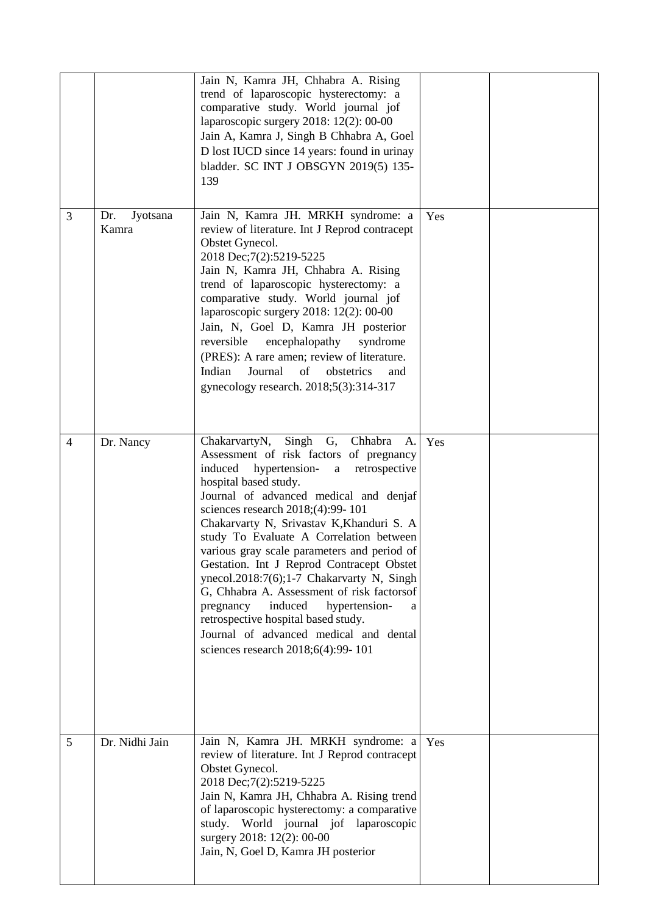|  |  |  |  |  |
|---|---|---|---|---|
|  |  | Jain N, Kamra JH, Chhabra A. Rising trend of laparoscopic hysterectomy: a comparative study. World journal jof laparoscopic surgery 2018: 12(2): 00-00<br>Jain A, Kamra J, Singh B Chhabra A, Goel D lost IUCD since 14 years: found in urinay bladder. SC INT J OBSGYN 2019(5) 135-139 |  |  |
| 3 | Dr. Jyotsana Kamra | Jain N, Kamra JH. MRKH syndrome: a review of literature. Int J Reprod contracept Obstet Gynecol.<br>2018 Dec;7(2):5219-5225<br>Jain N, Kamra JH, Chhabra A. Rising trend of laparoscopic hysterectomy: a comparative study. World journal jof laparoscopic surgery 2018: 12(2): 00-00<br>Jain, N, Goel D, Kamra JH posterior reversible encephalopathy syndrome (PRES): A rare amen; review of literature. Indian Journal of obstetrics and gynecology research. 2018;5(3):314-317 | Yes |  |
| 4 | Dr. Nancy | ChakarvartyN, Singh G, Chhabra A. Assessment of risk factors of pregnancy induced hypertension- a retrospective hospital based study.<br>Journal of advanced medical and denjaf sciences research 2018;(4):99- 101<br>Chakarvarty N, Srivastav K,Khanduri S. A study To Evaluate A Correlation between various gray scale parameters and period of Gestation. Int J Reprod Contracept Obstet ynecol.2018:7(6);1-7 Chakarvarty N, Singh G, Chhabra A. Assessment of risk factorsof pregnancy induced hypertension- a retrospective hospital based study.<br>Journal of advanced medical and dental sciences research 2018;6(4):99- 101 | Yes |  |
| 5 | Dr. Nidhi Jain | Jain N, Kamra JH. MRKH syndrome: a review of literature. Int J Reprod contracept Obstet Gynecol.<br>2018 Dec;7(2):5219-5225<br>Jain N, Kamra JH, Chhabra A. Rising trend of laparoscopic hysterectomy: a comparative study. World journal jof laparoscopic surgery 2018: 12(2): 00-00<br>Jain, N, Goel D, Kamra JH posterior | Yes |  |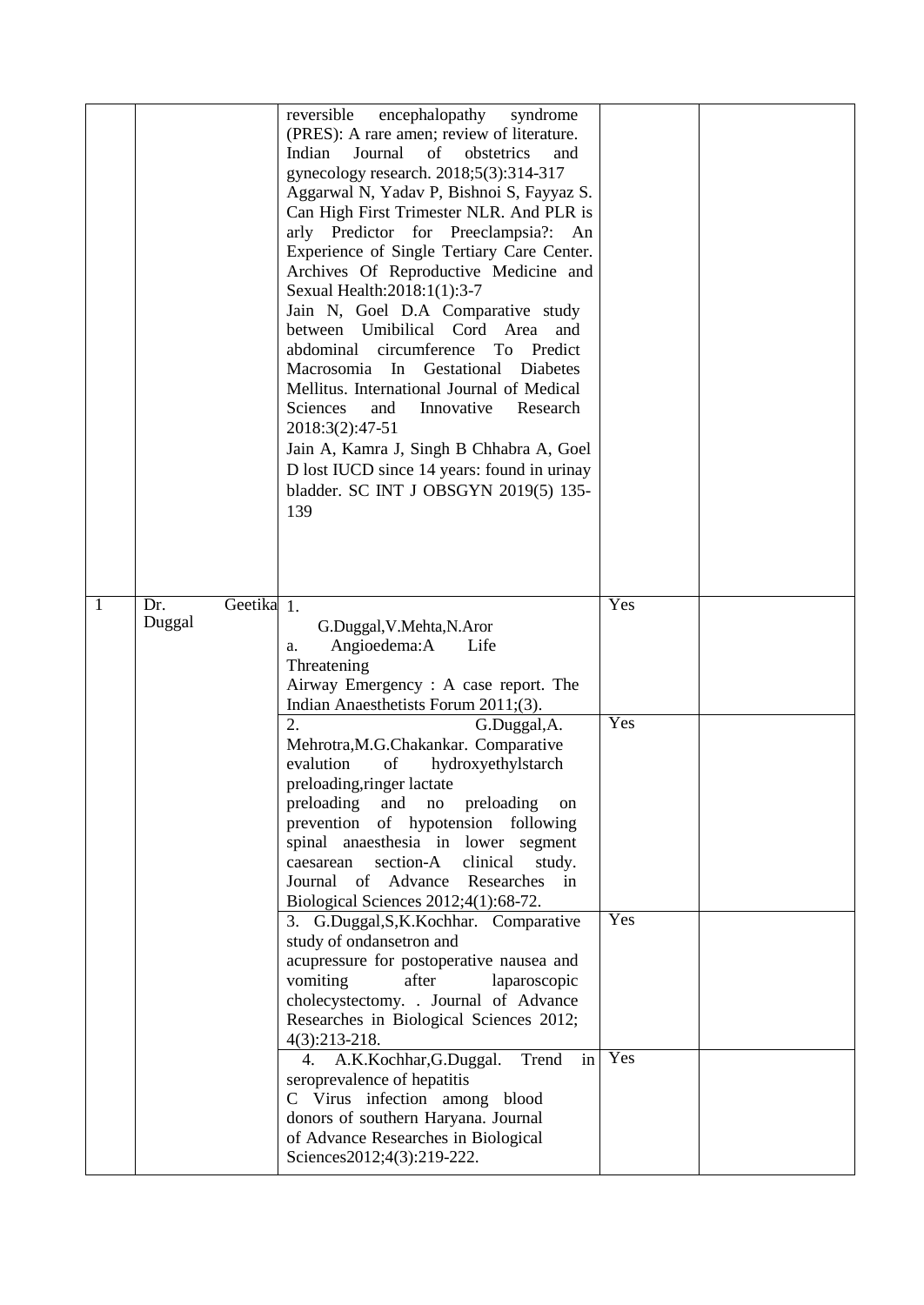| | | | | |
|---|---|---|---|---|
| | | reversible encephalopathy syndrome (PRES): A rare amen; review of literature. Indian Journal of obstetrics and gynecology research. 2018;5(3):314-317<br>Aggarwal N, Yadav P, Bishnoi S, Fayyaz S. Can High First Trimester NLR. And PLR is arly Predictor for Preeclampsia?: An Experience of Single Tertiary Care Center. Archives Of Reproductive Medicine and Sexual Health:2018:1(1):3-7<br>Jain N, Goel D.A Comparative study between Umibilical Cord Area and abdominal circumference To Predict Macrosomia In Gestational Diabetes Mellitus. International Journal of Medical Sciences and Innovative Research 2018:3(2):47-51<br>Jain A, Kamra J, Singh B Chhabra A, Goel D lost IUCD since 14 years: found in urinay bladder. SC INT J OBSGYN 2019(5) 135-139 | | |
| 1 | Dr. Geetika Duggal | 1. G.Duggal,V.Mehta,N.Aror a. Angioedema:A Life Threatening Airway Emergency : A case report. The Indian Anaesthetists Forum 2011;(3). | Yes | |
| | | 2. G.Duggal,A. Mehrotra,M.G.Chakankar. Comparative evalution of hydroxyethylstarch preloading,ringer lactate preloading and no preloading on prevention of hypotension following spinal anaesthesia in lower segment caesarean section-A clinical study. Journal of Advance Researches in Biological Sciences 2012;4(1):68-72. | Yes | |
| | | 3. G.Duggal,S,K.Kochhar. Comparative study of ondansetron and acupressure for postoperative nausea and vomiting after laparoscopic cholecystectomy. . Journal of Advance Researches in Biological Sciences 2012; 4(3):213-218. | Yes | |
| | | 4. A.K.Kochhar,G.Duggal. Trend in seroprevalence of hepatitis C Virus infection among blood donors of southern Haryana. Journal of Advance Researches in Biological Sciences2012;4(3):219-222. | Yes | |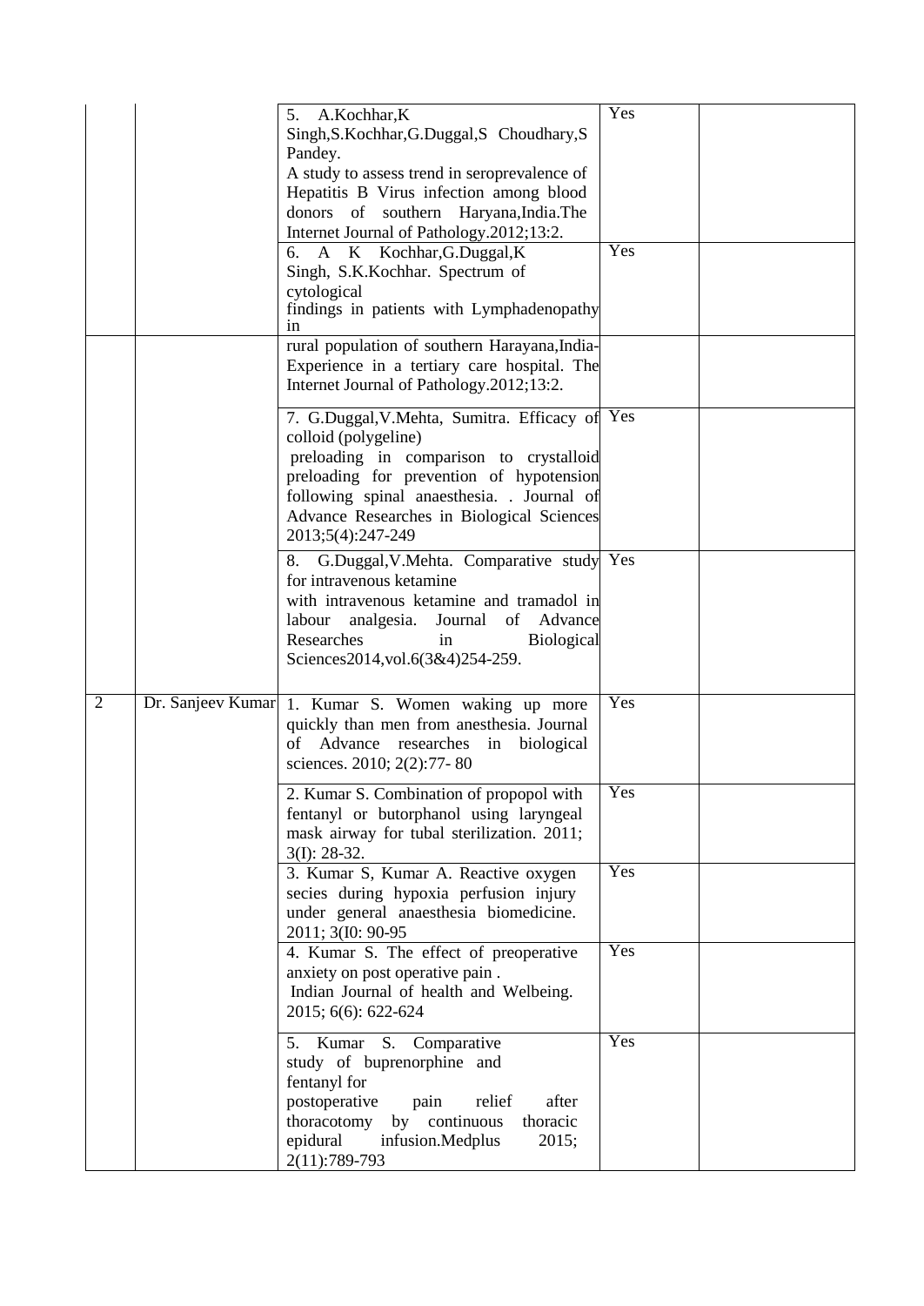| | | | | |
|---|---|---|---|---|
| | | 5. A.Kochhar,K Singh,S.Kochhar,G.Duggal,S Choudhary,S Pandey. A study to assess trend in seroprevalence of Hepatitis B Virus infection among blood donors of southern Haryana,India.The Internet Journal of Pathology.2012;13:2. | Yes | |
| | | 6. A K Kochhar,G.Duggal,K Singh, S.K.Kochhar. Spectrum of cytological findings in patients with Lymphadenopathy in | Yes | |
| | | rural population of southern Harayana,India- Experience in a tertiary care hospital. The Internet Journal of Pathology.2012;13:2. | | |
| | | 7. G.Duggal,V.Mehta, Sumitra. Efficacy of colloid (polygeline) preloading in comparison to crystalloid preloading for prevention of hypotension following spinal anaesthesia. . Journal of Advance Researches in Biological Sciences 2013;5(4):247-249 | Yes | |
| | | 8. G.Duggal,V.Mehta. Comparative study for intravenous ketamine with intravenous ketamine and tramadol in labour analgesia. Journal of Advance Researches in Biological Sciences2014,vol.6(3&4)254-259. | Yes | |
| 2 | Dr. Sanjeev Kumar | 1. Kumar S. Women waking up more quickly than men from anesthesia. Journal of Advance researches in biological sciences. 2010; 2(2):77- 80 | Yes | |
| | | 2. Kumar S. Combination of propopol with fentanyl or butorphanol using laryngeal mask airway for tubal sterilization. 2011; 3(I): 28-32. | Yes | |
| | | 3. Kumar S, Kumar A. Reactive oxygen secies during hypoxia perfusion injury under general anaesthesia biomedicine. 2011; 3(I0: 90-95 | Yes | |
| | | 4. Kumar S. The effect of preoperative anxiety on post operative pain . Indian Journal of health and Welbeing. 2015; 6(6): 622-624 | Yes | |
| | | 5. Kumar S. Comparative study of buprenorphine and fentanyl for postoperative pain relief after thoracotomy by continuous thoracic epidural infusion.Medplus 2015; 2(11):789-793 | Yes | |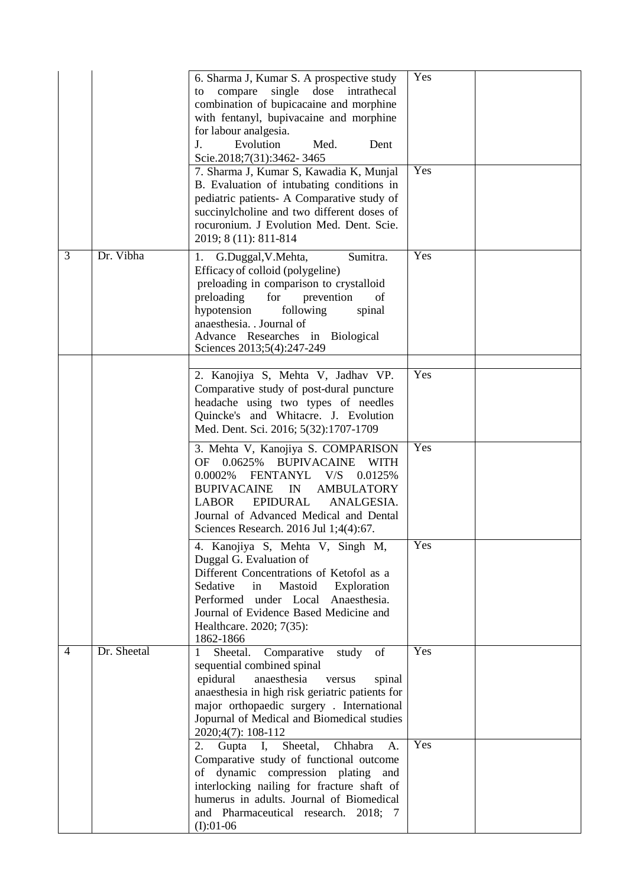| | | | | |
|---|---|---|---|---|
| | | 6. Sharma J, Kumar S. A prospective study to compare single dose intrathecal combination of bupicacaine and morphine with fentanyl, bupivacaine and morphine for labour analgesia. J. Evolution Med. Dent Scie.2018;7(31):3462- 3465 | Yes | |
| | | 7. Sharma J, Kumar S, Kawadia K, Munjal B. Evaluation of intubating conditions in pediatric patients- A Comparative study of succinylcholine and two different doses of rocuronium. J Evolution Med. Dent. Scie. 2019; 8 (11): 811-814 | Yes | |
| 3 | Dr. Vibha | 1. G.Duggal,V.Mehta, Sumitra. Efficacy of colloid (polygeline) preloading in comparison to crystalloid preloading for prevention of hypotension following spinal anaesthesia. . Journal of Advance Researches in Biological Sciences 2013;5(4):247-249 | Yes | |
| | | | | |
| | | 2. Kanojiya S, Mehta V, Jadhav VP. Comparative study of post-dural puncture headache using two types of needles Quincke's and Whitacre. J. Evolution Med. Dent. Sci. 2016; 5(32):1707-1709 | Yes | |
| | | 3. Mehta V, Kanojiya S. COMPARISON OF 0.0625% BUPIVACAINE WITH 0.0002% FENTANYL V/S 0.0125% BUPIVACAINE IN AMBULATORY LABOR EPIDURAL ANALGESIA. Journal of Advanced Medical and Dental Sciences Research. 2016 Jul 1;4(4):67. | Yes | |
| | | 4. Kanojiya S, Mehta V, Singh M, Duggal G. Evaluation of Different Concentrations of Ketofol as a Sedative in Mastoid Exploration Performed under Local Anaesthesia. Journal of Evidence Based Medicine and Healthcare. 2020; 7(35): 1862-1866 | Yes | |
| 4 | Dr. Sheetal | 1 Sheetal. Comparative study of sequential combined spinal epidural anaesthesia versus spinal anaesthesia in high risk geriatric patients for major orthopaedic surgery . International Jopurnal of Medical and Biomedical studies 2020;4(7): 108-112 | Yes | |
| | | 2. Gupta I, Sheetal, Chhabra A. Comparative study of functional outcome of dynamic compression plating and interlocking nailing for fracture shaft of humerus in adults. Journal of Biomedical and Pharmaceutical research. 2018; 7 (I):01-06 | Yes | |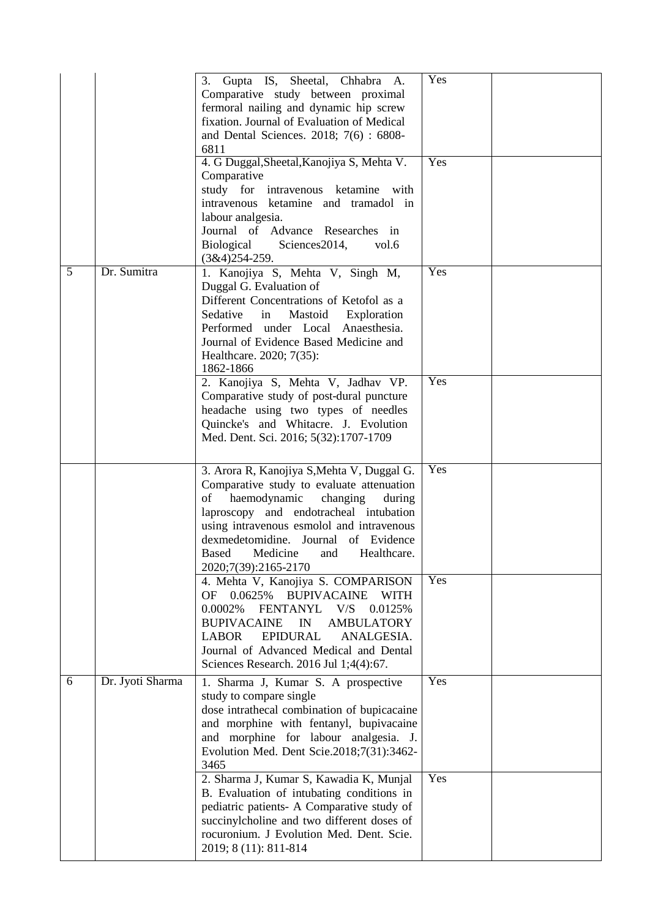| | | | | |
|---|---|---|---|---|
| | | 3. Gupta IS, Sheetal, Chhabra A. Comparative study between proximal fermoral nailing and dynamic hip screw fixation. Journal of Evaluation of Medical and Dental Sciences. 2018; 7(6) : 6808-6811 | Yes | |
| | | 4. G Duggal,Sheetal,Kanojiya S, Mehta V. Comparative study for intravenous ketamine with intravenous ketamine and tramadol in labour analgesia. Journal of Advance Researches in Biological Sciences2014, vol.6 (3&4)254-259. | Yes | |
| 5 | Dr. Sumitra | 1. Kanojiya S, Mehta V, Singh M, Duggal G. Evaluation of Different Concentrations of Ketofol as a Sedative in Mastoid Exploration Performed under Local Anaesthesia. Journal of Evidence Based Medicine and Healthcare. 2020; 7(35): 1862-1866 | Yes | |
| | | 2. Kanojiya S, Mehta V, Jadhav VP. Comparative study of post-dural puncture headache using two types of needles Quincke's and Whitacre. J. Evolution Med. Dent. Sci. 2016; 5(32):1707-1709 | Yes | |
| | | 3. Arora R, Kanojiya S,Mehta V, Duggal G. Comparative study to evaluate attenuation of haemodynamic changing during laproscopy and endotracheal intubation using intravenous esmolol and intravenous dexmedetomidine. Journal of Evidence Based Medicine and Healthcare. 2020;7(39):2165-2170 | Yes | |
| | | 4. Mehta V, Kanojiya S. COMPARISON OF 0.0625% BUPIVACAINE WITH 0.0002% FENTANYL V/S 0.0125% BUPIVACAINE IN AMBULATORY LABOR EPIDURAL ANALGESIA. Journal of Advanced Medical and Dental Sciences Research. 2016 Jul 1;4(4):67. | Yes | |
| 6 | Dr. Jyoti Sharma | 1. Sharma J, Kumar S. A prospective study to compare single dose intrathecal combination of bupicacaine and morphine with fentanyl, bupivacaine and morphine for labour analgesia. J. Evolution Med. Dent Scie.2018;7(31):3462-3465 | Yes | |
| | | 2. Sharma J, Kumar S, Kawadia K, Munjal B. Evaluation of intubating conditions in pediatric patients- A Comparative study of succinylcholine and two different doses of rocuronium. J Evolution Med. Dent. Scie. 2019; 8 (11): 811-814 | Yes | |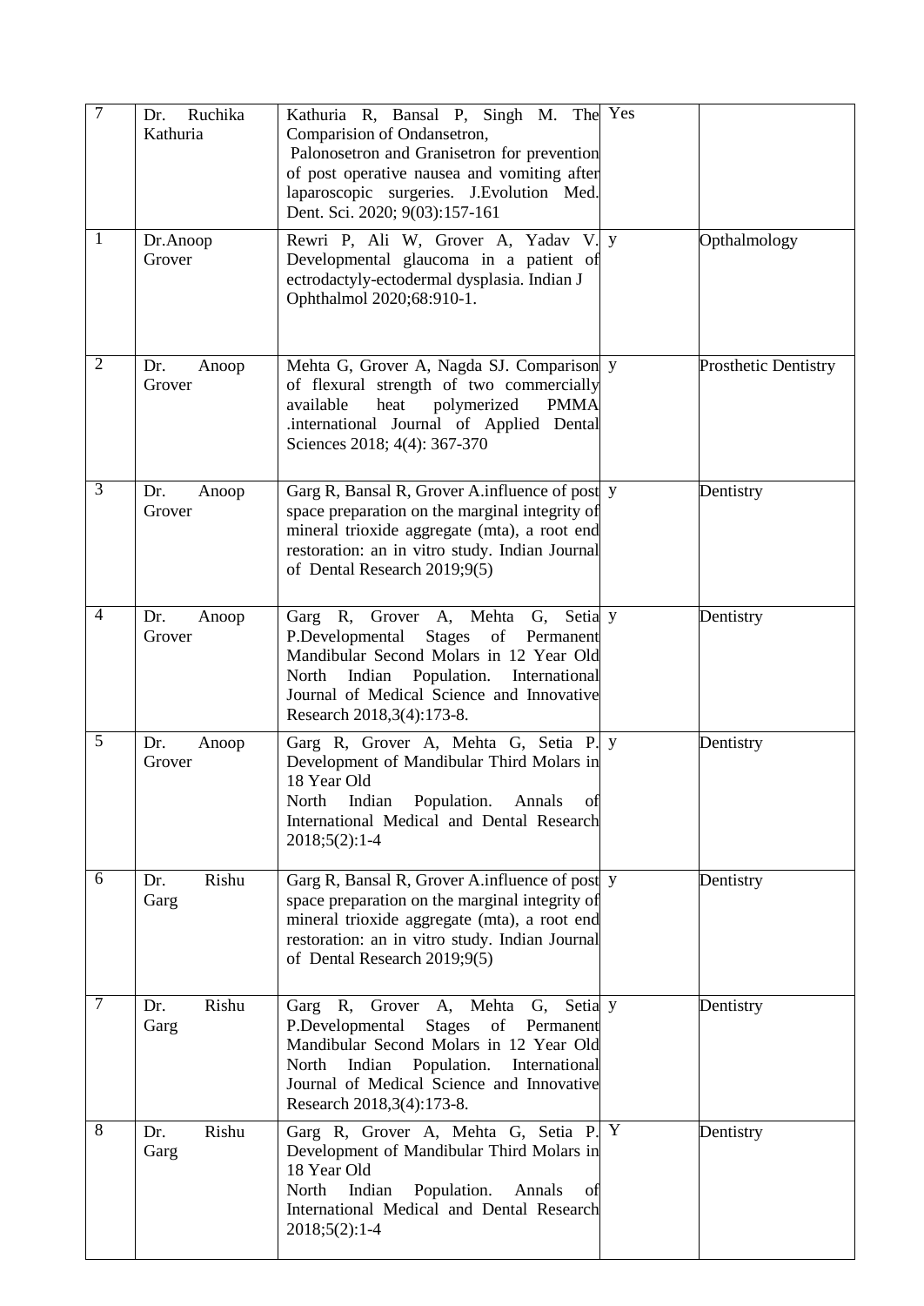| 7 | Dr. Ruchika Kathuria | Kathuria R, Bansal P, Singh M. The Comparision of Ondansetron, Palonosetron and Granisetron for prevention of post operative nausea and vomiting after laparoscopic surgeries. J.Evolution Med. Dent. Sci. 2020; 9(03):157-161 | Yes | |
|---|---|---|---|---|
| 1 | Dr.Anoop Grover | Rewri P, Ali W, Grover A, Yadav V. Developmental glaucoma in a patient of ectrodactyly-ectodermal dysplasia. Indian J Ophthalmol 2020;68:910-1. | y | Opthalmology |
| 2 | Dr. Anoop Grover | Mehta G, Grover A, Nagda SJ. Comparison of flexural strength of two commercially available heat polymerized PMMA .international Journal of Applied Dental Sciences 2018; 4(4): 367-370 | y | Prosthetic Dentistry |
| 3 | Dr. Anoop Grover | Garg R, Bansal R, Grover A.influence of post space preparation on the marginal integrity of mineral trioxide aggregate (mta), a root end restoration: an in vitro study. Indian Journal of Dental Research 2019;9(5) | y | Dentistry |
| 4 | Dr. Anoop Grover | Garg R, Grover A, Mehta G, Setia P.Developmental Stages of Permanent Mandibular Second Molars in 12 Year Old North Indian Population. International Journal of Medical Science and Innovative Research 2018,3(4):173-8. | y | Dentistry |
| 5 | Dr. Anoop Grover | Garg R, Grover A, Mehta G, Setia P. Development of Mandibular Third Molars in 18 Year Old North Indian Population. Annals of International Medical and Dental Research 2018;5(2):1-4 | y | Dentistry |
| 6 | Dr. Rishu Garg | Garg R, Bansal R, Grover A.influence of post space preparation on the marginal integrity of mineral trioxide aggregate (mta), a root end restoration: an in vitro study. Indian Journal of Dental Research 2019;9(5) | y | Dentistry |
| 7 | Dr. Rishu Garg | Garg R, Grover A, Mehta G, Setia P.Developmental Stages of Permanent Mandibular Second Molars in 12 Year Old North Indian Population. International Journal of Medical Science and Innovative Research 2018,3(4):173-8. | y | Dentistry |
| 8 | Dr. Rishu Garg | Garg R, Grover A, Mehta G, Setia P. Development of Mandibular Third Molars in 18 Year Old North Indian Population. Annals of International Medical and Dental Research 2018;5(2):1-4 | Y | Dentistry |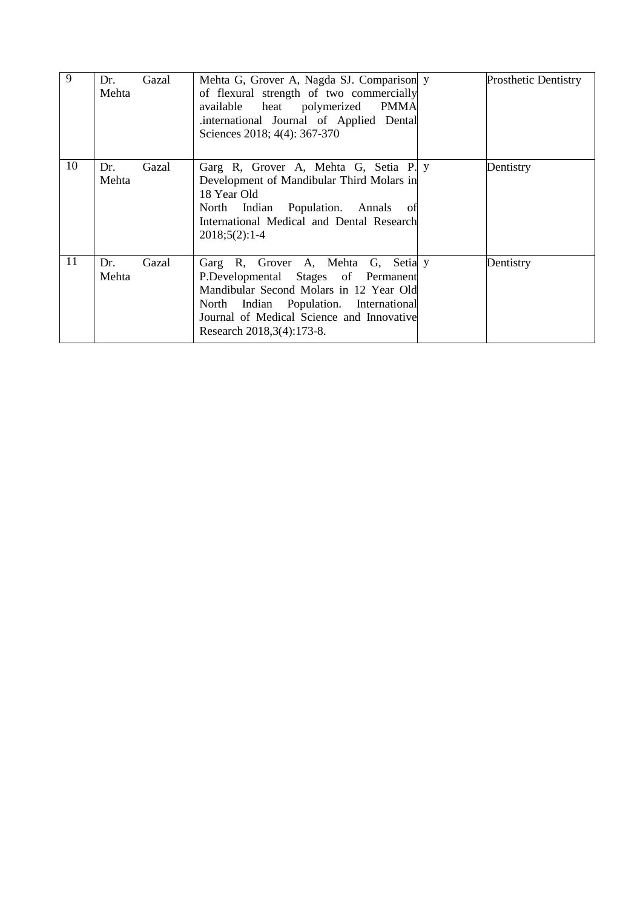| | | | | |
|---|---|---|---|---|
| 9 | Dr. Gazal Mehta | Mehta G, Grover A, Nagda SJ. Comparison of flexural strength of two commercially available heat polymerized PMMA .international Journal of Applied Dental Sciences 2018; 4(4): 367-370 | y | Prosthetic Dentistry |
| 10 | Dr. Gazal Mehta | Garg R, Grover A, Mehta G, Setia P. Development of Mandibular Third Molars in 18 Year Old North Indian Population. Annals of International Medical and Dental Research 2018;5(2):1-4 | y | Dentistry |
| 11 | Dr. Gazal Mehta | Garg R, Grover A, Mehta G, Setia P.Developmental Stages of Permanent Mandibular Second Molars in 12 Year Old North Indian Population. International Journal of Medical Science and Innovative Research 2018,3(4):173-8. | y | Dentistry |